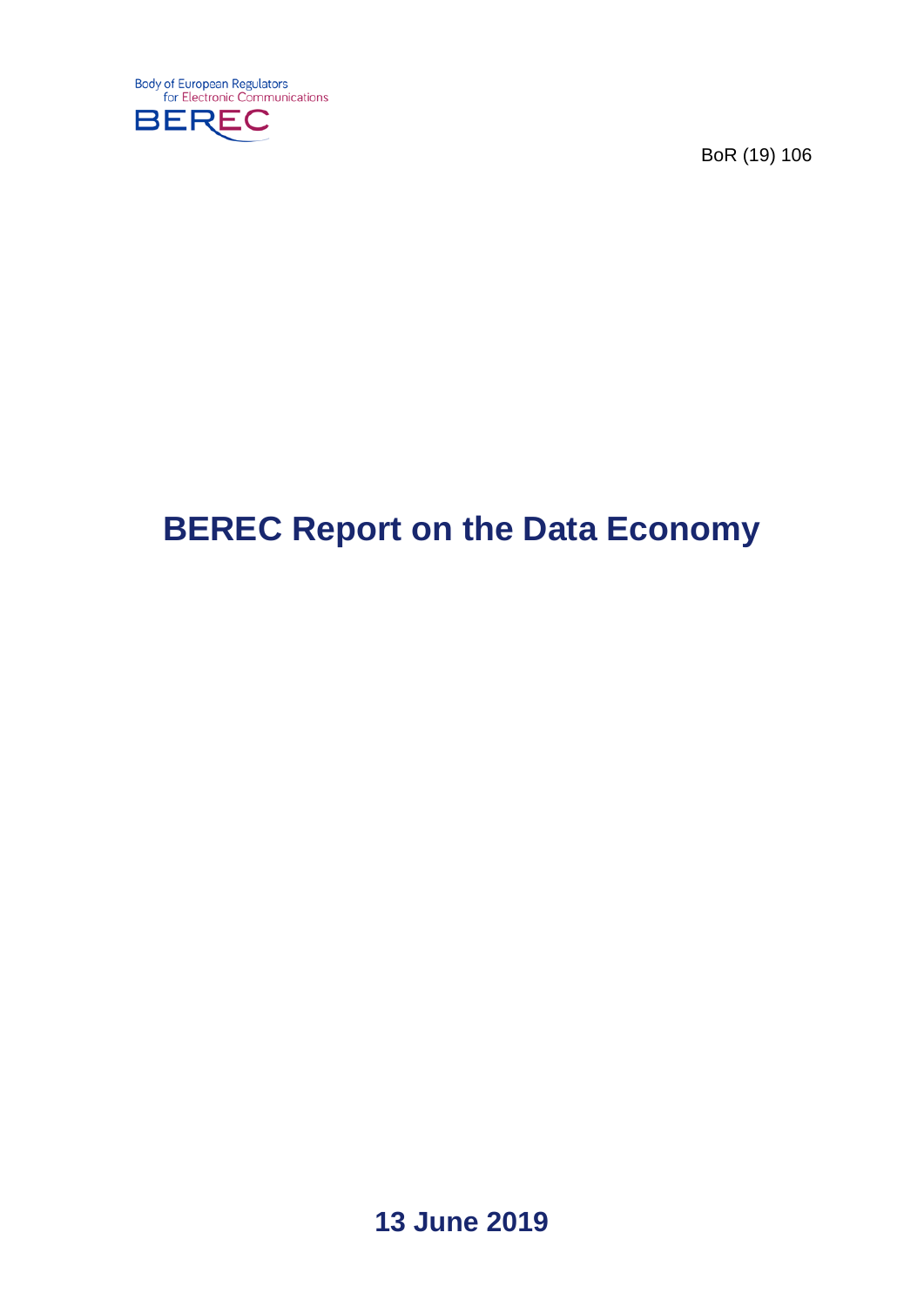Body of European Regulators for Electronic Communications

BEREC

BoR (19) 106

# BEREC Report on the Data Economy

**13 June 2019**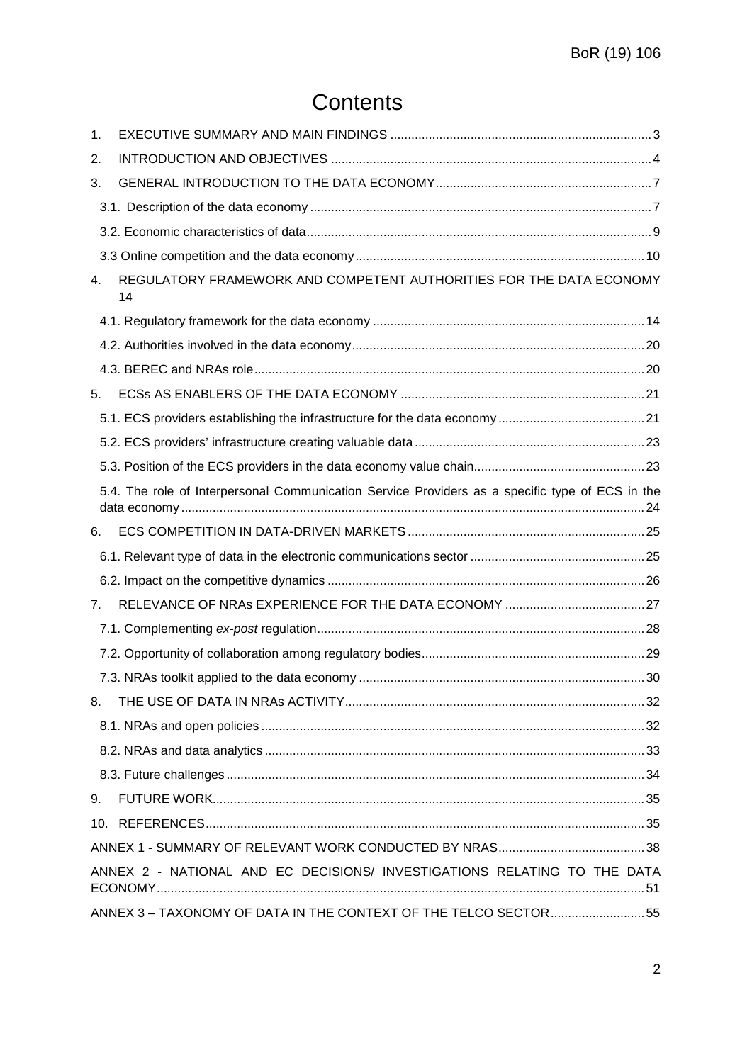# Contents

1. EXECUTIVE SUMMARY AND MAIN FINDINGS .......... 3
2. INTRODUCTION AND OBJECTIVES .......... 4
3. GENERAL INTRODUCTION TO THE DATA ECONOMY .......... 7
   - 3.1. Description of the data economy .......... 7
   - 3.2. Economic characteristics of data .......... 9
   - 3.3 Online competition and the data economy .......... 10
4. REGULATORY FRAMEWORK AND COMPETENT AUTHORITIES FOR THE DATA ECONOMY 14
   - 4.1. Regulatory framework for the data economy .......... 14
   - 4.2. Authorities involved in the data economy .......... 20
   - 4.3. BEREC and NRAs role .......... 20
5. ECSs AS ENABLERS OF THE DATA ECONOMY .......... 21
   - 5.1. ECS providers establishing the infrastructure for the data economy .......... 21
   - 5.2. ECS providers' infrastructure creating valuable data .......... 23
   - 5.3. Position of the ECS providers in the data economy value chain .......... 23
   - 5.4. The role of Interpersonal Communication Service Providers as a specific type of ECS in the data economy .......... 24
6. ECS COMPETITION IN DATA-DRIVEN MARKETS .......... 25
   - 6.1. Relevant type of data in the electronic communications sector .......... 25
   - 6.2. Impact on the competitive dynamics .......... 26
7. RELEVANCE OF NRAs EXPERIENCE FOR THE DATA ECONOMY .......... 27
   - 7.1. Complementing *ex-post* regulation .......... 28
   - 7.2. Opportunity of collaboration among regulatory bodies .......... 29
   - 7.3. NRAs toolkit applied to the data economy .......... 30
8. THE USE OF DATA IN NRAs ACTIVITY .......... 32
   - 8.1. NRAs and open policies .......... 32
   - 8.2. NRAs and data analytics .......... 33
   - 8.3. Future challenges .......... 34
9. FUTURE WORK .......... 35
10. REFERENCES .......... 35

ANNEX 1 - SUMMARY OF RELEVANT WORK CONDUCTED BY NRAS .......... 38

ANNEX 2 - NATIONAL AND EC DECISIONS/ INVESTIGATIONS RELATING TO THE DATA ECONOMY .......... 51

ANNEX 3 – TAXONOMY OF DATA IN THE CONTEXT THE TELCO SECTOR .......... 55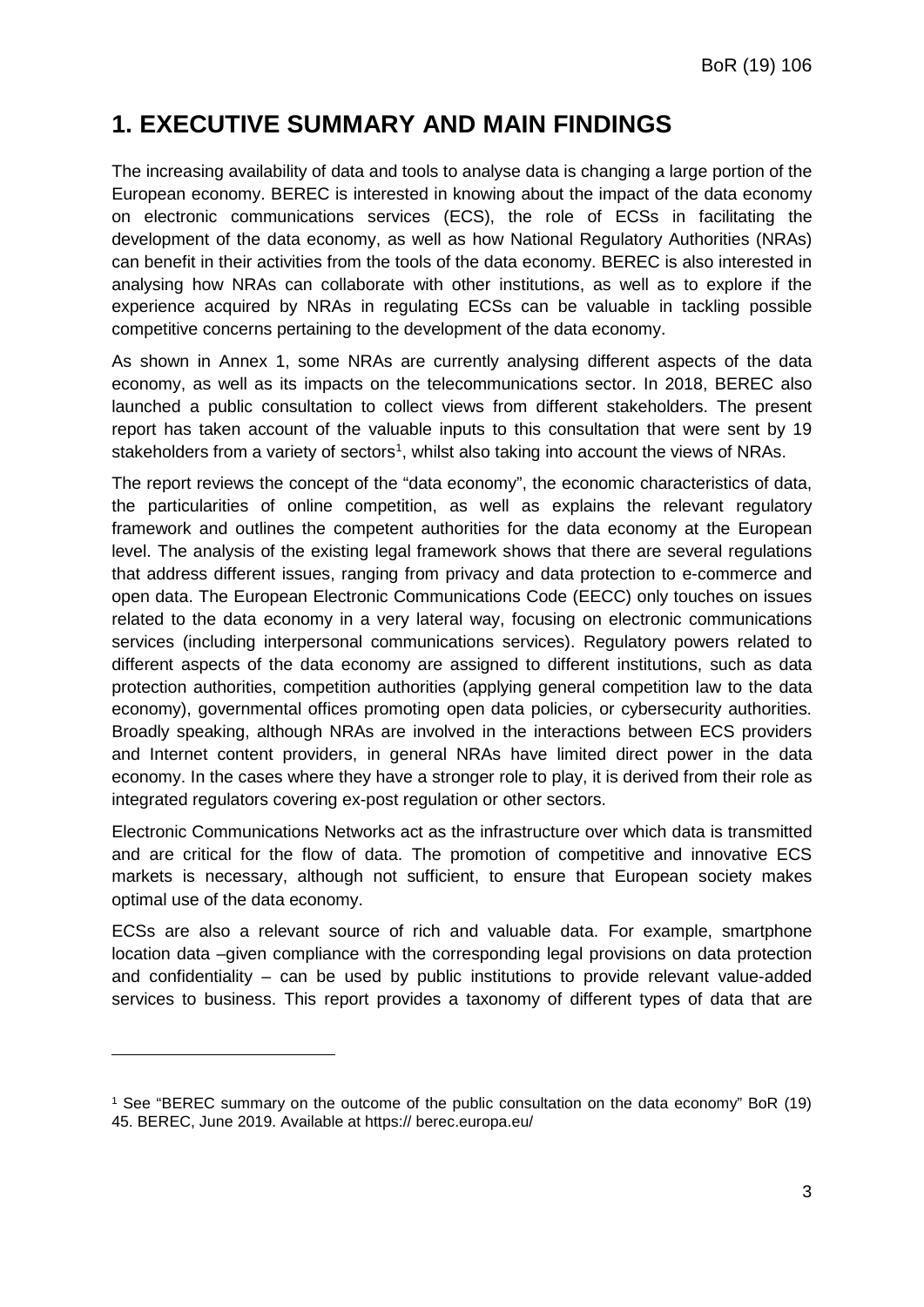# 1. EXECUTIVE SUMMARY AND MAIN FINDINGS

The increasing availability of data and tools to analyse data is changing a large portion of the European economy. BEREC is interested in knowing about the impact of the data economy on electronic communications services (ECS), the role of ECSs in facilitating the development of the data economy, as well as how National Regulatory Authorities (NRAs) can benefit in their activities from the tools of the data economy. BEREC is also interested in analysing how NRAs can collaborate with other institutions, as well as to explore if the experience acquired by NRAs in regulating ECSs can be valuable in tackling possible competitive concerns pertaining to the development of the data economy.

As shown in Annex 1, some NRAs are currently analysing different aspects of the data economy, as well as its impacts on the telecommunications sector. In 2018, BEREC also launched a public consultation to collect views from different stakeholders. The present report has taken account of the valuable inputs to this consultation that were sent by 19 stakeholders from a variety of sectors[1], whilst also taking into account the views of NRAs.

The report reviews the concept of the "data economy", the economic characteristics of data, the particularities of online competition, as well as explains the relevant regulatory framework and outlines the competent authorities for the data economy at the European level. The analysis of the existing legal framework shows that there are several regulations that address different issues, ranging from privacy and data protection to e-commerce and open data. The European Electronic Communications Code (EECC) only touches on issues related to the data economy in a very lateral way, focusing on electronic communications services (including interpersonal communications services). Regulatory powers related to different aspects of the data economy are assigned to different institutions, such as data protection authorities, competition authorities (applying general competition law to the data economy), governmental offices promoting open data policies, or cybersecurity authorities. Broadly speaking, although NRAs are involved in the interactions between ECS providers and Internet content providers, in general NRAs have limited direct power in the data economy. In the cases where they have a stronger role to play, it is derived from their role as integrated regulators covering ex-post regulation or other sectors.

Electronic Communications Networks act as the infrastructure over which data is transmitted and are critical for the flow of data. The promotion of competitive and innovative ECS markets is necessary, although not sufficient, to ensure that European society makes optimal use of the data economy.

ECSs are also a relevant source of rich and valuable data. For example, smartphone location data –given compliance with the corresponding legal provisions on data protection and confidentiality – can be used by public institutions to provide relevant value-added services to business. This report provides a taxonomy of different types of data that are

---

[1] See "BEREC summary on the outcome of the public consultation on the data economy" BoR (19) 45. BEREC, June 2019. Available at https:// berec.europa.eu/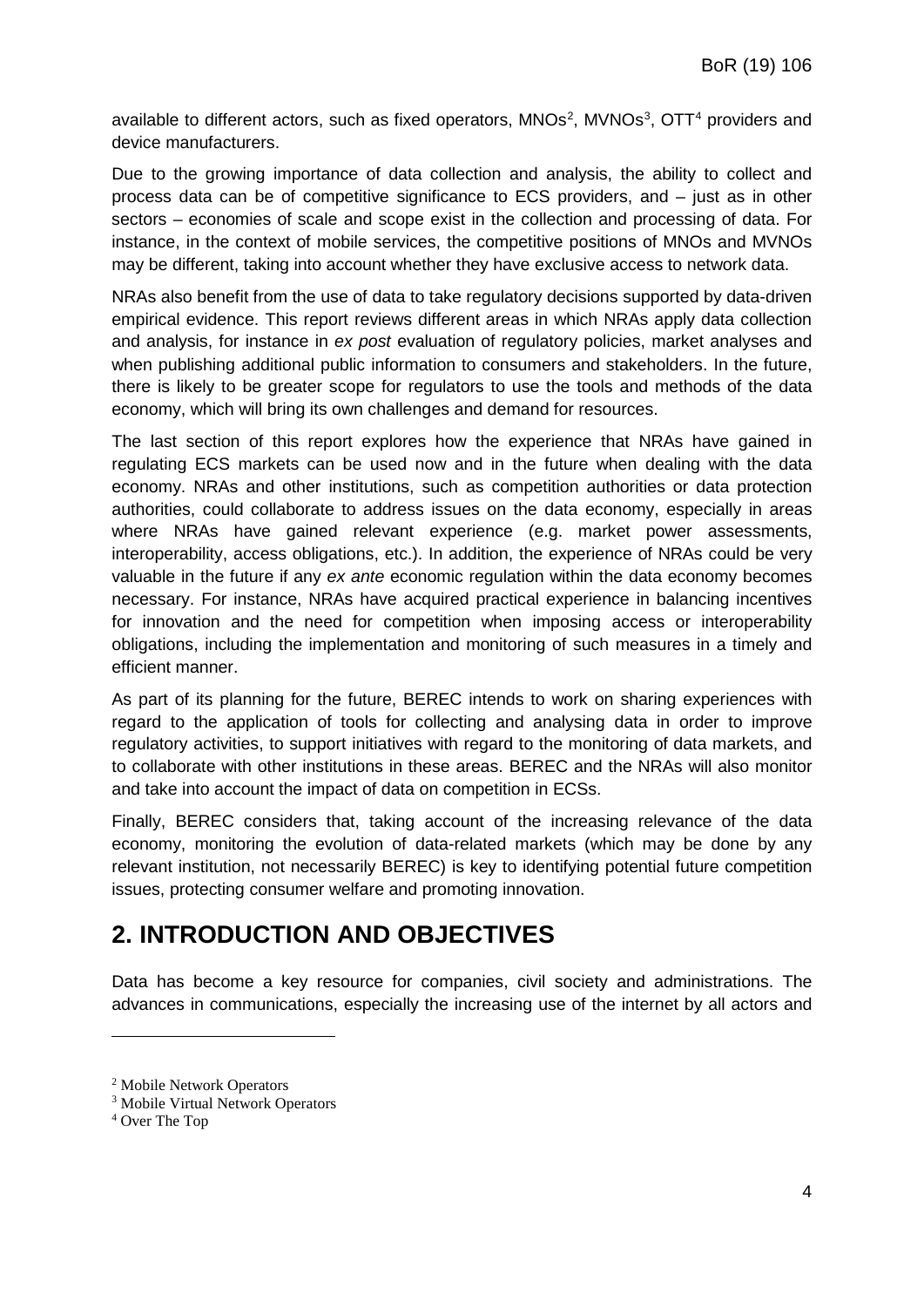available to different actors, such as fixed operators, MNOs[2], MVNOs[3], OTT[4] providers and device manufacturers.

Due to the growing importance of data collection and analysis, the ability to collect and process data can be of competitive significance to ECS providers, and – just as in other sectors – economies of scale and scope exist in the collection and processing of data. For instance, in the context of mobile services, the competitive positions of MNOs and MVNOs may be different, taking into account whether they have exclusive access to network data.

NRAs also benefit from the use of data to take regulatory decisions supported by data-driven empirical evidence. This report reviews different areas in which NRAs apply data collection and analysis, for instance in *ex post* evaluation of regulatory policies, market analyses and when publishing additional public information to consumers and stakeholders. In the future, there is likely to be greater scope for regulators to use the tools and methods of the data economy, which will bring its own challenges and demand for resources.

The last section of this report explores how the experience that NRAs have gained in regulating ECS markets can be used now and in the future when dealing with the data economy. NRAs and other institutions, such as competition authorities or data protection authorities, could collaborate to address issues on the data economy, especially in areas where NRAs have gained relevant experience (e.g. market power assessments, interoperability, access obligations, etc.). In addition, the experience of NRAs could be very valuable in the future if any *ex ante* economic regulation within the data economy becomes necessary. For instance, NRAs have acquired practical experience in balancing incentives for innovation and the need for competition when imposing access or interoperability obligations, including the implementation and monitoring of such measures in a timely and efficient manner.

As part of its planning for the future, BEREC intends to work on sharing experiences with regard to the application of tools for collecting and analysing data in order to improve regulatory activities, to support initiatives with regard to the monitoring of data markets, and to collaborate with other institutions in these areas. BEREC and the NRAs will also monitor and take into account the impact of data on competition in ECSs.

Finally, BEREC considers that, taking account of the increasing relevance of the data economy, monitoring the evolution of data-related markets (which may be done by any relevant institution, not necessarily BEREC) is key to identifying potential future competition issues, protecting consumer welfare and promoting innovation.

## 2. INTRODUCTION AND OBJECTIVES

Data has become a key resource for companies, civil society and administrations. The advances in communications, especially the increasing use of the internet by all actors and

[2] Mobile Network Operators

[3] Mobile Virtual Network Operators

[4] Over The Top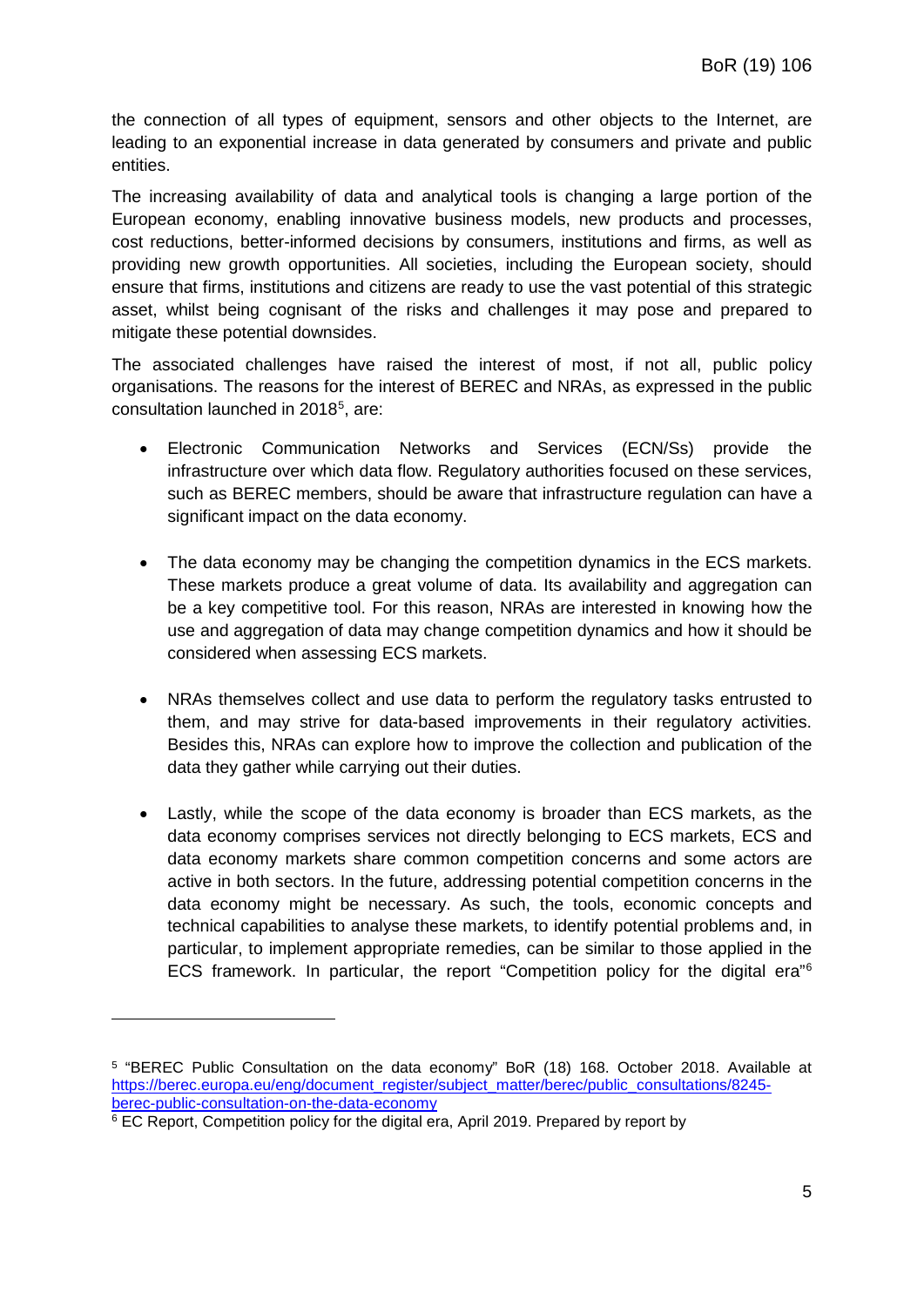the connection of all types of equipment, sensors and other objects to the Internet, are leading to an exponential increase in data generated by consumers and private and public entities.

The increasing availability of data and analytical tools is changing a large portion of the European economy, enabling innovative business models, new products and processes, cost reductions, better-informed decisions by consumers, institutions and firms, as well as providing new growth opportunities. All societies, including the European society, should ensure that firms, institutions and citizens are ready to use the vast potential of this strategic asset, whilst being cognisant of the risks and challenges it may pose and prepared to mitigate these potential downsides.

The associated challenges have raised the interest of most, if not all, public policy organisations. The reasons for the interest of BEREC and NRAs, as expressed in the public consultation launched in 2018[5], are:

- Electronic Communication Networks and Services (ECN/Ss) provide the infrastructure over which data flow. Regulatory authorities focused on these services, such as BEREC members, should be aware that infrastructure regulation can have a significant impact on the data economy.

- The data economy may be changing the competition dynamics in the ECS markets. These markets produce a great volume of data. Its availability and aggregation can be a key competitive tool. For this reason, NRAs are interested in knowing how the use and aggregation of data may change competition dynamics and how it should be considered when assessing ECS markets.

- NRAs themselves collect and use data to perform the regulatory tasks entrusted to them, and may strive for data-based improvements in their regulatory activities. Besides this, NRAs can explore how to improve the collection and publication of the data they gather while carrying out their duties.

- Lastly, while the scope of the data economy is broader than ECS markets, as the data economy comprises services not directly belonging to ECS markets, ECS and data economy markets share common competition concerns and some actors are active in both sectors. In the future, addressing potential competition concerns in the data economy might be necessary. As such, the tools, economic concepts and technical capabilities to analyse these markets, to identify potential problems and, in particular, to implement appropriate remedies, can be similar to those applied in the ECS framework. In particular, the report "Competition policy for the digital era"[6]

---

[5] "BEREC Public Consultation on the data economy" BoR (18) 168. October 2018. Available at https://berec.europa.eu/eng/document_register/subject_matter/berec/public_consultations/8245-berec-public-consultation-on-the-data-economy

[6] EC Report, Competition policy for the digital era, April 2019. Prepared by report by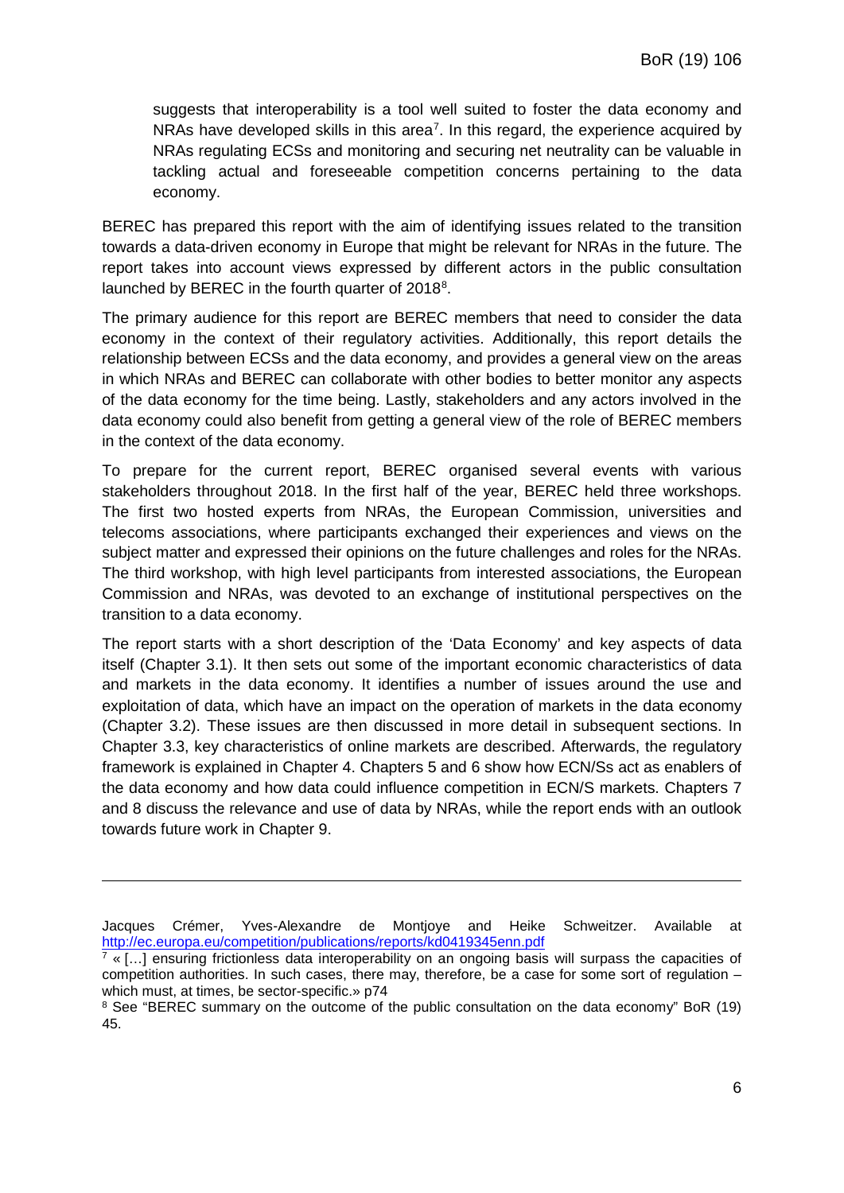suggests that interoperability is a tool well suited to foster the data economy and NRAs have developed skills in this area[7]. In this regard, the experience acquired by NRAs regulating ECSs and monitoring and securing net neutrality can be valuable in tackling actual and foreseeable competition concerns pertaining to the data economy.

BEREC has prepared this report with the aim of identifying issues related to the transition towards a data-driven economy in Europe that might be relevant for NRAs in the future. The report takes into account views expressed by different actors in the public consultation launched by BEREC in the fourth quarter of 2018[8].

The primary audience for this report are BEREC members that need to consider the data economy in the context of their regulatory activities. Additionally, this report details the relationship between ECSs and the data economy, and provides a general view on the areas in which NRAs and BEREC can collaborate with other bodies to better monitor any aspects of the data economy for the time being. Lastly, stakeholders and any actors involved in the data economy could also benefit from getting a general view of the role of BEREC members in the context of the data economy.

To prepare for the current report, BEREC organised several events with various stakeholders throughout 2018. In the first half of the year, BEREC held three workshops. The first two hosted experts from NRAs, the European Commission, universities and telecoms associations, where participants exchanged their experiences and views on the subject matter and expressed their opinions on the future challenges and roles for the NRAs. The third workshop, with high level participants from interested associations, the European Commission and NRAs, was devoted to an exchange of institutional perspectives on the transition to a data economy.

The report starts with a short description of the 'Data Economy' and key aspects of data itself (Chapter 3.1). It then sets out some of the important economic characteristics of data and markets in the data economy. It identifies a number of issues around the use and exploitation of data, which have an impact on the operation of markets in the data economy (Chapter 3.2). These issues are then discussed in more detail in subsequent sections. In Chapter 3.3, key characteristics of online markets are described. Afterwards, the regulatory framework is explained in Chapter 4. Chapters 5 and 6 show how ECN/Ss act as enablers of the data economy and how data could influence competition in ECN/S markets. Chapters 7 and 8 discuss the relevance and use of data by NRAs, while the report ends with an outlook towards future work in Chapter 9.

---

Jacques Crémer, Yves-Alexandre de Montjoye and Heike Schweitzer. Available at http://ec.europa.eu/competition/publications/reports/kd0419345enn.pdf

[7] « […] ensuring frictionless data interoperability on an ongoing basis will surpass the capacities of competition authorities. In such cases, there may, therefore, be a case for some sort of regulation – which must, at times, be sector-specific.» p74

[8] See "BEREC summary on the outcome of the public consultation on the data economy" BoR (19) 45.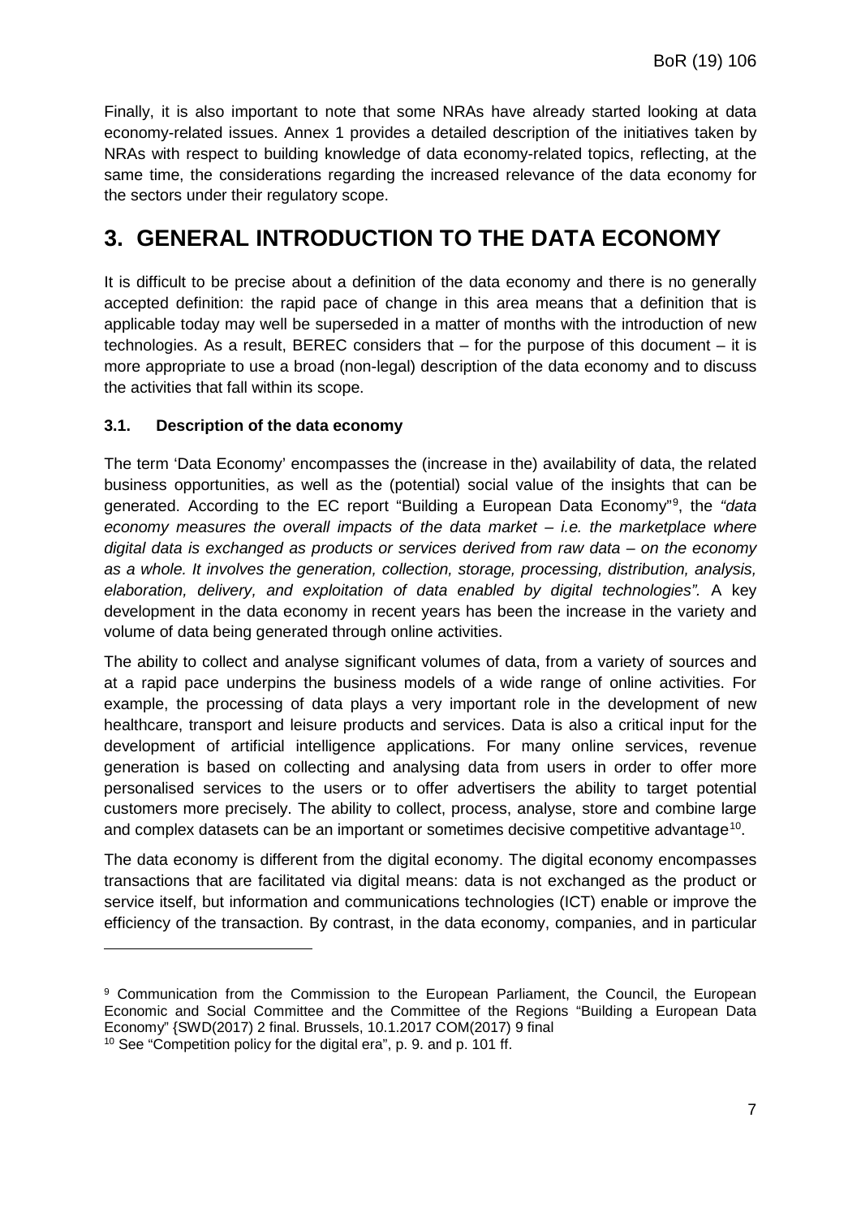Finally, it is also important to note that some NRAs have already started looking at data economy-related issues. Annex 1 provides a detailed description of the initiatives taken by NRAs with respect to building knowledge of data economy-related topics, reflecting, at the same time, the considerations regarding the increased relevance of the data economy for the sectors under their regulatory scope.

# 3. GENERAL INTRODUCTION TO THE DATA ECONOMY

It is difficult to be precise about a definition of the data economy and there is no generally accepted definition: the rapid pace of change in this area means that a definition that is applicable today may well be superseded in a matter of months with the introduction of new technologies. As a result, BEREC considers that – for the purpose of this document – it is more appropriate to use a broad (non-legal) description of the data economy and to discuss the activities that fall within its scope.

### 3.1. Description of the data economy

The term 'Data Economy' encompasses the (increase in the) availability of data, the related business opportunities, as well as the (potential) social value of the insights that can be generated. According to the EC report "Building a European Data Economy"[9], the *"data economy measures the overall impacts of the data market – i.e. the marketplace where digital data is exchanged as products or services derived from raw data – on the economy as a whole. It involves the generation, collection, storage, processing, distribution, analysis, elaboration, delivery, and exploitation of data enabled by digital technologies".* A key development in the data economy in recent years has been the increase in the variety and volume of data being generated through online activities.

The ability to collect and analyse significant volumes of data, from a variety of sources and at a rapid pace underpins the business models of a wide range of online activities. For example, the processing of data plays a very important role in the development of new healthcare, transport and leisure products and services. Data is also a critical input for the development of artificial intelligence applications. For many online services, revenue generation is based on collecting and analysing data from users in order to offer more personalised services to the users or to offer advertisers the ability to target potential customers more precisely. The ability to collect, process, analyse, store and combine large and complex datasets can be an important or sometimes decisive competitive advantage[10].

The data economy is different from the digital economy. The digital economy encompasses transactions that are facilitated via digital means: data is not exchanged as the product or service itself, but information and communications technologies (ICT) enable or improve the efficiency of the transaction. By contrast, in the data economy, companies, and in particular

---

[9] Communication from the Commission to the European Parliament, the Council, the European Economic and Social Committee and the Committee of the Regions "Building a European Data Economy" {SWD(2017) 2 final. Brussels, 10.1.2017 COM(2017) 9 final

[10] See "Competition policy for the digital era", p. 9. and p. 101 ff.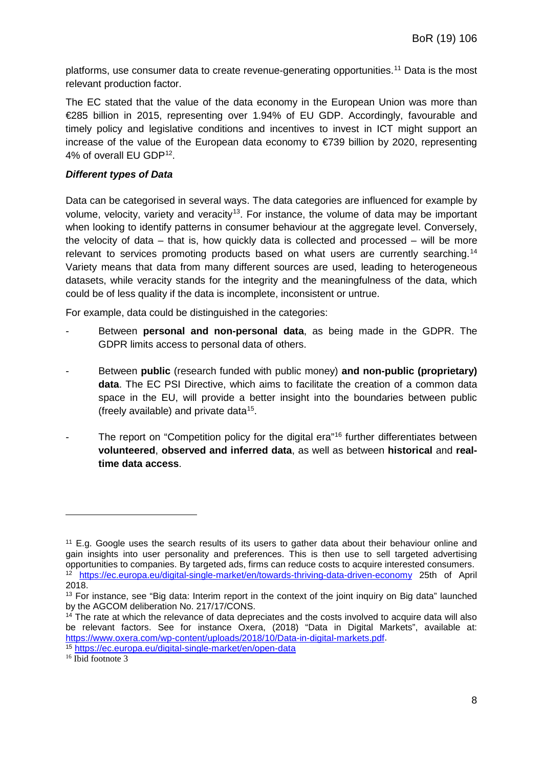platforms, use consumer data to create revenue-generating opportunities.[11] Data is the most relevant production factor.

The EC stated that the value of the data economy in the European Union was more than €285 billion in 2015, representing over 1.94% of EU GDP. Accordingly, favourable and timely policy and legislative conditions and incentives to invest in ICT might support an increase of the value of the European data economy to €739 billion by 2020, representing 4% of overall EU GDP[12].

***Different types of Data***

Data can be categorised in several ways. The data categories are influenced for example by volume, velocity, variety and veracity[13]. For instance, the volume of data may be important when looking to identify patterns in consumer behaviour at the aggregate level. Conversely, the velocity of data – that is, how quickly data is collected and processed – will be more relevant to services promoting products based on what users are currently searching.[14] Variety means that data from many different sources are used, leading to heterogeneous datasets, while veracity stands for the integrity and the meaningfulness of the data, which could be of less quality if the data is incomplete, inconsistent or untrue.

For example, data could be distinguished in the categories:

- Between **personal and non-personal data**, as being made in the GDPR. The GDPR limits access to personal data of others.
- Between **public** (research funded with public money) **and non-public (proprietary) data**. The EC PSI Directive, which aims to facilitate the creation of a common data space in the EU, will provide a better insight into the boundaries between public (freely available) and private data[15].
- The report on "Competition policy for the digital era"[16] further differentiates between **volunteered**, **observed and inferred data**, as well as between **historical** and **real-time data access**.

---

[11] E.g. Google uses the search results of its users to gather data about their behaviour online and gain insights into user personality and preferences. This is then use to sell targeted advertising opportunities to companies. By targeted ads, firms can reduce costs to acquire interested consumers.

[12] https://ec.europa.eu/digital-single-market/en/towards-thriving-data-driven-economy 25th of April 2018.

[13] For instance, see "Big data: Interim report in the context of the joint inquiry on Big data" launched by the AGCOM deliberation No. 217/17/CONS.

[14] The rate at which the relevance of data depreciates and the costs involved to acquire data will also be relevant factors. See for instance Oxera, (2018) "Data in Digital Markets", available at: https://www.oxera.com/wp-content/uploads/2018/10/Data-in-digital-markets.pdf.

[15] https://ec.europa.eu/digital-single-market/en/open-data

[16] Ibid footnote 3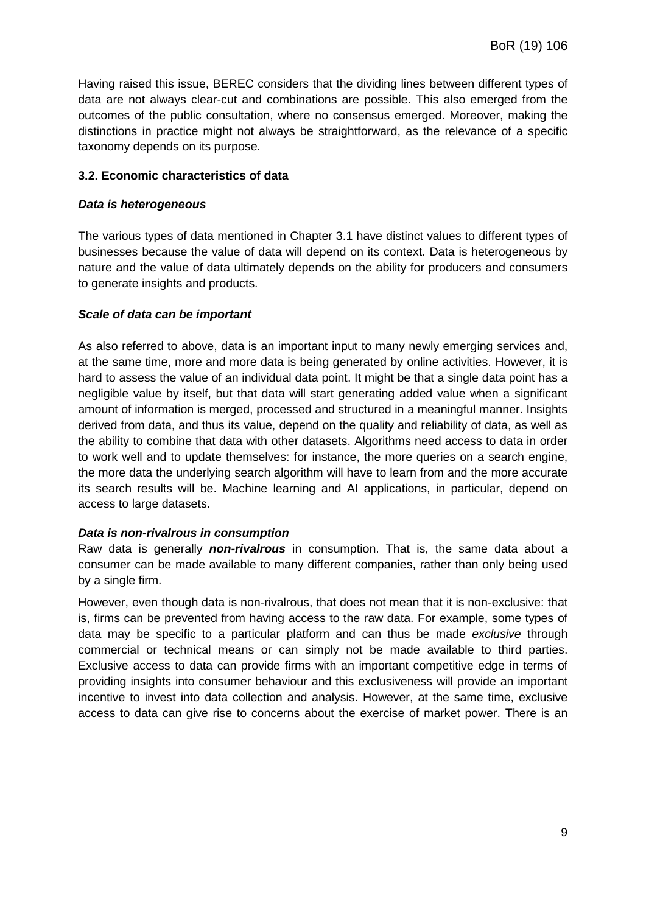Having raised this issue, BEREC considers that the dividing lines between different types of data are not always clear-cut and combinations are possible. This also emerged from the outcomes of the public consultation, where no consensus emerged. Moreover, making the distinctions in practice might not always be straightforward, as the relevance of a specific taxonomy depends on its purpose.

### 3.2. Economic characteristics of data

#### *Data is heterogeneous*

The various types of data mentioned in Chapter 3.1 have distinct values to different types of businesses because the value of data will depend on its context. Data is heterogeneous by nature and the value of data ultimately depends on the ability for producers and consumers to generate insights and products.

#### *Scale of data can be important*

As also referred to above, data is an important input to many newly emerging services and, at the same time, more and more data is being generated by online activities. However, it is hard to assess the value of an individual data point. It might be that a single data point has a negligible value by itself, but that data will start generating added value when a significant amount of information is merged, processed and structured in a meaningful manner. Insights derived from data, and thus its value, depend on the quality and reliability of data, as well as the ability to combine that data with other datasets. Algorithms need access to data in order to work well and to update themselves: for instance, the more queries on a search engine, the more data the underlying search algorithm will have to learn from and the more accurate its search results will be. Machine learning and AI applications, in particular, depend on access to large datasets.

#### *Data is non-rivalrous in consumption*

Raw data is generally ***non-rivalrous*** in consumption. That is, the same data about a consumer can be made available to many different companies, rather than only being used by a single firm.

However, even though data is non-rivalrous, that does not mean that it is non-exclusive: that is, firms can be prevented from having access to the raw data. For example, some types of data may be specific to a particular platform and can thus be made *exclusive* through commercial or technical means or can simply not be made available to third parties. Exclusive access to data can provide firms with an important competitive edge in terms of providing insights into consumer behaviour and this exclusiveness will provide an important incentive to invest into data collection and analysis. However, at the same time, exclusive access to data can give rise to concerns about the exercise of market power. There is an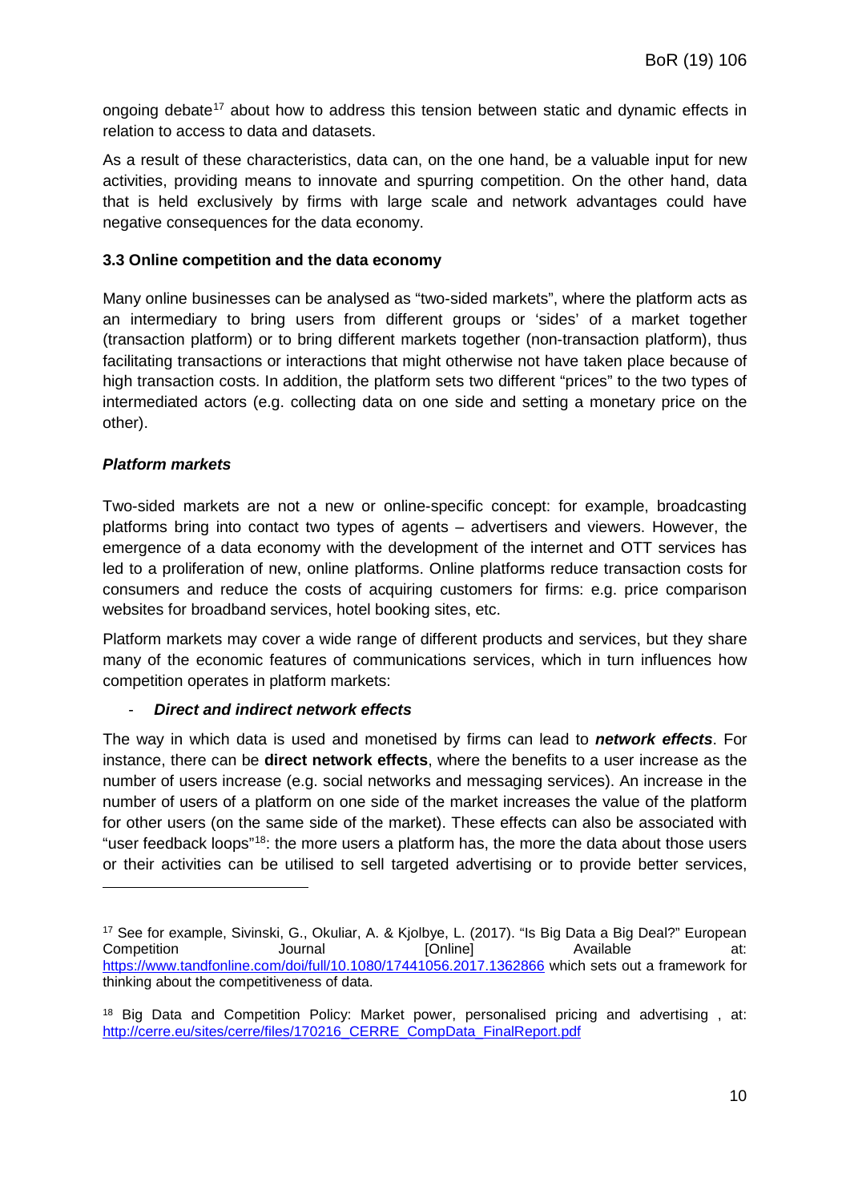ongoing debate[17] about how to address this tension between static and dynamic effects in relation to access to data and datasets.

As a result of these characteristics, data can, on the one hand, be a valuable input for new activities, providing means to innovate and spurring competition. On the other hand, data that is held exclusively by firms with large scale and network advantages could have negative consequences for the data economy.

### 3.3 Online competition and the data economy

Many online businesses can be analysed as "two-sided markets", where the platform acts as an intermediary to bring users from different groups or 'sides' of a market together (transaction platform) or to bring different markets together (non-transaction platform), thus facilitating transactions or interactions that might otherwise not have taken place because of high transaction costs. In addition, the platform sets two different "prices" to the two types of intermediated actors (e.g. collecting data on one side and setting a monetary price on the other).

#### ***Platform markets***

Two-sided markets are not a new or online-specific concept: for example, broadcasting platforms bring into contact two types of agents – advertisers and viewers. However, the emergence of a data economy with the development of the internet and OTT services has led to a proliferation of new, online platforms. Online platforms reduce transaction costs for consumers and reduce the costs of acquiring customers for firms: e.g. price comparison websites for broadband services, hotel booking sites, etc.

Platform markets may cover a wide range of different products and services, but they share many of the economic features of communications services, which in turn influences how competition operates in platform markets:

- ***Direct and indirect network effects***

The way in which data is used and monetised by firms can lead to ***network effects***. For instance, there can be **direct network effects**, where the benefits to a user increase as the number of users increase (e.g. social networks and messaging services). An increase in the number of users of a platform on one side of the market increases the value of the platform for other users (on the same side of the market). These effects can also be associated with "user feedback loops"[18]: the more users a platform has, the more the data about those users or their activities can be utilised to sell targeted advertising or to provide better services,

---

[17] See for example, Sivinski, G., Okuliar, A. & Kjolbye, L. (2017). "Is Big Data a Big Deal?" European Competition Journal [Online] Available at: https://www.tandfonline.com/doi/full/10.1080/17441056.2017.1362866 which sets out a framework for thinking about the competitiveness of data.

[18] Big Data and Competition Policy: Market power, personalised pricing and advertising , at: http://cerre.eu/sites/cerre/files/170216_CERRE_CompData_FinalReport.pdf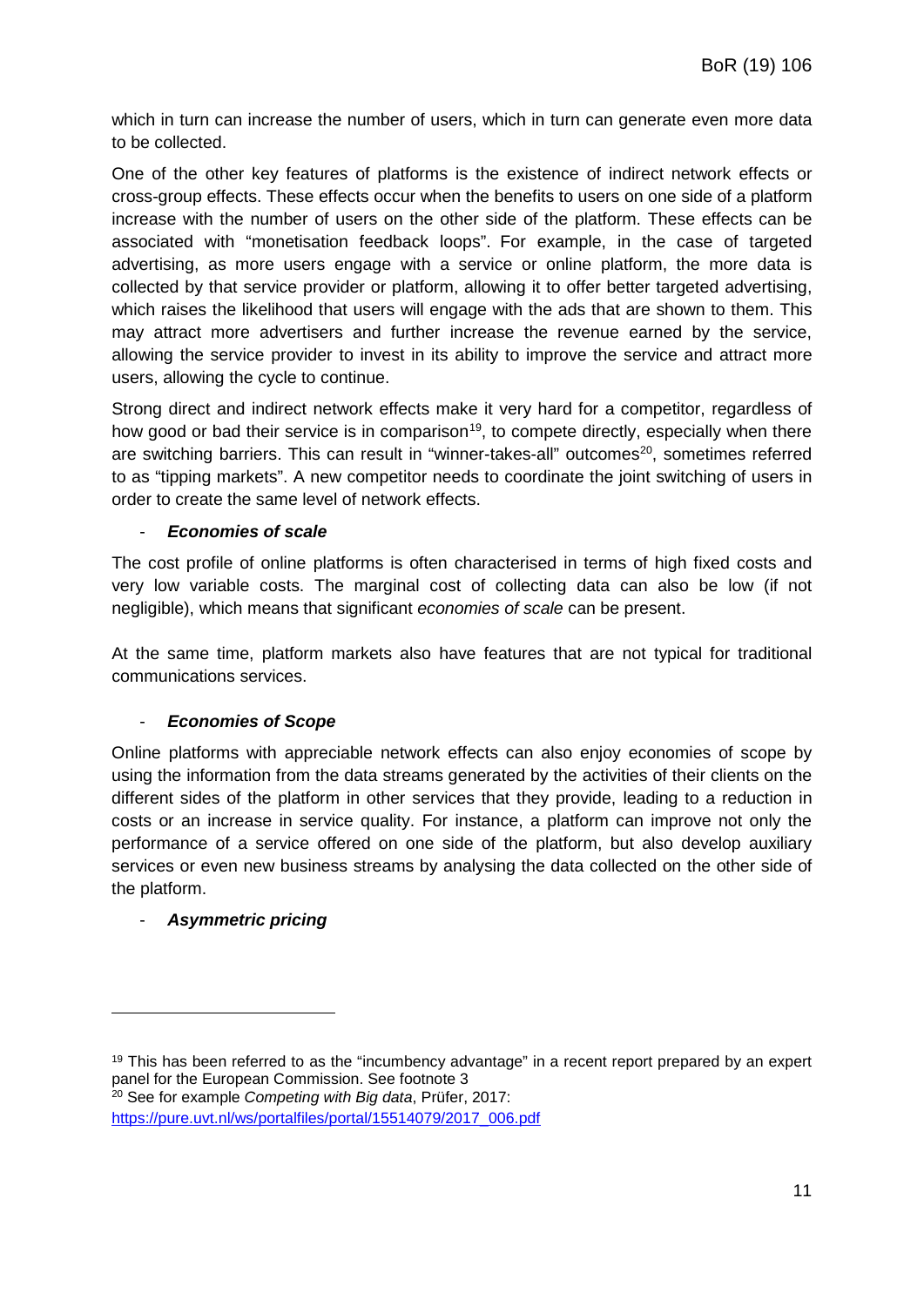which in turn can increase the number of users, which in turn can generate even more data to be collected.

One of the other key features of platforms is the existence of indirect network effects or cross-group effects. These effects occur when the benefits to users on one side of a platform increase with the number of users on the other side of the platform. These effects can be associated with "monetisation feedback loops". For example, in the case of targeted advertising, as more users engage with a service or online platform, the more data is collected by that service provider or platform, allowing it to offer better targeted advertising, which raises the likelihood that users will engage with the ads that are shown to them. This may attract more advertisers and further increase the revenue earned by the service, allowing the service provider to invest in its ability to improve the service and attract more users, allowing the cycle to continue.

Strong direct and indirect network effects make it very hard for a competitor, regardless of how good or bad their service is in comparison[19], to compete directly, especially when there are switching barriers. This can result in "winner-takes-all" outcomes[20], sometimes referred to as "tipping markets". A new competitor needs to coordinate the joint switching of users in order to create the same level of network effects.

- ***Economies of scale***

The cost profile of online platforms is often characterised in terms of high fixed costs and very low variable costs. The marginal cost of collecting data can also be low (if not negligible), which means that significant *economies of scale* can be present.

At the same time, platform markets also have features that are not typical for traditional communications services.

- ***Economies of Scope***

Online platforms with appreciable network effects can also enjoy economies of scope by using the information from the data streams generated by the activities of their clients on the different sides of the platform in other services that they provide, leading to a reduction in costs or an increase in service quality. For instance, a platform can improve not only the performance of a service offered on one side of the platform, but also develop auxiliary services or even new business streams by analysing the data collected on the other side of the platform.

- ***Asymmetric pricing***

---

[19] This has been referred to as the "incumbency advantage" in a recent report prepared by an expert panel for the European Commission. See footnote 3

[20] See for example *Competing with Big data*, Prüfer, 2017: https://pure.uvt.nl/ws/portalfiles/portal/15514079/2017_006.pdf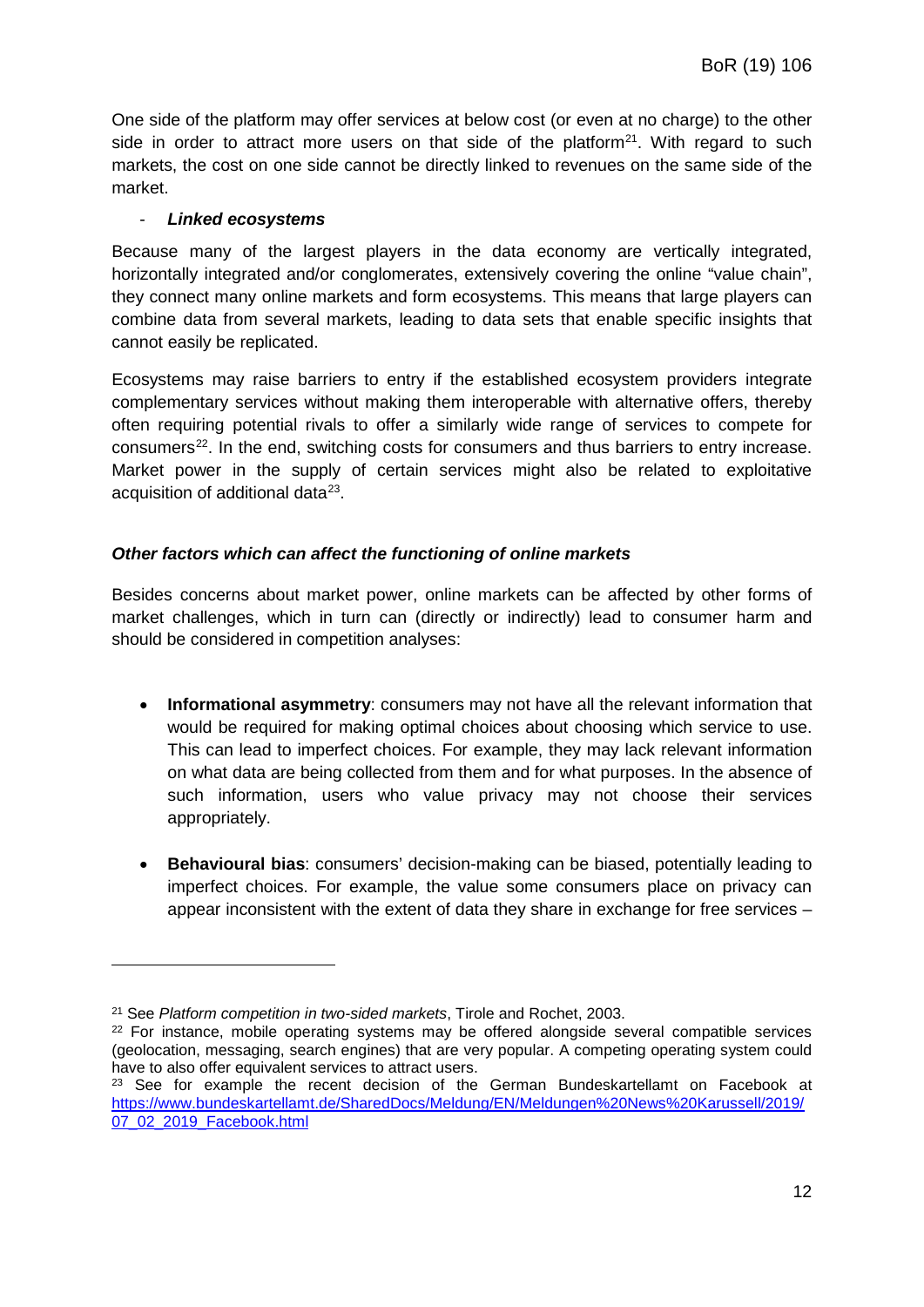One side of the platform may offer services at below cost (or even at no charge) to the other side in order to attract more users on that side of the platform[21]. With regard to such markets, the cost on one side cannot be directly linked to revenues on the same side of the market.

- ***Linked ecosystems***

Because many of the largest players in the data economy are vertically integrated, horizontally integrated and/or conglomerates, extensively covering the online "value chain", they connect many online markets and form ecosystems. This means that large players can combine data from several markets, leading to data sets that enable specific insights that cannot easily be replicated.

Ecosystems may raise barriers to entry if the established ecosystem providers integrate complementary services without making them interoperable with alternative offers, thereby often requiring potential rivals to offer a similarly wide range of services to compete for consumers[22]. In the end, switching costs for consumers and thus barriers to entry increase. Market power in the supply of certain services might also be related to exploitative acquisition of additional data[23].

***Other factors which can affect the functioning of online markets***

Besides concerns about market power, online markets can be affected by other forms of market challenges, which in turn can (directly or indirectly) lead to consumer harm and should be considered in competition analyses:

- **Informational asymmetry**: consumers may not have all the relevant information that would be required for making optimal choices about choosing which service to use. This can lead to imperfect choices. For example, they may lack relevant information on what data are being collected from them and for what purposes. In the absence of such information, users who value privacy may not choose their services appropriately.

- **Behavioural bias**: consumers' decision-making can be biased, potentially leading to imperfect choices. For example, the value some consumers place on privacy can appear inconsistent with the extent of data they share in exchange for free services –

---

[21] See *Platform competition in two-sided markets*, Tirole and Rochet, 2003.

[22] For instance, mobile operating systems may be offered alongside several compatible services (geolocation, messaging, search engines) that are very popular. A competing operating system could have to also offer equivalent services to attract users.

[23] See for example the recent decision of the German Bundeskartellamt on Facebook at https://www.bundeskartellamt.de/SharedDocs/Meldung/EN/Meldungen%20News%20Karussell/2019/07_02_2019_Facebook.html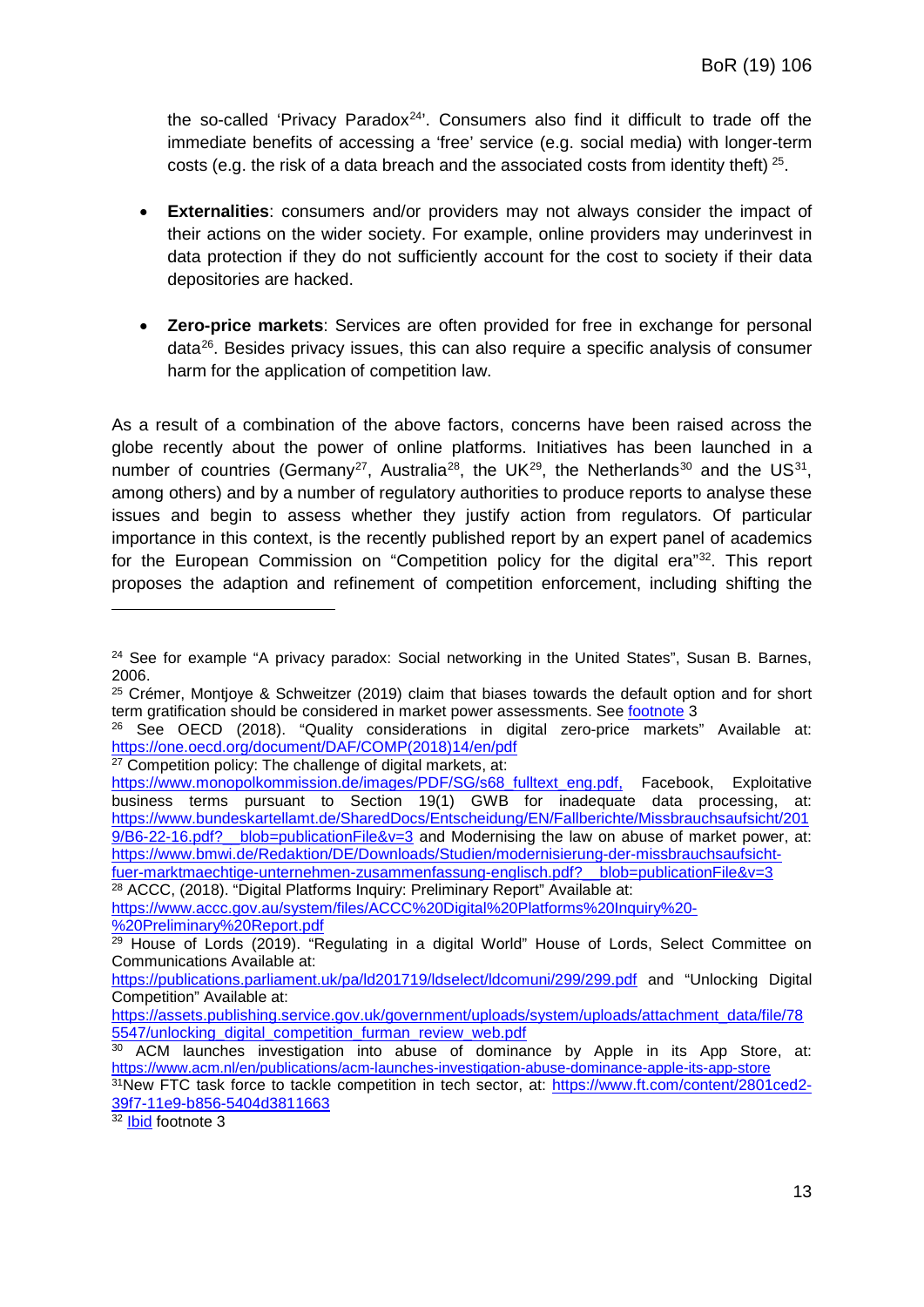the so-called 'Privacy Paradox[24]'. Consumers also find it difficult to trade off the immediate benefits of accessing a 'free' service (e.g. social media) with longer-term costs (e.g. the risk of a data breach and the associated costs from identity theft) [25].

- **Externalities**: consumers and/or providers may not always consider the impact of their actions on the wider society. For example, online providers may underinvest in data protection if they do not sufficiently account for the cost to society if their data depositories are hacked.

- **Zero-price markets**: Services are often provided for free in exchange for personal data[26]. Besides privacy issues, this can also require a specific analysis of consumer harm for the application of competition law.

As a result of a combination of the above factors, concerns have been raised across the globe recently about the power of online platforms. Initiatives has been launched in a number of countries (Germany[27], Australia[28], the UK[29], the Netherlands[30] and the US[31], among others) and by a number of regulatory authorities to produce reports to analyse these issues and begin to assess whether they justify action from regulators. Of particular importance in this context, is the recently published report by an expert panel of academics for the European Commission on "Competition policy for the digital era"[32]. This report proposes the adaption and refinement of competition enforcement, including shifting the

---

[24] See for example "A privacy paradox: Social networking in the United States", Susan B. Barnes, 2006.

[25] Crémer, Montjoye & Schweitzer (2019) claim that biases towards the default option and for short term gratification should be considered in market power assessments. See footnote 3

[26] See OECD (2018). "Quality considerations in digital zero-price markets" Available at: https://one.oecd.org/document/DAF/COMP(2018)14/en/pdf

[27] Competition policy: The challenge of digital markets, at: https://www.monopolkommission.de/images/PDF/SG/s68_fulltext_eng.pdf, Facebook, Exploitative business terms pursuant to Section 19(1) GWB for inadequate data processing, at: https://www.bundeskartellamt.de/SharedDocs/Entscheidung/EN/Fallberichte/Missbrauchsaufsicht/2019/B6-22-16.pdf?__blob=publicationFile&v=3 and Modernising the law on abuse of market power, at: https://www.bmwi.de/Redaktion/DE/Downloads/Studien/modernisierung-der-missbrauchsaufsicht-fuer-marktmaechtige-unternehmen-zusammenfassung-englisch.pdf?__blob=publicationFile&v=3

[28] ACCC, (2018). "Digital Platforms Inquiry: Preliminary Report" Available at: https://www.accc.gov.au/system/files/ACCC%20Digital%20Platforms%20Inquiry%20-%20Preliminary%20Report.pdf

[29] House of Lords (2019). "Regulating in a digital World" House of Lords, Select Committee on Communications Available at: https://publications.parliament.uk/pa/ld201719/ldselect/ldcomuni/299/299.pdf and "Unlocking Digital Competition" Available at: https://assets.publishing.service.gov.uk/government/uploads/system/uploads/attachment_data/file/785547/unlocking_digital_competition_furman_review_web.pdf

[30] ACM launches investigation into abuse of dominance by Apple in its App Store, at: https://www.acm.nl/en/publications/acm-launches-investigation-abuse-dominance-apple-its-app-store

[31] New FTC task force to tackle competition in tech sector, at: https://www.ft.com/content/2801ced2-39f7-11e9-b856-5404d3811663

[32] Ibid footnote 3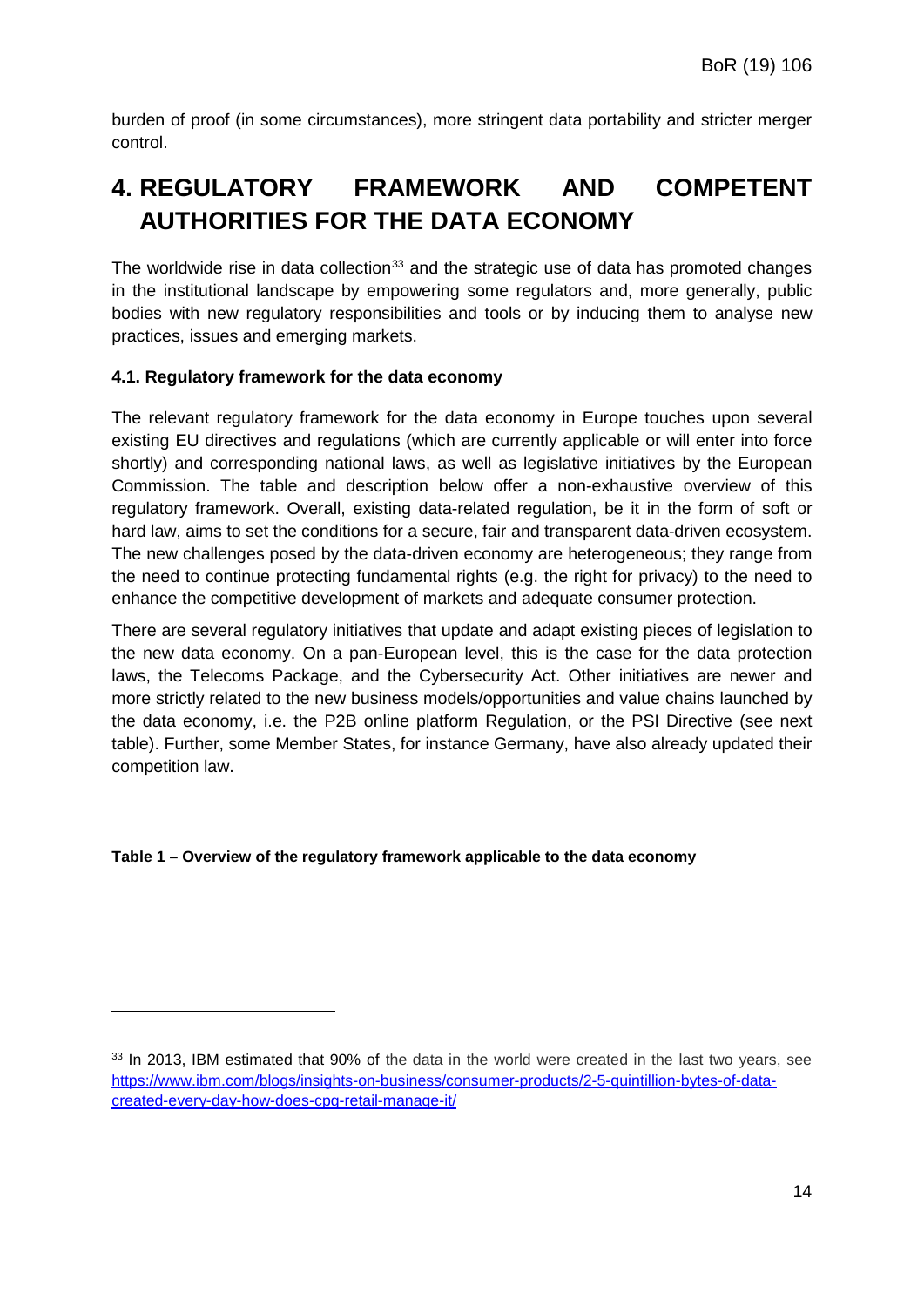burden of proof (in some circumstances), more stringent data portability and stricter merger control.

# 4. REGULATORY FRAMEWORK AND COMPETENT AUTHORITIES FOR THE DATA ECONOMY

The worldwide rise in data collection[33] and the strategic use of data has promoted changes in the institutional landscape by empowering some regulators and, more generally, public bodies with new regulatory responsibilities and tools or by inducing them to analyse new practices, issues and emerging markets.

### 4.1. Regulatory framework for the data economy

The relevant regulatory framework for the data economy in Europe touches upon several existing EU directives and regulations (which are currently applicable or will enter into force shortly) and corresponding national laws, as well as legislative initiatives by the European Commission. The table and description below offer a non-exhaustive overview of this regulatory framework. Overall, existing data-related regulation, be it in the form of soft or hard law, aims to set the conditions for a secure, fair and transparent data-driven ecosystem. The new challenges posed by the data-driven economy are heterogeneous; they range from the need to continue protecting fundamental rights (e.g. the right for privacy) to the need to enhance the competitive development of markets and adequate consumer protection.

There are several regulatory initiatives that update and adapt existing pieces of legislation to the new data economy. On a pan-European level, this is the case for the data protection laws, the Telecoms Package, and the Cybersecurity Act. Other initiatives are newer and more strictly related to the new business models/opportunities and value chains launched by the data economy, i.e. the P2B online platform Regulation, or the PSI Directive (see next table). Further, some Member States, for instance Germany, have also already updated their competition law.

**Table 1 – Overview of the regulatory framework applicable to the data economy**

[33] In 2013, IBM estimated that 90% of the data in the world were created in the last two years, see https://www.ibm.com/blogs/insights-on-business/consumer-products/2-5-quintillion-bytes-of-data-created-every-day-how-does-cpg-retail-manage-it/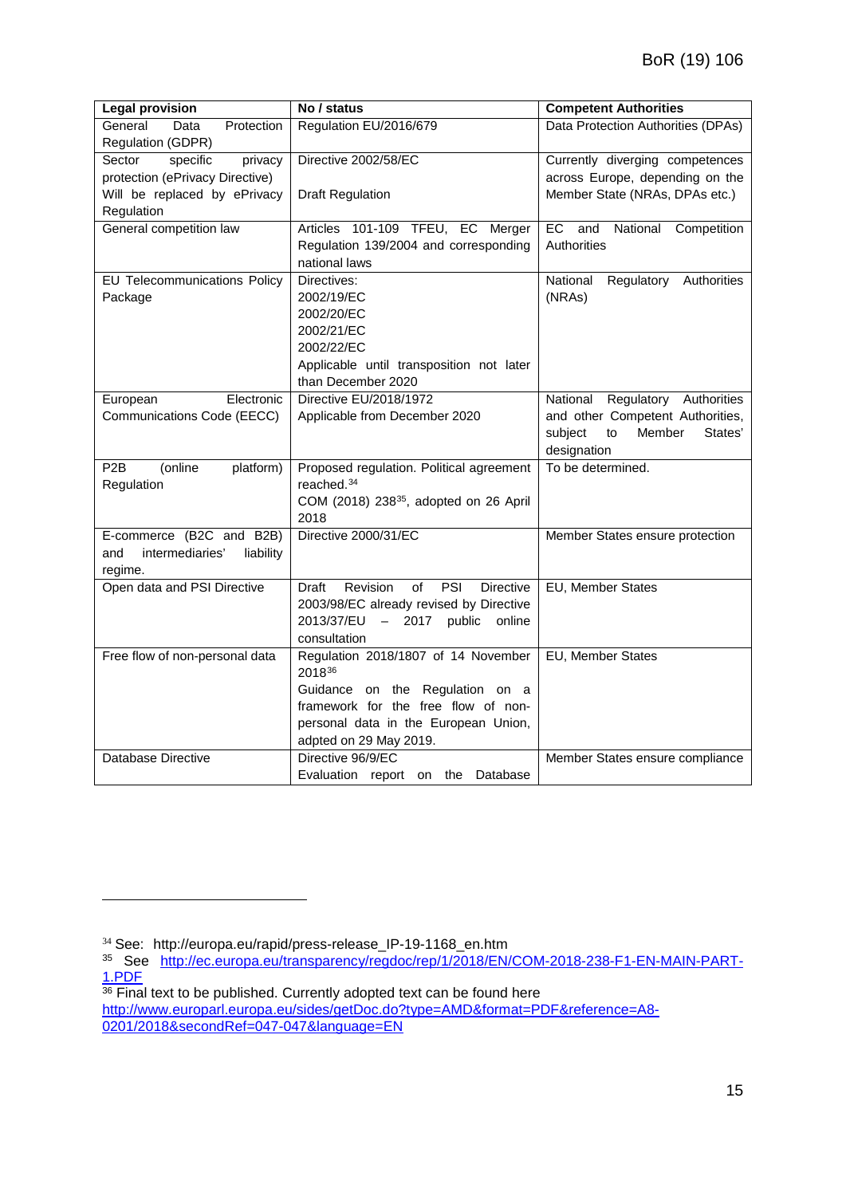| Legal provision | No / status | Competent Authorities |
|---|---|---|
| General Data Protection Regulation (GDPR) | Regulation EU/2016/679 | Data Protection Authorities (DPAs) |
| Sector specific privacy protection (ePrivacy Directive)<br>Will be replaced by ePrivacy Regulation | Directive 2002/58/EC<br><br>Draft Regulation | Currently diverging competences across Europe, depending on the Member State (NRAs, DPAs etc.) |
| General competition law | Articles 101-109 TFEU, EC Merger Regulation 139/2004 and corresponding national laws | EC and National Competition Authorities |
| EU Telecommunications Policy Package | Directives:<br>2002/19/EC<br>2002/20/EC<br>2002/21/EC<br>2002/22/EC<br>Applicable until transposition not later than December 2020 | National Regulatory Authorities (NRAs) |
| European Electronic Communications Code (EECC) | Directive EU/2018/1972<br>Applicable from December 2020 | National Regulatory Authorities and other Competent Authorities, subject to Member States' designation |
| P2B (online platform) Regulation | Proposed regulation. Political agreement reached.[34]<br>COM (2018) 238[35], adopted on 26 April 2018 | To be determined. |
| E-commerce (B2C and B2B) and intermediaries' liability regime. | Directive 2000/31/EC | Member States ensure protection |
| Open data and PSI Directive | Draft Revision of PSI Directive 2003/98/EC already revised by Directive 2013/37/EU – 2017 public online consultation | EU, Member States |
| Free flow of non-personal data | Regulation 2018/1807 of 14 November 2018[36]<br>Guidance on the Regulation on a framework for the free flow of non-personal data in the European Union, adpted on 29 May 2019. | EU, Member States |
| Database Directive | Directive 96/9/EC<br>Evaluation report on the Database | Member States ensure compliance |

[34] See: http://europa.eu/rapid/press-release_IP-19-1168_en.htm

[35] See http://ec.europa.eu/transparency/regdoc/rep/1/2018/EN/COM-2018-238-F1-EN-MAIN-PART-1.PDF

[36] Final text to be published. Currently adopted text can be found here http://www.europarl.europa.eu/sides/getDoc.do?type=AMD&format=PDF&reference=A8-0201/2018&secondRef=047-047&language=EN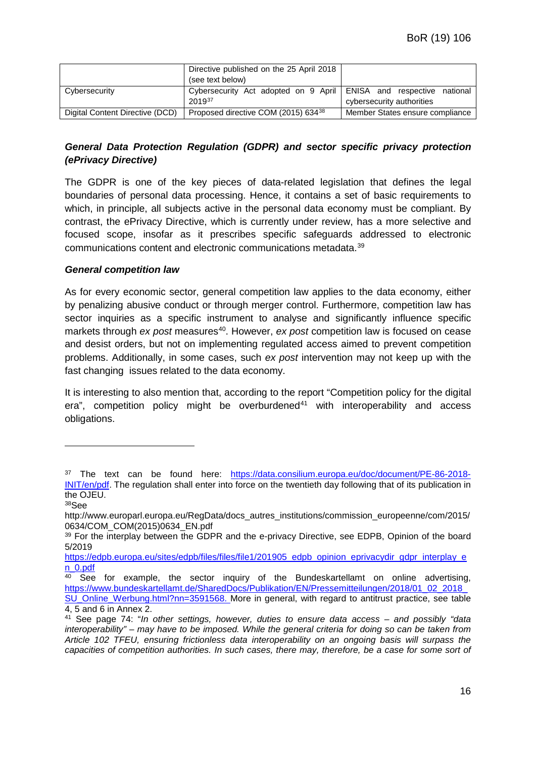| | | |
|---|---|---|
| | Directive published on the 25 April 2018 (see text below) | |
| Cybersecurity | Cybersecurity Act adopted on 9 April 2019[37] | ENISA and respective national cybersecurity authorities |
| Digital Content Directive (DCD) | Proposed directive COM (2015) 634[38] | Member States ensure compliance |

### *General Data Protection Regulation (GDPR) and sector specific privacy protection (ePrivacy Directive)*

The GDPR is one of the key pieces of data-related legislation that defines the legal boundaries of personal data processing. Hence, it contains a set of basic requirements to which, in principle, all subjects active in the personal data economy must be compliant. By contrast, the ePrivacy Directive, which is currently under review, has a more selective and focused scope, insofar as it prescribes specific safeguards addressed to electronic communications content and electronic communications metadata.[39]

### *General competition law*

As for every economic sector, general competition law applies to the data economy, either by penalizing abusive conduct or through merger control. Furthermore, competition law has sector inquiries as a specific instrument to analyse and significantly influence specific markets through *ex post* measures[40]. However, *ex post* competition law is focused on cease and desist orders, but not on implementing regulated access aimed to prevent competition problems. Additionally, in some cases, such *ex post* intervention may not keep up with the fast changing issues related to the data economy.

It is interesting to also mention that, according to the report "Competition policy for the digital era", competition policy might be overburdened[41] with interoperability and access obligations.

---

[37] The text can be found here: https://data.consilium.europa.eu/doc/document/PE-86-2018-INIT/en/pdf. The regulation shall enter into force on the twentieth day following that of its publication in the OJEU.

[38] See http://www.europarl.europa.eu/RegData/docs_autres_institutions/commission_europeenne/com/2015/0634/COM_COM(2015)0634_EN.pdf

[39] For the interplay between the GDPR and the e-privacy Directive, see EDPB, Opinion of the board 5/2019 https://edpb.europa.eu/sites/edpb/files/files/file1/201905_edpb_opinion_eprivacydir_gdpr_interplay_en_0.pdf

[40] See for example, the sector inquiry of the Bundeskartellamt on online advertising, https://www.bundeskartellamt.de/SharedDocs/Publikation/EN/Pressemitteilungen/2018/01_02_2018_SU_Online_Werbung.html?nn=3591568. More in general, with regard to antitrust practice, see table 4, 5 and 6 in Annex 2.

[41] See page 74: "*In other settings, however, duties to ensure data access – and possibly "data interoperability" – may have to be imposed. While the general criteria for doing so can be taken from Article 102 TFEU, ensuring frictionless data interoperability on an ongoing basis will surpass the capacities of competition authorities. In such cases, there may, therefore, be a case for some sort of*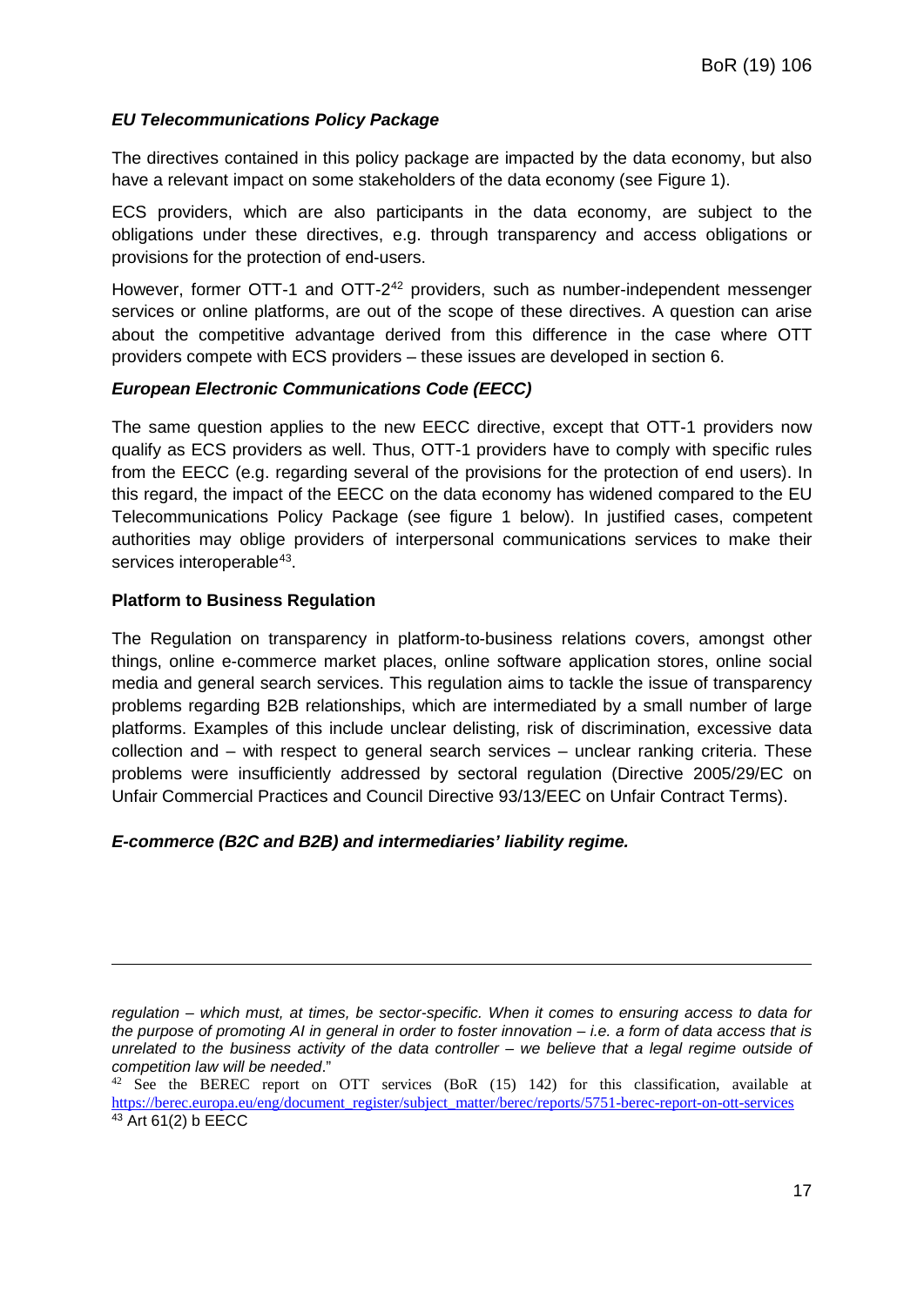***EU Telecommunications Policy Package***

The directives contained in this policy package are impacted by the data economy, but also have a relevant impact on some stakeholders of the data economy (see Figure 1).

ECS providers, which are also participants in the data economy, are subject to the obligations under these directives, e.g. through transparency and access obligations or provisions for the protection of end-users.

However, former OTT-1 and OTT-2[42] providers, such as number-independent messenger services or online platforms, are out of the scope of these directives. A question can arise about the competitive advantage derived from this difference in the case where OTT providers compete with ECS providers – these issues are developed in section 6.

***European Electronic Communications Code (EECC)***

The same question applies to the new EECC directive, except that OTT-1 providers now qualify as ECS providers as well. Thus, OTT-1 providers have to comply with specific rules from the EECC (e.g. regarding several of the provisions for the protection of end users). In this regard, the impact of the EECC on the data economy has widened compared to the EU Telecommunications Policy Package (see figure 1 below). In justified cases, competent authorities may oblige providers of interpersonal communications services to make their services interoperable[43].

**Platform to Business Regulation**

The Regulation on transparency in platform-to-business relations covers, amongst other things, online e-commerce market places, online software application stores, online social media and general search services. This regulation aims to tackle the issue of transparency problems regarding B2B relationships, which are intermediated by a small number of large platforms. Examples of this include unclear delisting, risk of discrimination, excessive data collection and – with respect to general search services – unclear ranking criteria. These problems were insufficiently addressed by sectoral regulation (Directive 2005/29/EC on Unfair Commercial Practices and Council Directive 93/13/EEC on Unfair Contract Terms).

***E-commerce (B2C and B2B) and intermediaries' liability regime.***

---

*regulation – which must, at times, be sector-specific. When it comes to ensuring access to data for the purpose of promoting AI in general in order to foster innovation – i.e. a form of data access that is unrelated to the business activity of the data controller – we believe that a legal regime outside of competition law will be needed*."

[42] See the BEREC report on OTT services (BoR (15) 142) for this classification, available at https://berec.europa.eu/eng/document_register/subject_matter/berec/reports/5751-berec-report-on-ott-services

[43] Art 61(2) b EECC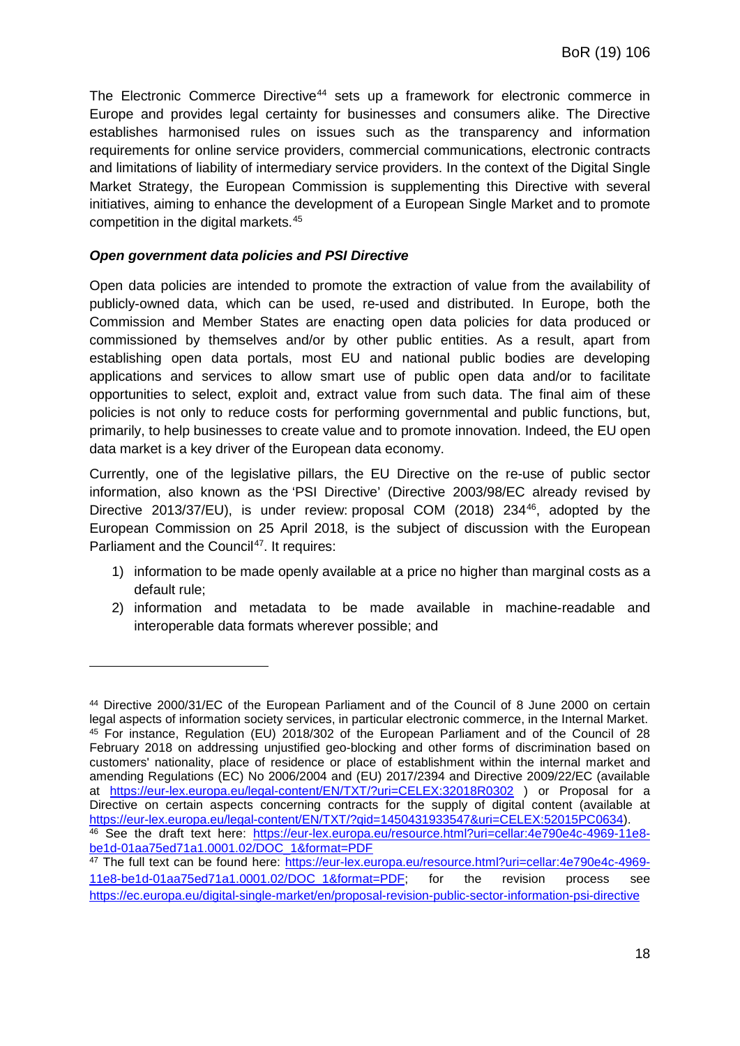The Electronic Commerce Directive[44] sets up a framework for electronic commerce in Europe and provides legal certainty for businesses and consumers alike. The Directive establishes harmonised rules on issues such as the transparency and information requirements for online service providers, commercial communications, electronic contracts and limitations of liability of intermediary service providers. In the context of the Digital Single Market Strategy, the European Commission is supplementing this Directive with several initiatives, aiming to enhance the development of a European Single Market and to promote competition in the digital markets.[45]

***Open government data policies and PSI Directive***

Open data policies are intended to promote the extraction of value from the availability of publicly-owned data, which can be used, re-used and distributed. In Europe, both the Commission and Member States are enacting open data policies for data produced or commissioned by themselves and/or by other public entities. As a result, apart from establishing open data portals, most EU and national public bodies are developing applications and services to allow smart use of public open data and/or to facilitate opportunities to select, exploit and, extract value from such data. The final aim of these policies is not only to reduce costs for performing governmental and public functions, but, primarily, to help businesses to create value and to promote innovation. Indeed, the EU open data market is a key driver of the European data economy.

Currently, one of the legislative pillars, the EU Directive on the re-use of public sector information, also known as the 'PSI Directive' (Directive 2003/98/EC already revised by Directive 2013/37/EU), is under review: proposal COM (2018) 234[46], adopted by the European Commission on 25 April 2018, is the subject of discussion with the European Parliament and the Council[47]. It requires:

1) information to be made openly available at a price no higher than marginal costs as a default rule;
2) information and metadata to be made available in machine-readable and interoperable data formats wherever possible; and

---

[44] Directive 2000/31/EC of the European Parliament and of the Council of 8 June 2000 on certain legal aspects of information society services, in particular electronic commerce, in the Internal Market.

[45] For instance, Regulation (EU) 2018/302 of the European Parliament and of the Council of 28 February 2018 on addressing unjustified geo-blocking and other forms of discrimination based on customers' nationality, place of residence or place of establishment within the internal market and amending Regulations (EC) No 2006/2004 and (EU) 2017/2394 and Directive 2009/22/EC (available at https://eur-lex.europa.eu/legal-content/EN/TXT/?uri=CELEX:32018R0302 ) or Proposal for a Directive on certain aspects concerning contracts for the supply of digital content (available at https://eur-lex.europa.eu/legal-content/EN/TXT/?qid=1450431933547&uri=CELEX:52015PC0634).

[46] See the draft text here: https://eur-lex.europa.eu/resource.html?uri=cellar:4e790e4c-4969-11e8-be1d-01aa75ed71a1.0001.02/DOC_1&format=PDF

[47] The full text can be found here: https://eur-lex.europa.eu/resource.html?uri=cellar:4e790e4c-4969-11e8-be1d-01aa75ed71a1.0001.02/DOC_1&format=PDF; for the revision process see https://ec.europa.eu/digital-single-market/en/proposal-revision-public-sector-information-psi-directive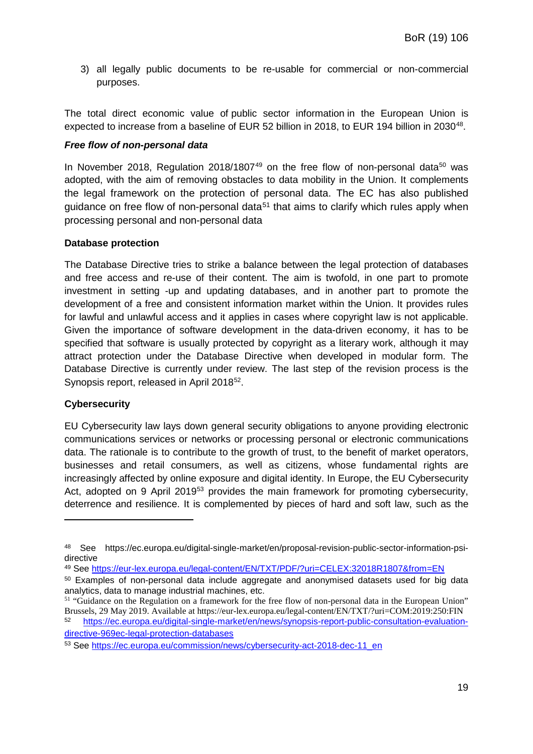3) all legally public documents to be re-usable for commercial or non-commercial purposes.

The total direct economic value of public sector information in the European Union is expected to increase from a baseline of EUR 52 billion in 2018, to EUR 194 billion in 2030[48].

***Free flow of non-personal data***

In November 2018, Regulation 2018/1807[49] on the free flow of non-personal data[50] was adopted, with the aim of removing obstacles to data mobility in the Union. It complements the legal framework on the protection of personal data. The EC has also published guidance on free flow of non-personal data[51] that aims to clarify which rules apply when processing personal and non-personal data

**Database protection**

The Database Directive tries to strike a balance between the legal protection of databases and free access and re-use of their content. The aim is twofold, in one part to promote investment in setting -up and updating databases, and in another part to promote the development of a free and consistent information market within the Union. It provides rules for lawful and unlawful access and it applies in cases where copyright law is not applicable. Given the importance of software development in the data-driven economy, it has to be specified that software is usually protected by copyright as a literary work, although it may attract protection under the Database Directive when developed in modular form. The Database Directive is currently under review. The last step of the revision process is the Synopsis report, released in April 2018[52].

**Cybersecurity**

EU Cybersecurity law lays down general security obligations to anyone providing electronic communications services or networks or processing personal or electronic communications data. The rationale is to contribute to the growth of trust, to the benefit of market operators, businesses and retail consumers, as well as citizens, whose fundamental rights are increasingly affected by online exposure and digital identity. In Europe, the EU Cybersecurity Act, adopted on 9 April 2019[53] provides the main framework for promoting cybersecurity, deterrence and resilience. It is complemented by pieces of hard and soft law, such as the

---

[48] See https://ec.europa.eu/digital-single-market/en/proposal-revision-public-sector-information-psi-directive

[49] See https://eur-lex.europa.eu/legal-content/EN/TXT/PDF/?uri=CELEX:32018R1807&from=EN

[50] Examples of non-personal data include aggregate and anonymised datasets used for big data analytics, data to manage industrial machines, etc.

[51] "Guidance on the Regulation on a framework for the free flow of non-personal data in the European Union" Brussels, 29 May 2019. Available at https://eur-lex.europa.eu/legal-content/EN/TXT/?uri=COM:2019:250:FIN

[52] https://ec.europa.eu/digital-single-market/en/news/synopsis-report-public-consultation-evaluation-directive-969ec-legal-protection-databases

[53] See https://ec.europa.eu/commission/news/cybersecurity-act-2018-dec-11_en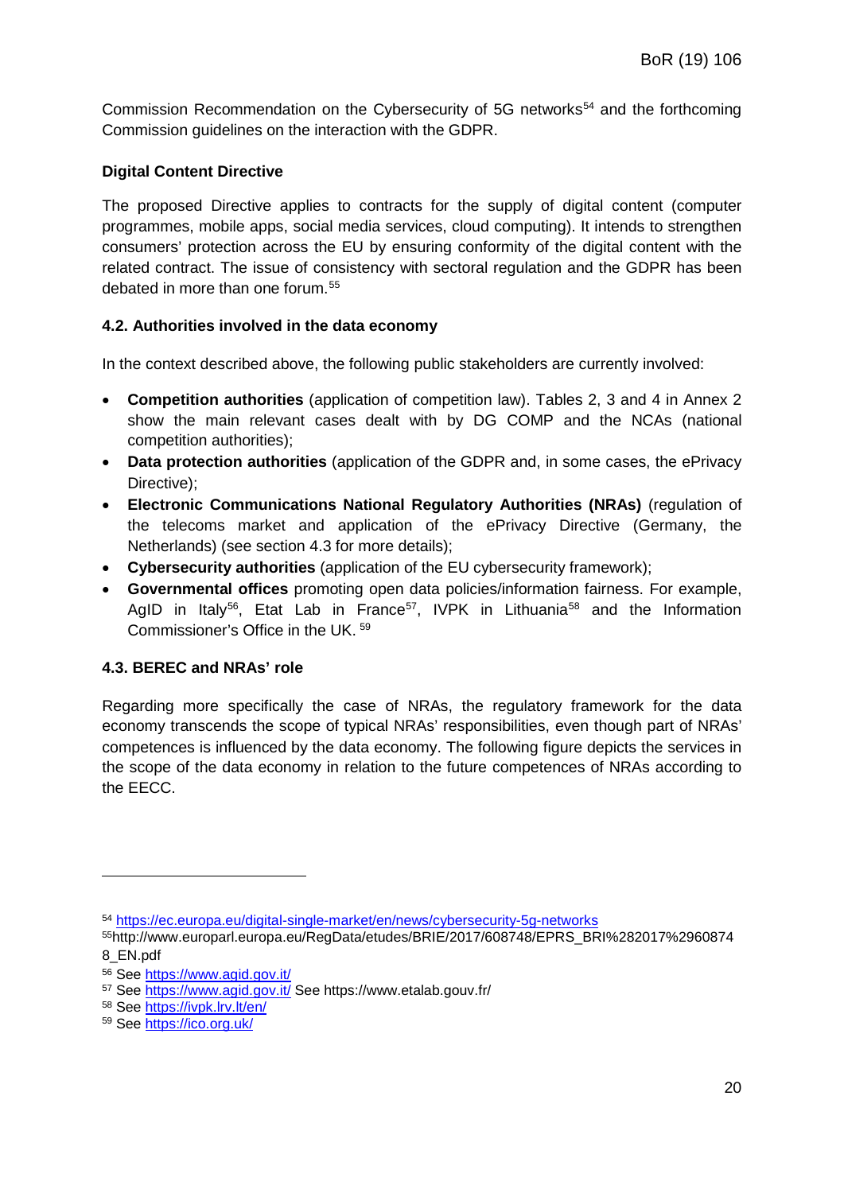Commission Recommendation on the Cybersecurity of 5G networks[54] and the forthcoming Commission guidelines on the interaction with the GDPR.

**Digital Content Directive**

The proposed Directive applies to contracts for the supply of digital content (computer programmes, mobile apps, social media services, cloud computing). It intends to strengthen consumers' protection across the EU by ensuring conformity of the digital content with the related contract. The issue of consistency with sectoral regulation and the GDPR has been debated in more than one forum.[55]

### 4.2. Authorities involved in the data economy

In the context described above, the following public stakeholders are currently involved:

- **Competition authorities** (application of competition law). Tables 2, 3 and 4 in Annex 2 show the main relevant cases dealt with by DG COMP and the NCAs (national competition authorities);
- **Data protection authorities** (application of the GDPR and, in some cases, the ePrivacy Directive);
- **Electronic Communications National Regulatory Authorities (NRAs)** (regulation of the telecoms market and application of the ePrivacy Directive (Germany, the Netherlands) (see section 4.3 for more details);
- **Cybersecurity authorities** (application of the EU cybersecurity framework);
- **Governmental offices** promoting open data policies/information fairness. For example, AgID in Italy[56], Etat Lab in France[57], IVPK in Lithuania[58] and the Information Commissioner's Office in the UK. [59]

### 4.3. BEREC and NRAs' role

Regarding more specifically the case of NRAs, the regulatory framework for the data economy transcends the scope of typical NRAs' responsibilities, even though part of NRAs' competences is influenced by the data economy. The following figure depicts the services in the scope of the data economy in relation to the future competences of NRAs according to the EECC.

---

[54] https://ec.europa.eu/digital-single-market/en/news/cybersecurity-5g-networks

[55] http://www.europarl.europa.eu/RegData/etudes/BRIE/2017/608748/EPRS_BRI%282017%2960874 8_EN.pdf

[56] See https://www.agid.gov.it/

[57] See https://www.agid.gov.it/ See https://www.etalab.gouv.fr/

[58] See https://ivpk.lrv.lt/en/

[59] See https://ico.org.uk/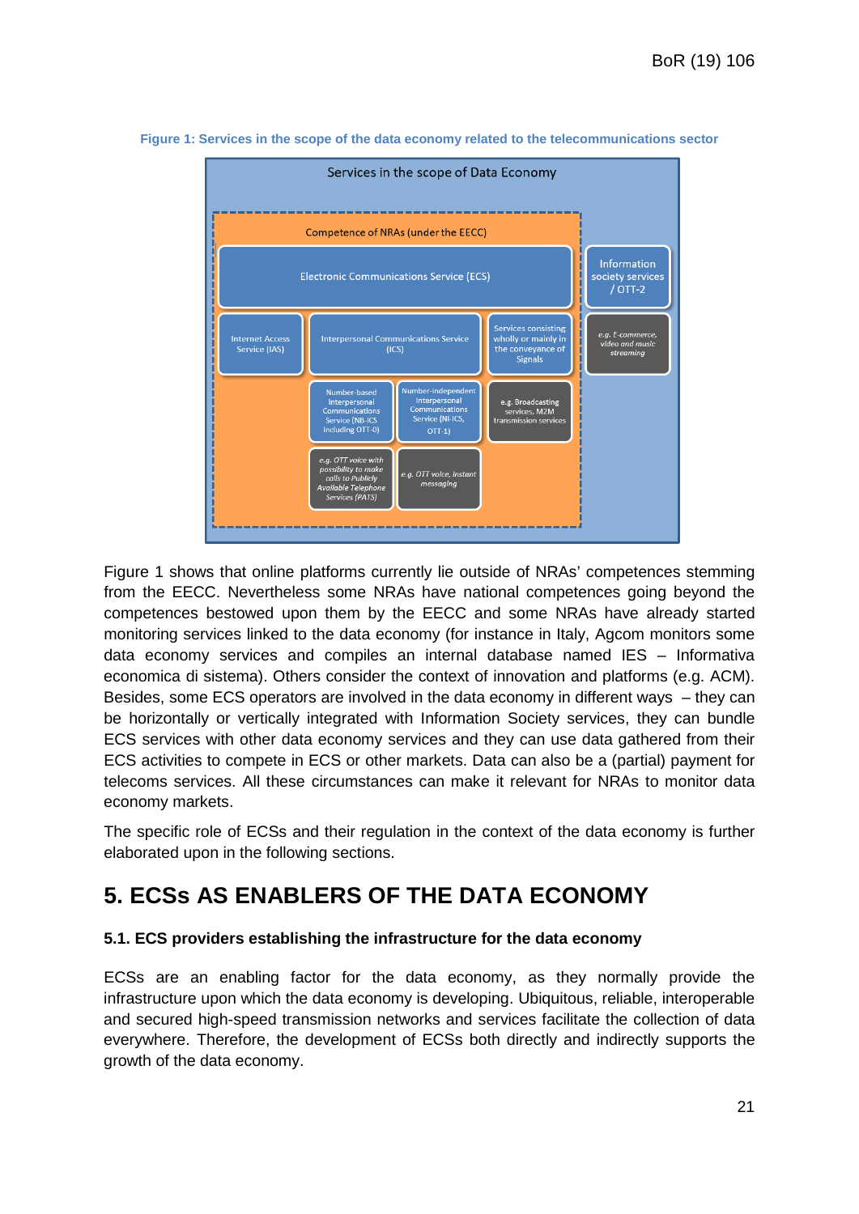**Figure 1: Services in the scope of the data economy related to the telecommunications sector**

Services in the scope of Data Economy

- Competence of NRAs (under the EECC)
  - Electronic Communications Service (ECS)
    - Internet Access Service (IAS)
    - Interpersonal Communications Service (ICS)
      - Number-based Interpersonal Communications Service (NB-ICS including OTT-0)
        - *e.g. OTT voice with possibility to make calls to Publicly Available Telephone Services (PATS)*
      - Number-independent Interpersonal Communications Service (NI-ICS, OTT-1)
        - *e.g. OTT voice, instant messaging*
    - Services consisting wholly or mainly in the conveyance of Signals
      - e.g. Broadcasting services, M2M transmission services
- Information society services / OTT-2
  - *e.g. E-commerce, video and music streaming*

Figure 1 shows that online platforms currently lie outside of NRAs' competences stemming from the EECC. Nevertheless some NRAs have national competences going beyond the competences bestowed upon them by the EECC and some NRAs have already started monitoring services linked to the data economy (for instance in Italy, Agcom monitors some data economy services and compiles an internal database named IES – Informativa economica di sistema). Others consider the context of innovation and platforms (e.g. ACM). Besides, some ECS operators are involved in the data economy in different ways – they can be horizontally or vertically integrated with Information Society services, they can bundle ECS services with other data economy services and they can use data gathered from their ECS activities to compete in ECS or other markets. Data can also be a (partial) payment for telecoms services. All these circumstances can make it relevant for NRAs to monitor data economy markets.

The specific role of ECSs and their regulation in the context of the data economy is further elaborated upon in the following sections.

# 5. ECSs AS ENABLERS OF THE DATA ECONOMY

### 5.1. ECS providers establishing the infrastructure for the data economy

ECSs are an enabling factor for the data economy, as they normally provide the infrastructure upon which the data economy is developing. Ubiquitous, reliable, interoperable and secured high-speed transmission networks and services facilitate the collection of data everywhere. Therefore, the development of ECSs both directly and indirectly supports the growth of the data economy.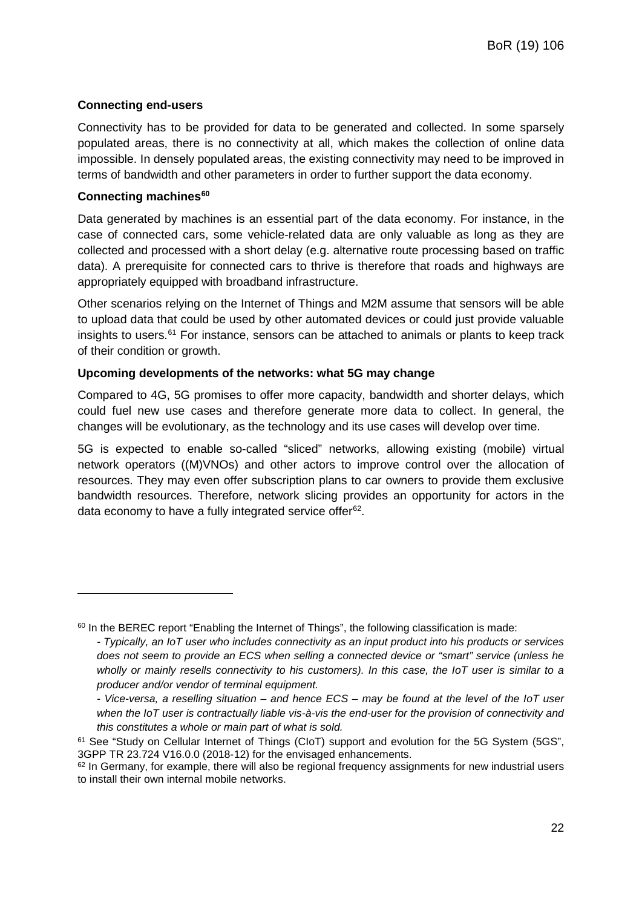**Connecting end-users**

Connectivity has to be provided for data to be generated and collected. In some sparsely populated areas, there is no connectivity at all, which makes the collection of online data impossible. In densely populated areas, the existing connectivity may need to be improved in terms of bandwidth and other parameters in order to further support the data economy.

**Connecting machines**[60]

Data generated by machines is an essential part of the data economy. For instance, in the case of connected cars, some vehicle-related data are only valuable as long as they are collected and processed with a short delay (e.g. alternative route processing based on traffic data). A prerequisite for connected cars to thrive is therefore that roads and highways are appropriately equipped with broadband infrastructure.

Other scenarios relying on the Internet of Things and M2M assume that sensors will be able to upload data that could be used by other automated devices or could just provide valuable insights to users.[61] For instance, sensors can be attached to animals or plants to keep track of their condition or growth.

**Upcoming developments of the networks: what 5G may change**

Compared to 4G, 5G promises to offer more capacity, bandwidth and shorter delays, which could fuel new use cases and therefore generate more data to collect. In general, the changes will be evolutionary, as the technology and its use cases will develop over time.

5G is expected to enable so-called "sliced" networks, allowing existing (mobile) virtual network operators ((M)VNOs) and other actors to improve control over the allocation of resources. They may even offer subscription plans to car owners to provide them exclusive bandwidth resources. Therefore, network slicing provides an opportunity for actors in the data economy to have a fully integrated service offer[62].

---

[60] In the BEREC report "Enabling the Internet of Things", the following classification is made:

*- Typically, an IoT user who includes connectivity as an input product into his products or services does not seem to provide an ECS when selling a connected device or "smart" service (unless he wholly or mainly resells connectivity to his customers). In this case, the IoT user is similar to a producer and/or vendor of terminal equipment.*

*- Vice-versa, a reselling situation – and hence ECS – may be found at the level of the IoT user when the IoT user is contractually liable vis-à-vis the end-user for the provision of connectivity and this constitutes a whole or main part of what is sold.*

[61] See "Study on Cellular Internet of Things (CIoT) support and evolution for the 5G System (5GS", 3GPP TR 23.724 V16.0.0 (2018-12) for the envisaged enhancements.

[62] In Germany, for example, there will also be regional frequency assignments for new industrial users to install their own internal mobile networks.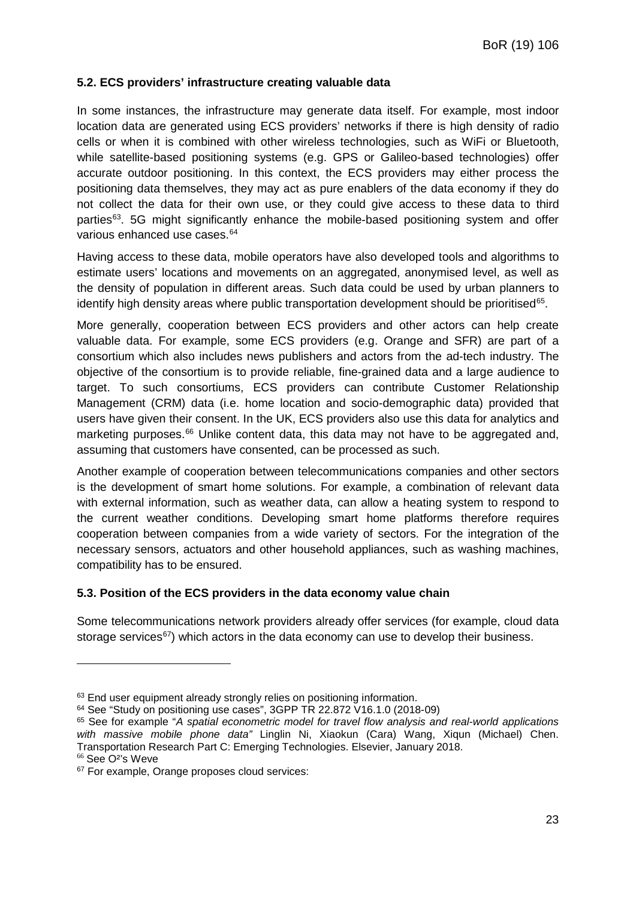### 5.2. ECS providers' infrastructure creating valuable data

In some instances, the infrastructure may generate data itself. For example, most indoor location data are generated using ECS providers' networks if there is high density of radio cells or when it is combined with other wireless technologies, such as WiFi or Bluetooth, while satellite-based positioning systems (e.g. GPS or Galileo-based technologies) offer accurate outdoor positioning. In this context, the ECS providers may either process the positioning data themselves, they may act as pure enablers of the data economy if they do not collect the data for their own use, or they could give access to these data to third parties[63]. 5G might significantly enhance the mobile-based positioning system and offer various enhanced use cases.[64]

Having access to these data, mobile operators have also developed tools and algorithms to estimate users' locations and movements on an aggregated, anonymised level, as well as the density of population in different areas. Such data could be used by urban planners to identify high density areas where public transportation development should be prioritised[65].

More generally, cooperation between ECS providers and other actors can help create valuable data. For example, some ECS providers (e.g. Orange and SFR) are part of a consortium which also includes news publishers and actors from the ad-tech industry. The objective of the consortium is to provide reliable, fine-grained data and a large audience to target. To such consortiums, ECS providers can contribute Customer Relationship Management (CRM) data (i.e. home location and socio-demographic data) provided that users have given their consent. In the UK, ECS providers also use this data for analytics and marketing purposes.[66] Unlike content data, this data may not have to be aggregated and, assuming that customers have consented, can be processed as such.

Another example of cooperation between telecommunications companies and other sectors is the development of smart home solutions. For example, a combination of relevant data with external information, such as weather data, can allow a heating system to respond to the current weather conditions. Developing smart home platforms therefore requires cooperation between companies from a wide variety of sectors. For the integration of the necessary sensors, actuators and other household appliances, such as washing machines, compatibility has to be ensured.

### 5.3. Position of the ECS providers in the data economy value chain

Some telecommunications network providers already offer services (for example, cloud data storage services[67]) which actors in the data economy can use to develop their business.

---

[63] End user equipment already strongly relies on positioning information.

[64] See "Study on positioning use cases", 3GPP TR 22.872 V16.1.0 (2018-09)

[65] See for example "*A spatial econometric model for travel flow analysis and real-world applications with massive mobile phone data"* Linglin Ni, Xiaokun (Cara) Wang, Xiqun (Michael) Chen. Transportation Research Part C: Emerging Technologies. Elsevier, January 2018.

[66] See O²'s Weve

[67] For example, Orange proposes cloud services: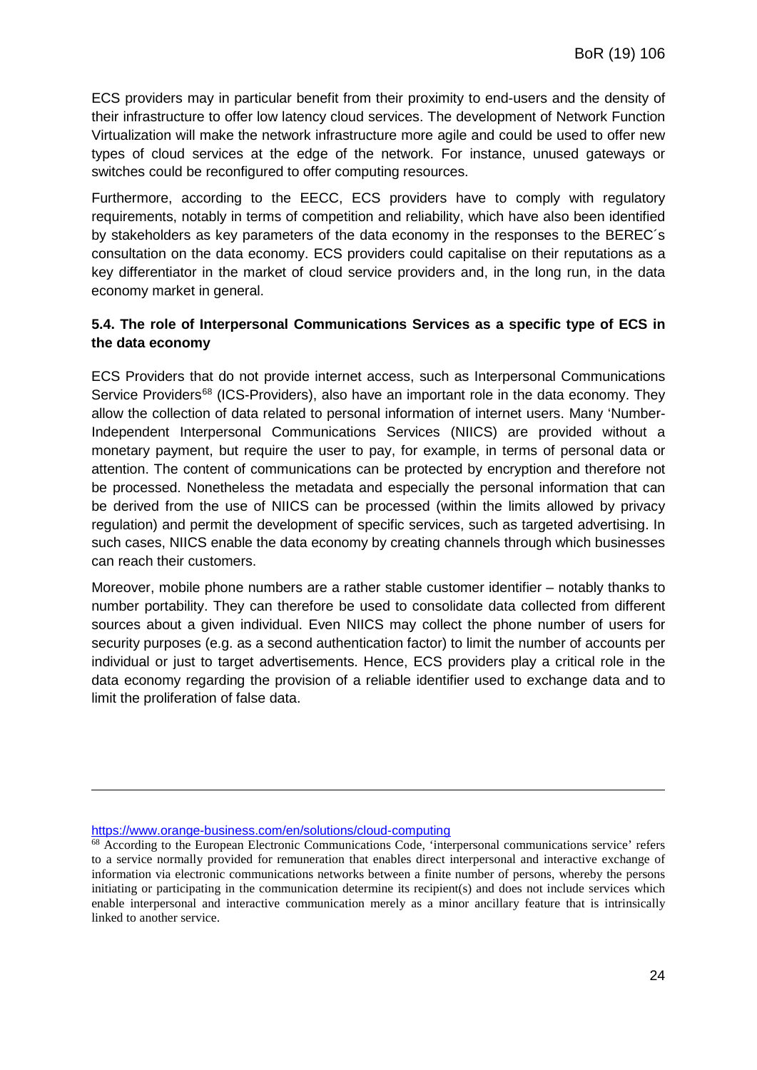ECS providers may in particular benefit from their proximity to end-users and the density of their infrastructure to offer low latency cloud services. The development of Network Function Virtualization will make the network infrastructure more agile and could be used to offer new types of cloud services at the edge of the network. For instance, unused gateways or switches could be reconfigured to offer computing resources.

Furthermore, according to the EECC, ECS providers have to comply with regulatory requirements, notably in terms of competition and reliability, which have also been identified by stakeholders as key parameters of the data economy in the responses to the BEREC´s consultation on the data economy. ECS providers could capitalise on their reputations as a key differentiator in the market of cloud service providers and, in the long run, in the data economy market in general.

### 5.4. The role of Interpersonal Communications Services as a specific type of ECS in the data economy

ECS Providers that do not provide internet access, such as Interpersonal Communications Service Providers[68] (ICS-Providers), also have an important role in the data economy. They allow the collection of data related to personal information of internet users. Many 'Number-Independent Interpersonal Communications Services (NIICS) are provided without a monetary payment, but require the user to pay, for example, in terms of personal data or attention. The content of communications can be protected by encryption and therefore not be processed. Nonetheless the metadata and especially the personal information that can be derived from the use of NIICS can be processed (within the limits allowed by privacy regulation) and permit the development of specific services, such as targeted advertising. In such cases, NIICS enable the data economy by creating channels through which businesses can reach their customers.

Moreover, mobile phone numbers are a rather stable customer identifier – notably thanks to number portability. They can therefore be used to consolidate data collected from different sources about a given individual. Even NIICS may collect the phone number of users for security purposes (e.g. as a second authentication factor) to limit the number of accounts per individual or just to target advertisements. Hence, ECS providers play a critical role in the data economy regarding the provision of a reliable identifier used to exchange data and to limit the proliferation of false data.

---

https://www.orange-business.com/en/solutions/cloud-computing

[68] According to the European Electronic Communications Code, 'interpersonal communications service' refers to a service normally provided for remuneration that enables direct interpersonal and interactive exchange of information via electronic communications networks between a finite number of persons, whereby the persons initiating or participating in the communication determine its recipient(s) and does not include services which enable interpersonal and interactive communication merely as a minor ancillary feature that is intrinsically linked to another service.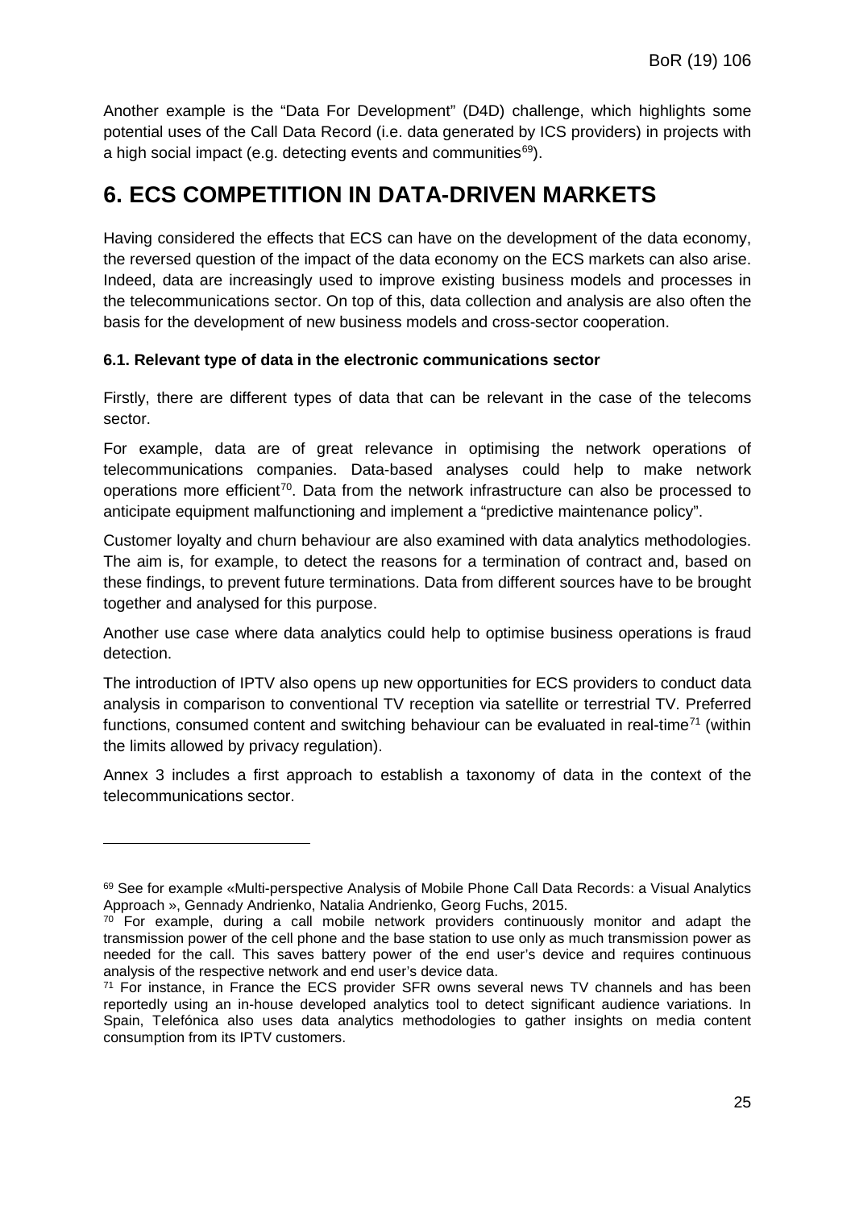Another example is the "Data For Development" (D4D) challenge, which highlights some potential uses of the Call Data Record (i.e. data generated by ICS providers) in projects with a high social impact (e.g. detecting events and communities[69]).

# 6. ECS COMPETITION IN DATA-DRIVEN MARKETS

Having considered the effects that ECS can have on the development of the data economy, the reversed question of the impact of the data economy on the ECS markets can also arise. Indeed, data are increasingly used to improve existing business models and processes in the telecommunications sector. On top of this, data collection and analysis are also often the basis for the development of new business models and cross-sector cooperation.

### 6.1. Relevant type of data in the electronic communications sector

Firstly, there are different types of data that can be relevant in the case of the telecoms sector.

For example, data are of great relevance in optimising the network operations of telecommunications companies. Data-based analyses could help to make network operations more efficient[70]. Data from the network infrastructure can also be processed to anticipate equipment malfunctioning and implement a "predictive maintenance policy".

Customer loyalty and churn behaviour are also examined with data analytics methodologies. The aim is, for example, to detect the reasons for a termination of contract and, based on these findings, to prevent future terminations. Data from different sources have to be brought together and analysed for this purpose.

Another use case where data analytics could help to optimise business operations is fraud detection.

The introduction of IPTV also opens up new opportunities for ECS providers to conduct data analysis in comparison to conventional TV reception via satellite or terrestrial TV. Preferred functions, consumed content and switching behaviour can be evaluated in real-time[71] (within the limits allowed by privacy regulation).

Annex 3 includes a first approach to establish a taxonomy of data in the context of the telecommunications sector.

---

[69] See for example «Multi-perspective Analysis of Mobile Phone Call Data Records: a Visual Analytics Approach », Gennady Andrienko, Natalia Andrienko, Georg Fuchs, 2015.

[70] For example, during a call mobile network providers continuously monitor and adapt the transmission power of the cell phone and the base station to use only as much transmission power as needed for the call. This saves battery power of the end user's device and requires continuous analysis of the respective network and end user's device data.

[71] For instance, in France the ECS provider SFR owns several news TV channels and has been reportedly using an in-house developed analytics tool to detect significant audience variations. In Spain, Telefónica also uses data analytics methodologies to gather insights on media content consumption from its IPTV customers.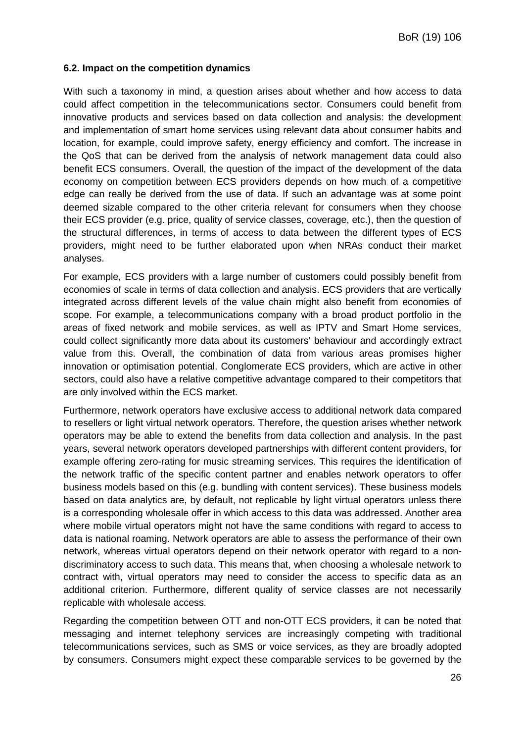### 6.2. Impact on the competition dynamics

With such a taxonomy in mind, a question arises about whether and how access to data could affect competition in the telecommunications sector. Consumers could benefit from innovative products and services based on data collection and analysis: the development and implementation of smart home services using relevant data about consumer habits and location, for example, could improve safety, energy efficiency and comfort. The increase in the QoS that can be derived from the analysis of network management data could also benefit ECS consumers. Overall, the question of the impact of the development of the data economy on competition between ECS providers depends on how much of a competitive edge can really be derived from the use of data. If such an advantage was at some point deemed sizable compared to the other criteria relevant for consumers when they choose their ECS provider (e.g. price, quality of service classes, coverage, etc.), then the question of the structural differences, in terms of access to data between the different types of ECS providers, might need to be further elaborated upon when NRAs conduct their market analyses.

For example, ECS providers with a large number of customers could possibly benefit from economies of scale in terms of data collection and analysis. ECS providers that are vertically integrated across different levels of the value chain might also benefit from economies of scope. For example, a telecommunications company with a broad product portfolio in the areas of fixed network and mobile services, as well as IPTV and Smart Home services, could collect significantly more data about its customers' behaviour and accordingly extract value from this. Overall, the combination of data from various areas promises higher innovation or optimisation potential. Conglomerate ECS providers, which are active in other sectors, could also have a relative competitive advantage compared to their competitors that are only involved within the ECS market.

Furthermore, network operators have exclusive access to additional network data compared to resellers or light virtual network operators. Therefore, the question arises whether network operators may be able to extend the benefits from data collection and analysis. In the past years, several network operators developed partnerships with different content providers, for example offering zero-rating for music streaming services. This requires the identification of the network traffic of the specific content partner and enables network operators to offer business models based on this (e.g. bundling with content services). These business models based on data analytics are, by default, not replicable by light virtual operators unless there is a corresponding wholesale offer in which access to this data was addressed. Another area where mobile virtual operators might not have the same conditions with regard to access to data is national roaming. Network operators are able to assess the performance of their own network, whereas virtual operators depend on their network operator with regard to a non-discriminatory access to such data. This means that, when choosing a wholesale network to contract with, virtual operators may need to consider the access to specific data as an additional criterion. Furthermore, different quality of service classes are not necessarily replicable with wholesale access.

Regarding the competition between OTT and non-OTT ECS providers, it can be noted that messaging and internet telephony services are increasingly competing with traditional telecommunications services, such as SMS or voice services, as they are broadly adopted by consumers. Consumers might expect these comparable services to be governed by the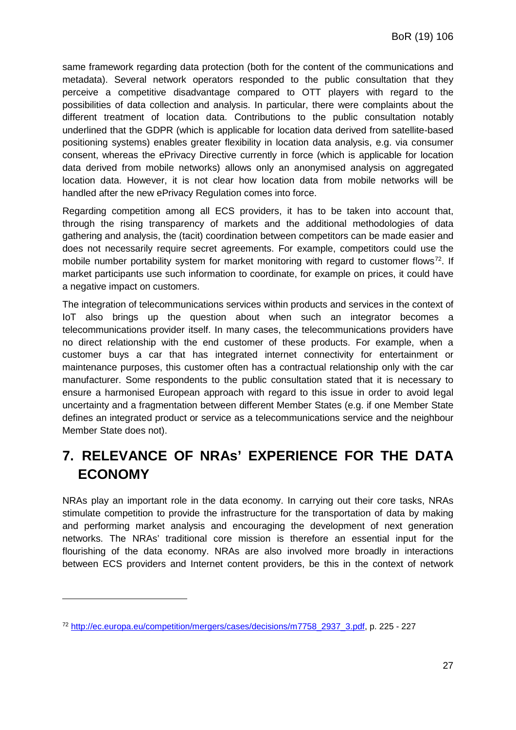same framework regarding data protection (both for the content of the communications and metadata). Several network operators responded to the public consultation that they perceive a competitive disadvantage compared to OTT players with regard to the possibilities of data collection and analysis. In particular, there were complaints about the different treatment of location data. Contributions to the public consultation notably underlined that the GDPR (which is applicable for location data derived from satellite-based positioning systems) enables greater flexibility in location data analysis, e.g. via consumer consent, whereas the ePrivacy Directive currently in force (which is applicable for location data derived from mobile networks) allows only an anonymised analysis on aggregated location data. However, it is not clear how location data from mobile networks will be handled after the new ePrivacy Regulation comes into force.

Regarding competition among all ECS providers, it has to be taken into account that, through the rising transparency of markets and the additional methodologies of data gathering and analysis, the (tacit) coordination between competitors can be made easier and does not necessarily require secret agreements. For example, competitors could use the mobile number portability system for market monitoring with regard to customer flows[72]. If market participants use such information to coordinate, for example on prices, it could have a negative impact on customers.

The integration of telecommunications services within products and services in the context of IoT also brings up the question about when such an integrator becomes a telecommunications provider itself. In many cases, the telecommunications providers have no direct relationship with the end customer of these products. For example, when a customer buys a car that has integrated internet connectivity for entertainment or maintenance purposes, this customer often has a contractual relationship only with the car manufacturer. Some respondents to the public consultation stated that it is necessary to ensure a harmonised European approach with regard to this issue in order to avoid legal uncertainty and a fragmentation between different Member States (e.g. if one Member State defines an integrated product or service as a telecommunications service and the neighbour Member State does not).

# 7. RELEVANCE OF NRAs' EXPERIENCE FOR THE DATA ECONOMY

NRAs play an important role in the data economy. In carrying out their core tasks, NRAs stimulate competition to provide the infrastructure for the transportation of data by making and performing market analysis and encouraging the development of next generation networks. The NRAs' traditional core mission is therefore an essential input for the flourishing of the data economy. NRAs are also involved more broadly in interactions between ECS providers and Internet content providers, be this in the context of network

[72] http://ec.europa.eu/competition/mergers/cases/decisions/m7758_2937_3.pdf, p. 225 - 227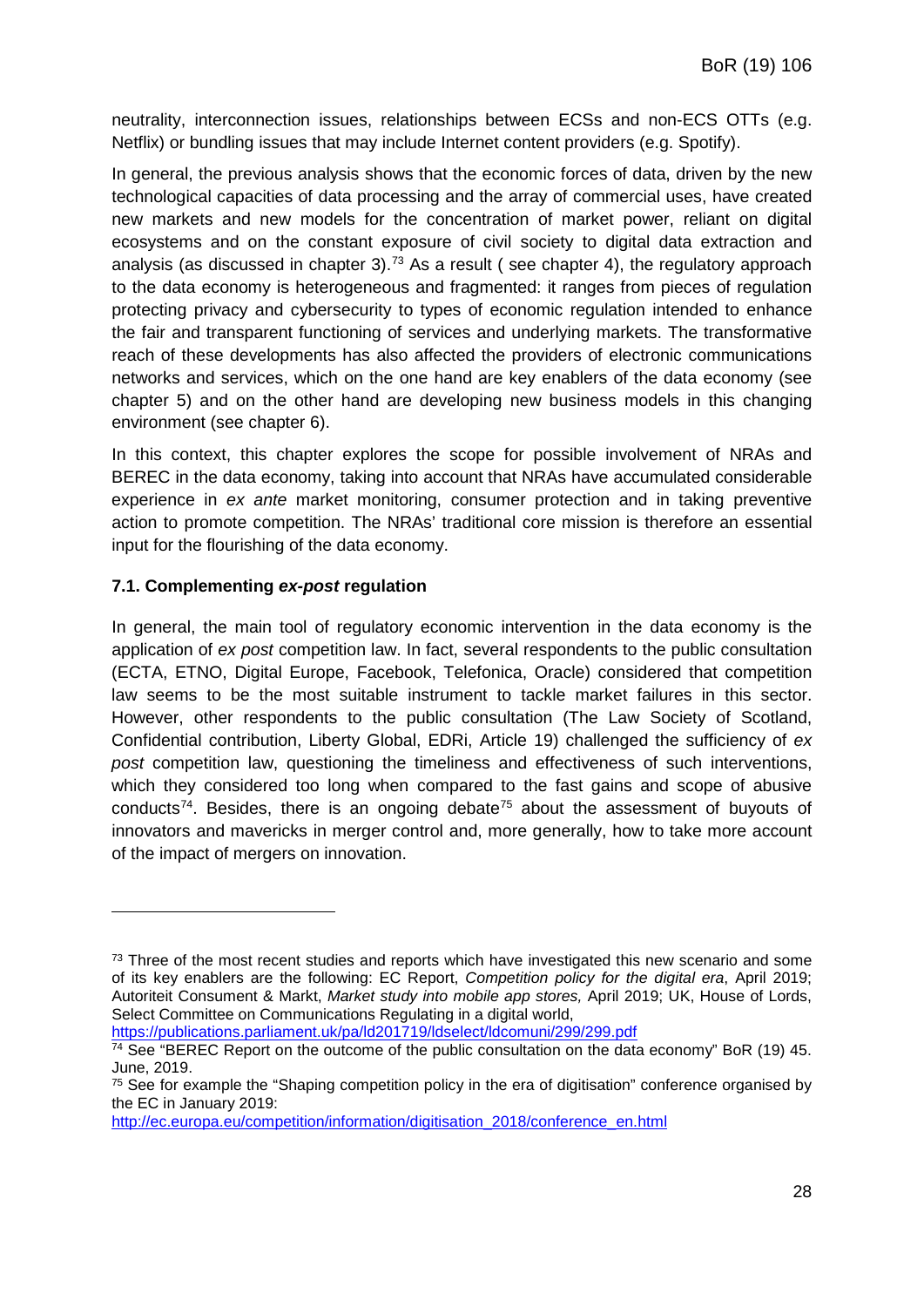neutrality, interconnection issues, relationships between ECSs and non-ECS OTTs (e.g. Netflix) or bundling issues that may include Internet content providers (e.g. Spotify).

In general, the previous analysis shows that the economic forces of data, driven by the new technological capacities of data processing and the array of commercial uses, have created new markets and new models for the concentration of market power, reliant on digital ecosystems and on the constant exposure of civil society to digital data extraction and analysis (as discussed in chapter 3).[73] As a result ( see chapter 4), the regulatory approach to the data economy is heterogeneous and fragmented: it ranges from pieces of regulation protecting privacy and cybersecurity to types of economic regulation intended to enhance the fair and transparent functioning of services and underlying markets. The transformative reach of these developments has also affected the providers of electronic communications networks and services, which on the one hand are key enablers of the data economy (see chapter 5) and on the other hand are developing new business models in this changing environment (see chapter 6).

In this context, this chapter explores the scope for possible involvement of NRAs and BEREC in the data economy, taking into account that NRAs have accumulated considerable experience in *ex ante* market monitoring, consumer protection and in taking preventive action to promote competition. The NRAs' traditional core mission is therefore an essential input for the flourishing of the data economy.

### 7.1. Complementing *ex-post* regulation

In general, the main tool of regulatory economic intervention in the data economy is the application of *ex post* competition law. In fact, several respondents to the public consultation (ECTA, ETNO, Digital Europe, Facebook, Telefonica, Oracle) considered that competition law seems to be the most suitable instrument to tackle market failures in this sector. However, other respondents to the public consultation (The Law Society of Scotland, Confidential contribution, Liberty Global, EDRi, Article 19) challenged the sufficiency of *ex post* competition law, questioning the timeliness and effectiveness of such interventions, which they considered too long when compared to the fast gains and scope of abusive conducts[74]. Besides, there is an ongoing debate[75] about the assessment of buyouts of innovators and mavericks in merger control and, more generally, how to take more account of the impact of mergers on innovation.

---

[73] Three of the most recent studies and reports which have investigated this new scenario and some of its key enablers are the following: EC Report, *Competition policy for the digital era*, April 2019; Autoriteit Consument & Markt, *Market study into mobile app stores,* April 2019; UK, House of Lords, Select Committee on Communications Regulating in a digital world, https://publications.parliament.uk/pa/ld201719/ldselect/ldcomuni/299/299.pdf

[74] See "BEREC Report on the outcome of the public consultation on the data economy" BoR (19) 45. June, 2019.

[75] See for example the "Shaping competition policy in the era of digitisation" conference organised by the EC in January 2019: http://ec.europa.eu/competition/information/digitisation_2018/conference_en.html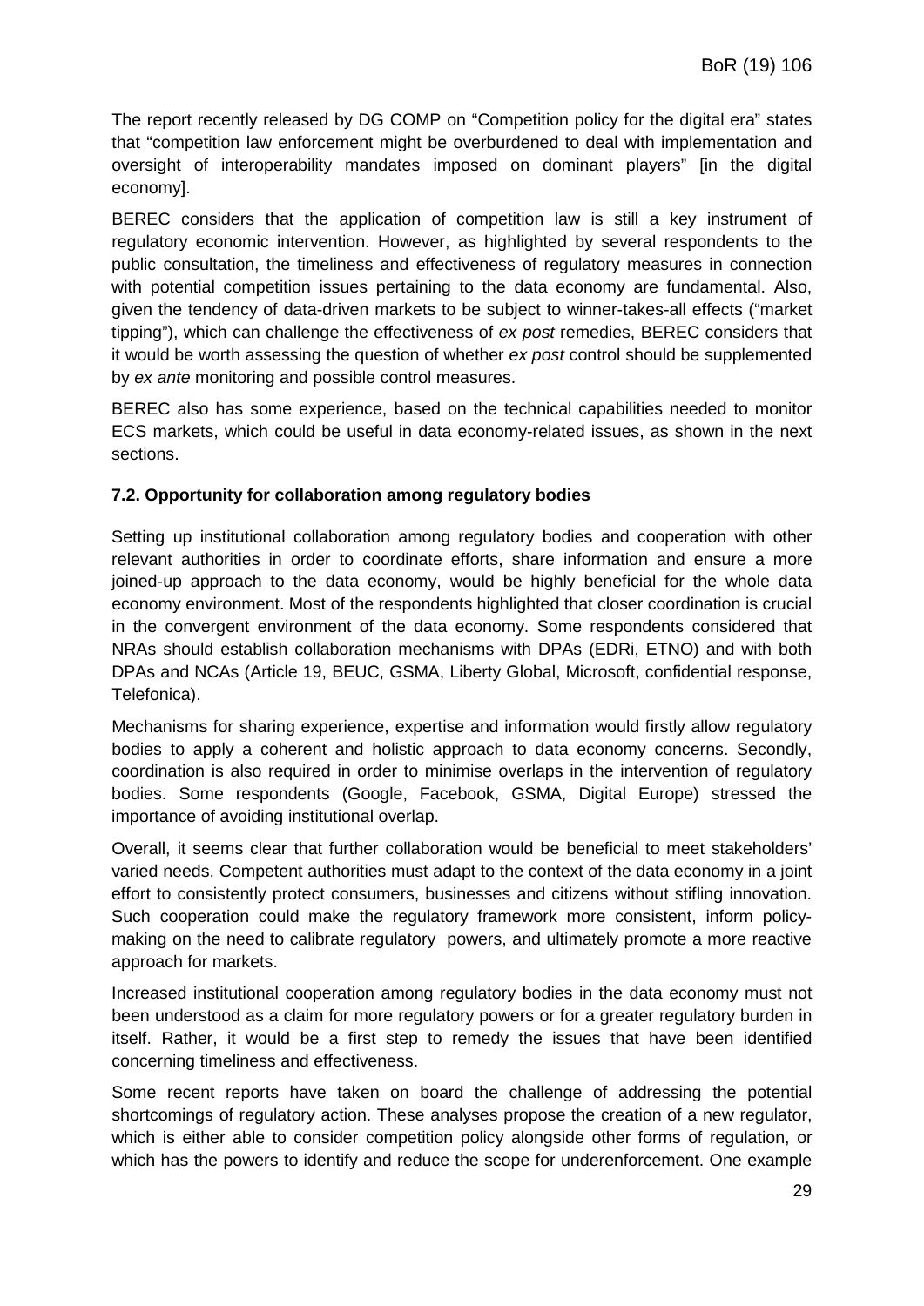The report recently released by DG COMP on "Competition policy for the digital era" states that "competition law enforcement might be overburdened to deal with implementation and oversight of interoperability mandates imposed on dominant players" [in the digital economy].

BEREC considers that the application of competition law is still a key instrument of regulatory economic intervention. However, as highlighted by several respondents to the public consultation, the timeliness and effectiveness of regulatory measures in connection with potential competition issues pertaining to the data economy are fundamental. Also, given the tendency of data-driven markets to be subject to winner-takes-all effects ("market tipping"), which can challenge the effectiveness of *ex post* remedies, BEREC considers that it would be worth assessing the question of whether *ex post* control should be supplemented by *ex ante* monitoring and possible control measures.

BEREC also has some experience, based on the technical capabilities needed to monitor ECS markets, which could be useful in data economy-related issues, as shown in the next sections.

### 7.2. Opportunity for collaboration among regulatory bodies

Setting up institutional collaboration among regulatory bodies and cooperation with other relevant authorities in order to coordinate efforts, share information and ensure a more joined-up approach to the data economy, would be highly beneficial for the whole data economy environment. Most of the respondents highlighted that closer coordination is crucial in the convergent environment of the data economy. Some respondents considered that NRAs should establish collaboration mechanisms with DPAs (EDRi, ETNO) and with both DPAs and NCAs (Article 19, BEUC, GSMA, Liberty Global, Microsoft, confidential response, Telefonica).

Mechanisms for sharing experience, expertise and information would firstly allow regulatory bodies to apply a coherent and holistic approach to data economy concerns. Secondly, coordination is also required in order to minimise overlaps in the intervention of regulatory bodies. Some respondents (Google, Facebook, GSMA, Digital Europe) stressed the importance of avoiding institutional overlap.

Overall, it seems clear that further collaboration would be beneficial to meet stakeholders' varied needs. Competent authorities must adapt to the context of the data economy in a joint effort to consistently protect consumers, businesses and citizens without stifling innovation. Such cooperation could make the regulatory framework more consistent, inform policy-making on the need to calibrate regulatory powers, and ultimately promote a more reactive approach for markets.

Increased institutional cooperation among regulatory bodies in the data economy must not been understood as a claim for more regulatory powers or for a greater regulatory burden in itself. Rather, it would be a first step to remedy the issues that have been identified concerning timeliness and effectiveness.

Some recent reports have taken on board the challenge of addressing the potential shortcomings of regulatory action. These analyses propose the creation of a new regulator, which is either able to consider competition policy alongside other forms of regulation, or which has the powers to identify and reduce the scope for underenforcement. One example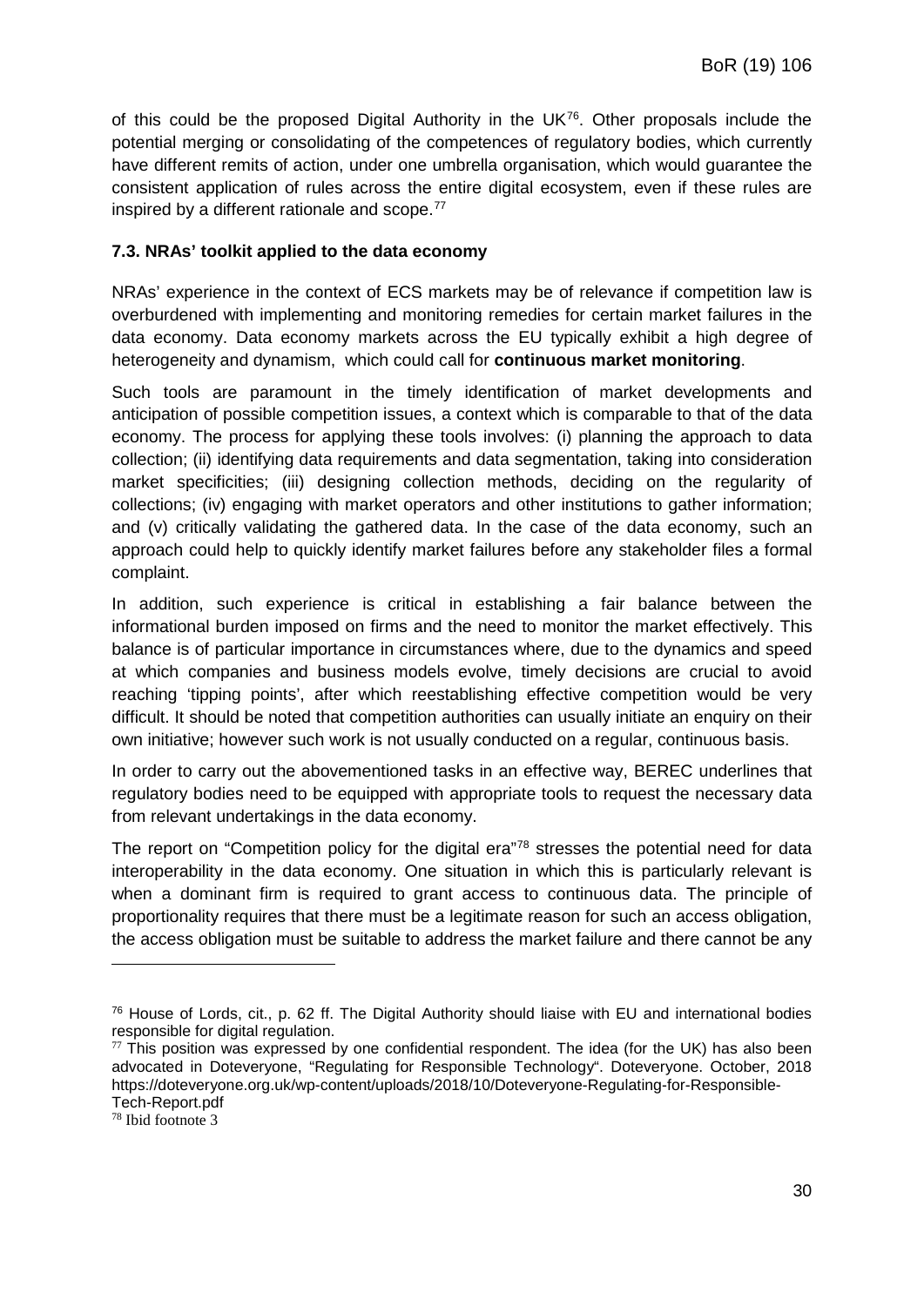of this could be the proposed Digital Authority in the UK[76]. Other proposals include the potential merging or consolidating of the competences of regulatory bodies, which currently have different remits of action, under one umbrella organisation, which would guarantee the consistent application of rules across the entire digital ecosystem, even if these rules are inspired by a different rationale and scope.[77]

### 7.3. NRAs' toolkit applied to the data economy

NRAs' experience in the context of ECS markets may be of relevance if competition law is overburdened with implementing and monitoring remedies for certain market failures in the data economy. Data economy markets across the EU typically exhibit a high degree of heterogeneity and dynamism, which could call for **continuous market monitoring**.

Such tools are paramount in the timely identification of market developments and anticipation of possible competition issues, a context which is comparable to that of the data economy. The process for applying these tools involves: (i) planning the approach to data collection; (ii) identifying data requirements and data segmentation, taking into consideration market specificities; (iii) designing collection methods, deciding on the regularity of collections; (iv) engaging with market operators and other institutions to gather information; and (v) critically validating the gathered data. In the case of the data economy, such an approach could help to quickly identify market failures before any stakeholder files a formal complaint.

In addition, such experience is critical in establishing a fair balance between the informational burden imposed on firms and the need to monitor the market effectively. This balance is of particular importance in circumstances where, due to the dynamics and speed at which companies and business models evolve, timely decisions are crucial to avoid reaching 'tipping points', after which reestablishing effective competition would be very difficult. It should be noted that competition authorities can usually initiate an enquiry on their own initiative; however such work is not usually conducted on a regular, continuous basis.

In order to carry out the abovementioned tasks in an effective way, BEREC underlines that regulatory bodies need to be equipped with appropriate tools to request the necessary data from relevant undertakings in the data economy.

The report on "Competition policy for the digital era"[78] stresses the potential need for data interoperability in the data economy. One situation in which this is particularly relevant is when a dominant firm is required to grant access to continuous data. The principle of proportionality requires that there must be a legitimate reason for such an access obligation, the access obligation must be suitable to address the market failure and there cannot be any

---

[76] House of Lords, cit., p. 62 ff. The Digital Authority should liaise with EU and international bodies responsible for digital regulation.

[77] This position was expressed by one confidential respondent. The idea (for the UK) has also been advocated in Doteveryone, "Regulating for Responsible Technology". Doteveryone. October, 2018 https://doteveryone.org.uk/wp-content/uploads/2018/10/Doteveryone-Regulating-for-Responsible-Tech-Report.pdf

[78] Ibid footnote 3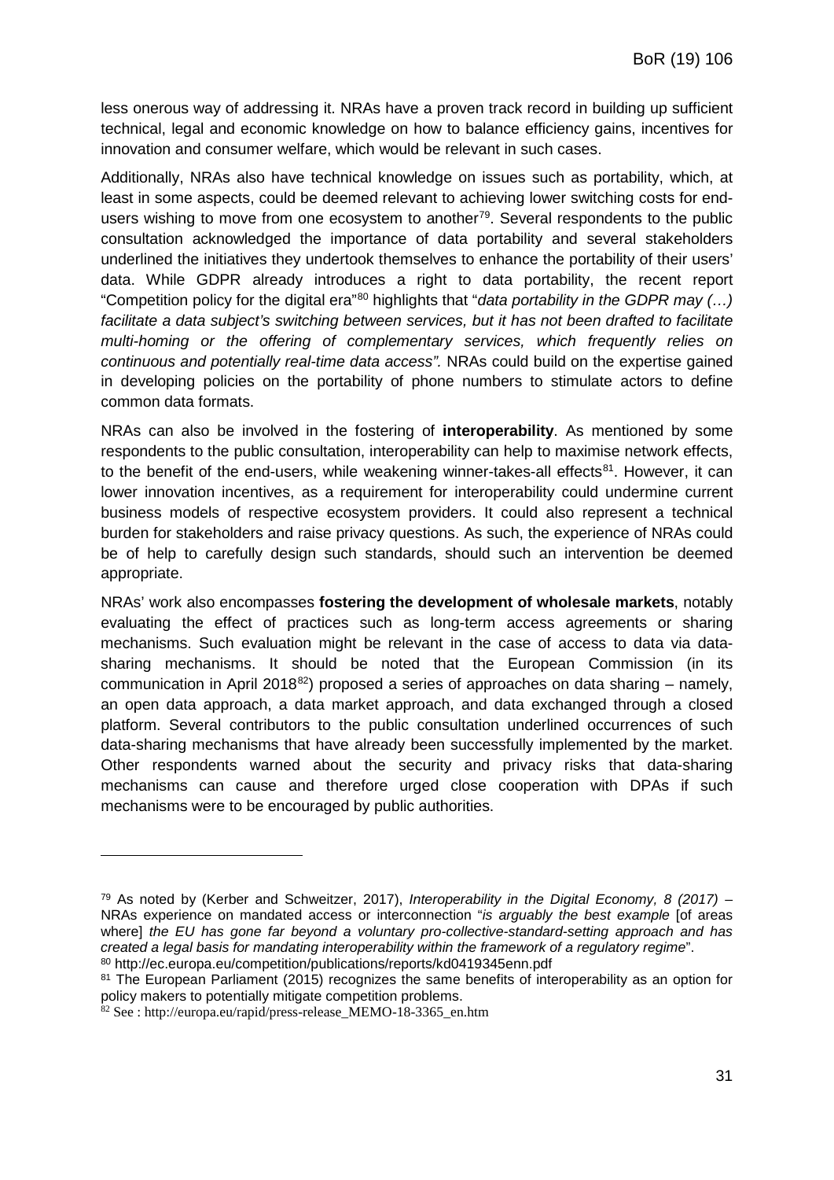less onerous way of addressing it. NRAs have a proven track record in building up sufficient technical, legal and economic knowledge on how to balance efficiency gains, incentives for innovation and consumer welfare, which would be relevant in such cases.

Additionally, NRAs also have technical knowledge on issues such as portability, which, at least in some aspects, could be deemed relevant to achieving lower switching costs for end-users wishing to move from one ecosystem to another[79]. Several respondents to the public consultation acknowledged the importance of data portability and several stakeholders underlined the initiatives they undertook themselves to enhance the portability of their users' data. While GDPR already introduces a right to data portability, the recent report "Competition policy for the digital era"[80] highlights that "*data portability in the GDPR may (…) facilitate a data subject's switching between services, but it has not been drafted to facilitate multi-homing or the offering of complementary services, which frequently relies on continuous and potentially real-time data access".* NRAs could build on the expertise gained in developing policies on the portability of phone numbers to stimulate actors to define common data formats.

NRAs can also be involved in the fostering of **interoperability**. As mentioned by some respondents to the public consultation, interoperability can help to maximise network effects, to the benefit of the end-users, while weakening winner-takes-all effects[81]. However, it can lower innovation incentives, as a requirement for interoperability could undermine current business models of respective ecosystem providers. It could also represent a technical burden for stakeholders and raise privacy questions. As such, the experience of NRAs could be of help to carefully design such standards, should such an intervention be deemed appropriate.

NRAs' work also encompasses **fostering the development of wholesale markets**, notably evaluating the effect of practices such as long-term access agreements or sharing mechanisms. Such evaluation might be relevant in the case of access to data via data-sharing mechanisms. It should be noted that the European Commission (in its communication in April 2018[82]) proposed a series of approaches on data sharing – namely, an open data approach, a data market approach, and data exchanged through a closed platform. Several contributors to the public consultation underlined occurrences of such data-sharing mechanisms that have already been successfully implemented by the market. Other respondents warned about the security and privacy risks that data-sharing mechanisms can cause and therefore urged close cooperation with DPAs if such mechanisms were to be encouraged by public authorities.

---

[79] As noted by (Kerber and Schweitzer, 2017), *Interoperability in the Digital Economy, 8 (2017)* – NRAs experience on mandated access or interconnection "*is arguably the best example* [of areas where] *the EU has gone far beyond a voluntary pro-collective-standard-setting approach and has created a legal basis for mandating interoperability within the framework of a regulatory regime*".

[80] http://ec.europa.eu/competition/publications/reports/kd0419345enn.pdf

[81] The European Parliament (2015) recognizes the same benefits of interoperability as an option for policy makers to potentially mitigate competition problems.

[82] See : http://europa.eu/rapid/press-release_MEMO-18-3365_en.htm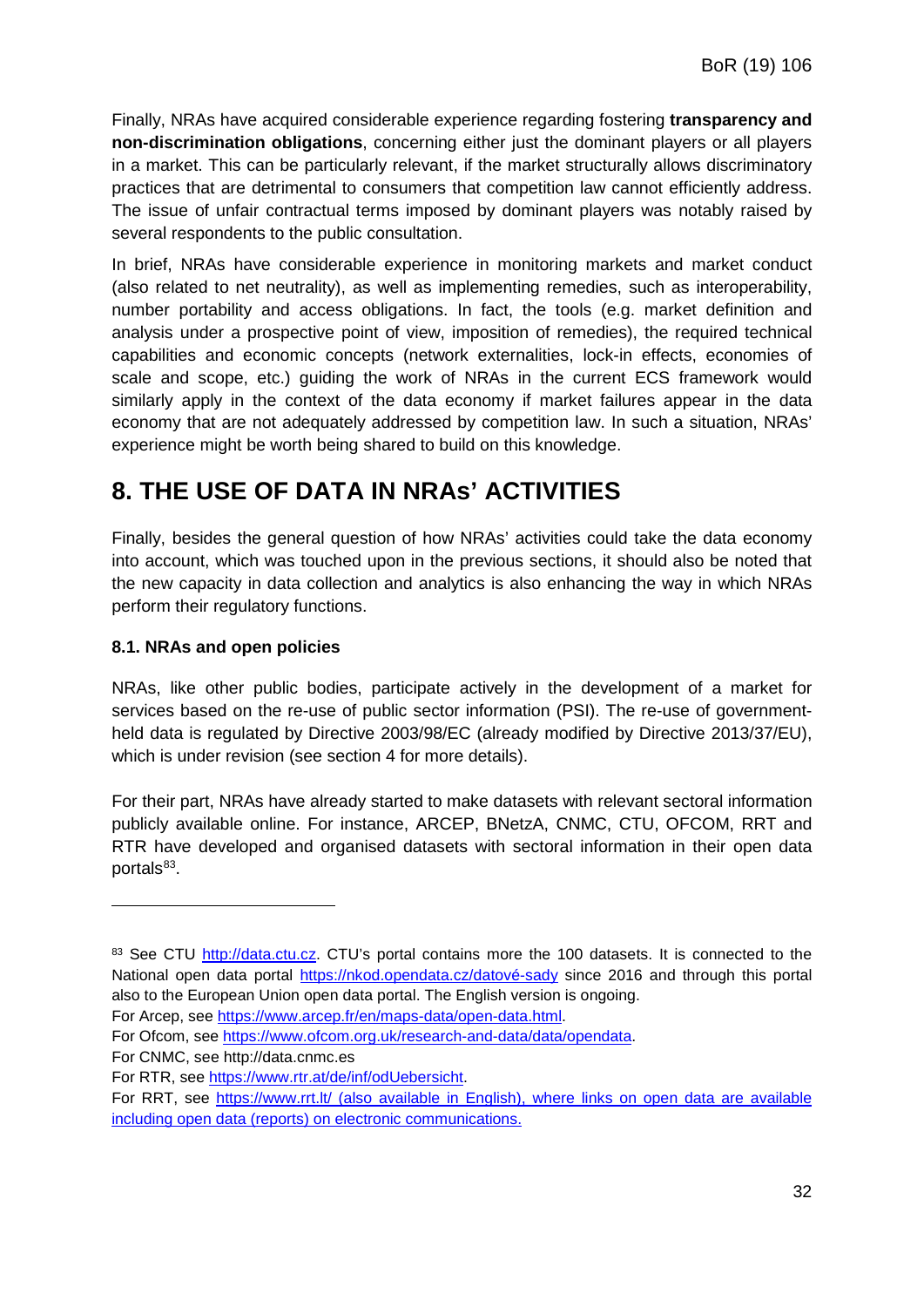Finally, NRAs have acquired considerable experience regarding fostering **transparency and non-discrimination obligations**, concerning either just the dominant players or all players in a market. This can be particularly relevant, if the market structurally allows discriminatory practices that are detrimental to consumers that competition law cannot efficiently address. The issue of unfair contractual terms imposed by dominant players was notably raised by several respondents to the public consultation.

In brief, NRAs have considerable experience in monitoring markets and market conduct (also related to net neutrality), as well as implementing remedies, such as interoperability, number portability and access obligations. In fact, the tools (e.g. market definition and analysis under a prospective point of view, imposition of remedies), the required technical capabilities and economic concepts (network externalities, lock-in effects, economies of scale and scope, etc.) guiding the work of NRAs in the current ECS framework would similarly apply in the context of the data economy if market failures appear in the data economy that are not adequately addressed by competition law. In such a situation, NRAs' experience might be worth being shared to build on this knowledge.

# 8. THE USE OF DATA IN NRAs' ACTIVITIES

Finally, besides the general question of how NRAs' activities could take the data economy into account, which was touched upon in the previous sections, it should also be noted that the new capacity in data collection and analytics is also enhancing the way in which NRAs perform their regulatory functions.

### 8.1. NRAs and open policies

NRAs, like other public bodies, participate actively in the development of a market for services based on the re-use of public sector information (PSI). The re-use of government-held data is regulated by Directive 2003/98/EC (already modified by Directive 2013/37/EU), which is under revision (see section 4 for more details).

For their part, NRAs have already started to make datasets with relevant sectoral information publicly available online. For instance, ARCEP, BNetzA, CNMC, CTU, OFCOM, RRT and RTR have developed and organised datasets with sectoral information in their open data portals[83].

---

[83] See CTU http://data.ctu.cz. CTU's portal contains more the 100 datasets. It is connected to the National open data portal https://nkod.opendata.cz/datové-sady since 2016 and through this portal also to the European Union open data portal. The English version is ongoing.
For Arcep, see https://www.arcep.fr/en/maps-data/open-data.html.
For Ofcom, see https://www.ofcom.org.uk/research-and-data/data/opendata.
For CNMC, see http://data.cnmc.es
For RTR, see https://www.rtr.at/de/inf/odUebersicht.
For RRT, see https://www.rrt.lt/ (also available in English), where links on open data are available including open data (reports) on electronic communications.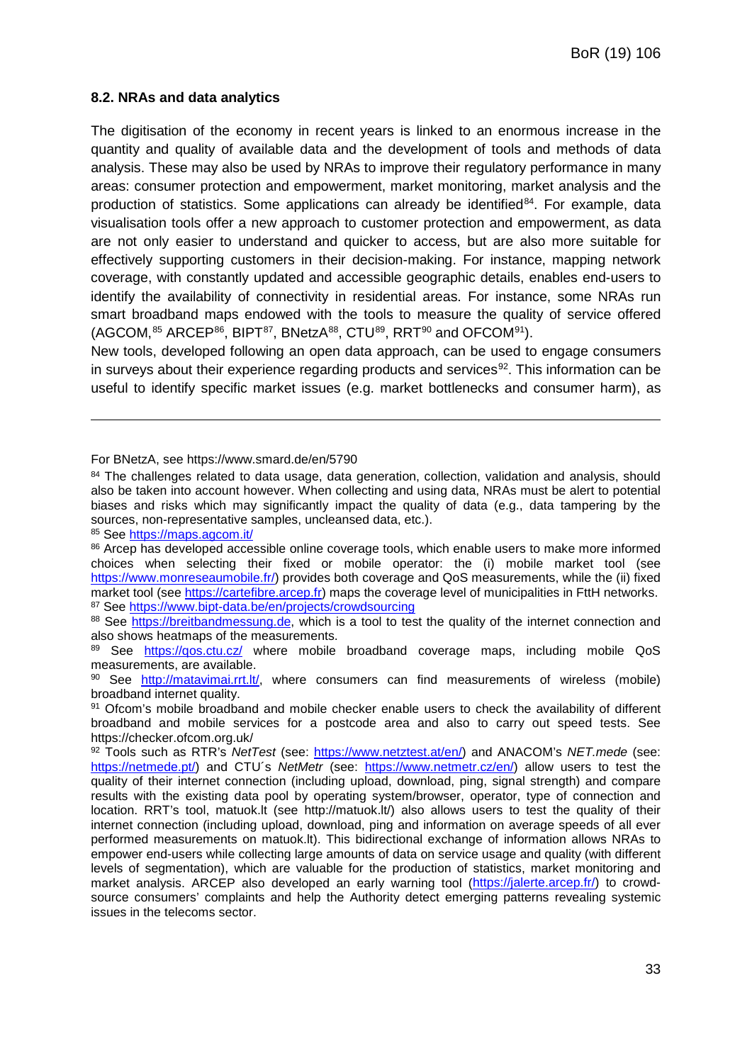### 8.2. NRAs and data analytics

The digitisation of the economy in recent years is linked to an enormous increase in the quantity and quality of available data and the development of tools and methods of data analysis. These may also be used by NRAs to improve their regulatory performance in many areas: consumer protection and empowerment, market monitoring, market analysis and the production of statistics. Some applications can already be identified[84]. For example, data visualisation tools offer a new approach to consumer protection and empowerment, as data are not only easier to understand and quicker to access, but are also more suitable for effectively supporting customers in their decision-making. For instance, mapping network coverage, with constantly updated and accessible geographic details, enables end-users to identify the availability of connectivity in residential areas. For instance, some NRAs run smart broadband maps endowed with the tools to measure the quality of service offered (AGCOM,[85] ARCEP[86], BIPT[87], BNetzA[88], CTU[89], RRT[90] and OFCOM[91]).

New tools, developed following an open data approach, can be used to engage consumers in surveys about their experience regarding products and services[92]. This information can be useful to identify specific market issues (e.g. market bottlenecks and consumer harm), as

---

For BNetzA, see https://www.smard.de/en/5790

[84] The challenges related to data usage, data generation, collection, validation and analysis, should also be taken into account however. When collecting and using data, NRAs must be alert to potential biases and risks which may significantly impact the quality of data (e.g., data tampering by the sources, non-representative samples, uncleansed data, etc.).

[85] See https://maps.agcom.it/

[86] Arcep has developed accessible online coverage tools, which enable users to make more informed choices when selecting their fixed or mobile operator: the (i) mobile market tool (see https://www.monreseaumobile.fr/) provides both coverage and QoS measurements, while the (ii) fixed market tool (see https://cartefibre.arcep.fr) maps the coverage level of municipalities in FttH networks.

[87] See https://www.bipt-data.be/en/projects/crowdsourcing

[88] See https://breitbandmessung.de, which is a tool to test the quality of the internet connection and also shows heatmaps of the measurements.

[89] See https://qos.ctu.cz/ where mobile broadband coverage maps, including mobile QoS measurements, are available.

[90] See http://matavimai.rrt.lt/, where consumers can find measurements of wireless (mobile) broadband internet quality.

[91] Ofcom's mobile broadband and mobile checker enable users to check the availability of different broadband and mobile services for a postcode area and also to carry out speed tests. See https://checker.ofcom.org.uk/

[92] Tools such as RTR's *NetTest* (see: https://www.netztest.at/en/) and ANACOM's *NET.mede* (see: https://netmede.pt/) and CTU´s *NetMetr* (see: https://www.netmetr.cz/en/) allow users to test the quality of their internet connection (including upload, download, ping, signal strength) and compare results with the existing data pool by operating system/browser, operator, type of connection and location. RRT's tool, matuok.lt (see http://matuok.lt/) also allows users to test the quality of their internet connection (including upload, download, ping and information on average speeds of all ever performed measurements on matuok.lt). This bidirectional exchange of information allows NRAs to empower end-users while collecting large amounts of data on service usage and quality (with different levels of segmentation), which are valuable for the production of statistics, market monitoring and market analysis. ARCEP also developed an early warning tool (https://jalerte.arcep.fr/) to crowd-source consumers' complaints and help the Authority detect emerging patterns revealing systemic issues in the telecoms sector.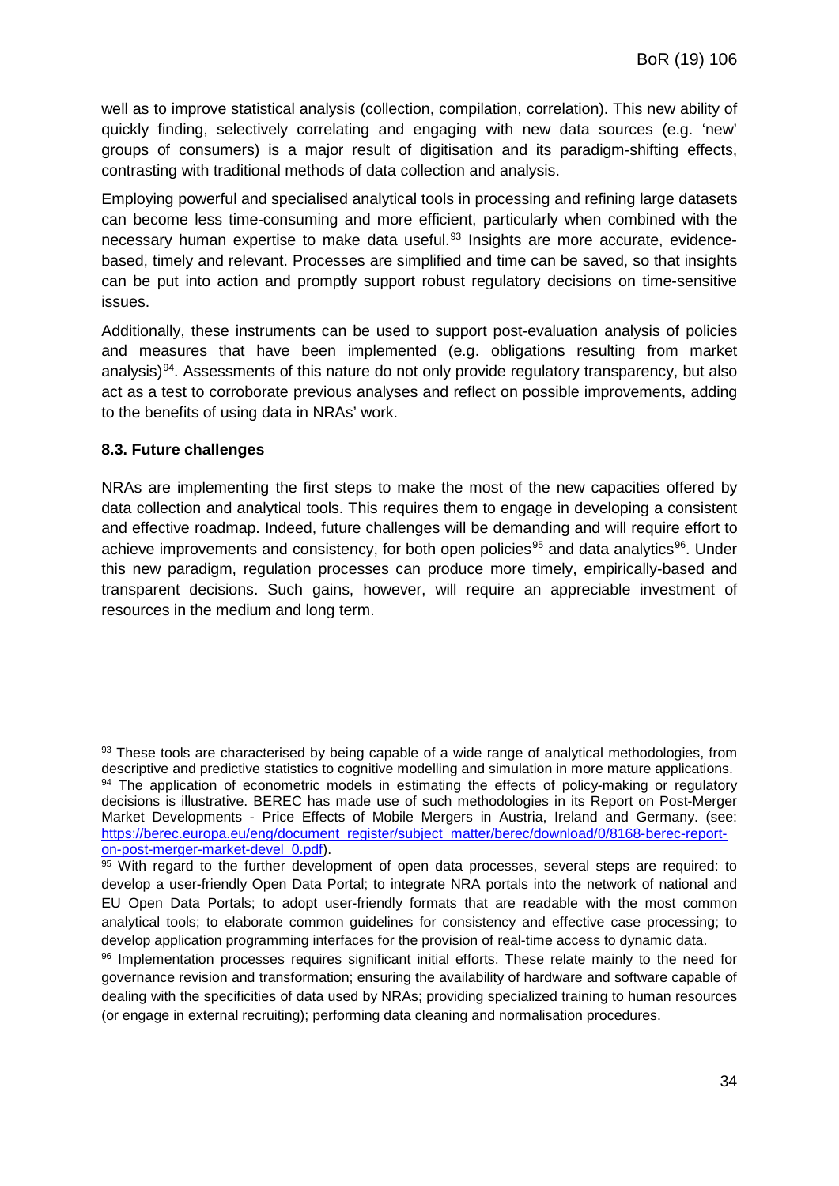well as to improve statistical analysis (collection, compilation, correlation). This new ability of quickly finding, selectively correlating and engaging with new data sources (e.g. 'new' groups of consumers) is a major result of digitisation and its paradigm-shifting effects, contrasting with traditional methods of data collection and analysis.

Employing powerful and specialised analytical tools in processing and refining large datasets can become less time-consuming and more efficient, particularly when combined with the necessary human expertise to make data useful.[93] Insights are more accurate, evidence-based, timely and relevant. Processes are simplified and time can be saved, so that insights can be put into action and promptly support robust regulatory decisions on time-sensitive issues.

Additionally, these instruments can be used to support post-evaluation analysis of policies and measures that have been implemented (e.g. obligations resulting from market analysis)[94]. Assessments of this nature do not only provide regulatory transparency, but also act as a test to corroborate previous analyses and reflect on possible improvements, adding to the benefits of using data in NRAs' work.

### 8.3. Future challenges

NRAs are implementing the first steps to make the most of the new capacities offered by data collection and analytical tools. This requires them to engage in developing a consistent and effective roadmap. Indeed, future challenges will be demanding and will require effort to achieve improvements and consistency, for both open policies[95] and data analytics[96]. Under this new paradigm, regulation processes can produce more timely, empirically-based and transparent decisions. Such gains, however, will require an appreciable investment of resources in the medium and long term.

---

[93] These tools are characterised by being capable of a wide range of analytical methodologies, from descriptive and predictive statistics to cognitive modelling and simulation in more mature applications.

[94] The application of econometric models in estimating the effects of policy-making or regulatory decisions is illustrative. BEREC has made use of such methodologies in its Report on Post-Merger Market Developments - Price Effects of Mobile Mergers in Austria, Ireland and Germany. (see: https://berec.europa.eu/eng/document_register/subject_matter/berec/download/0/8168-berec-report-on-post-merger-market-devel_0.pdf).

[95] With regard to the further development of open data processes, several steps are required: to develop a user-friendly Open Data Portal; to integrate NRA portals into the network of national and EU Open Data Portals; to adopt user-friendly formats that are readable with the most common analytical tools; to elaborate common guidelines for consistency and effective case processing; to develop application programming interfaces for the provision of real-time access to dynamic data.

[96] Implementation processes requires significant initial efforts. These relate mainly to the need for governance revision and transformation; ensuring the availability of hardware and software capable of dealing with the specificities of data used by NRAs; providing specialized training to human resources (or engage in external recruiting); performing data cleaning and normalisation procedures.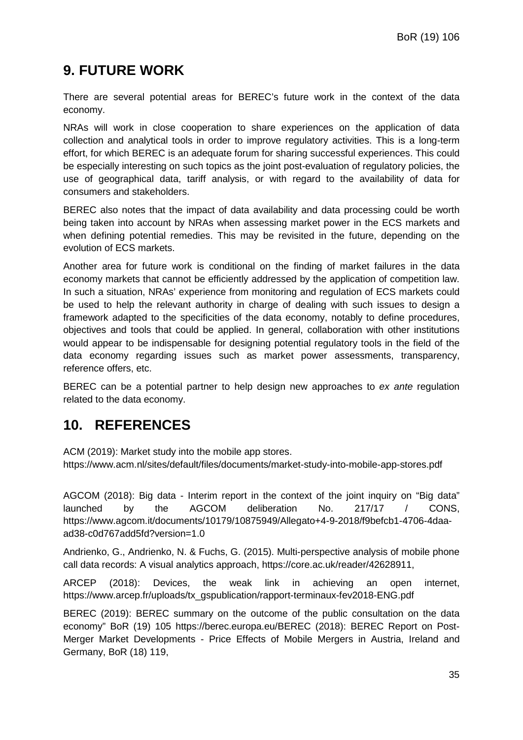# 9. FUTURE WORK

There are several potential areas for BEREC's future work in the context of the data economy.

NRAs will work in close cooperation to share experiences on the application of data collection and analytical tools in order to improve regulatory activities. This is a long-term effort, for which BEREC is an adequate forum for sharing successful experiences. This could be especially interesting on such topics as the joint post-evaluation of regulatory policies, the use of geographical data, tariff analysis, or with regard to the availability of data for consumers and stakeholders.

BEREC also notes that the impact of data availability and data processing could be worth being taken into account by NRAs when assessing market power in the ECS markets and when defining potential remedies. This may be revisited in the future, depending on the evolution of ECS markets.

Another area for future work is conditional on the finding of market failures in the data economy markets that cannot be efficiently addressed by the application of competition law. In such a situation, NRAs' experience from monitoring and regulation of ECS markets could be used to help the relevant authority in charge of dealing with such issues to design a framework adapted to the specificities of the data economy, notably to define procedures, objectives and tools that could be applied. In general, collaboration with other institutions would appear to be indispensable for designing potential regulatory tools in the field of the data economy regarding issues such as market power assessments, transparency, reference offers, etc.

BEREC can be a potential partner to help design new approaches to *ex ante* regulation related to the data economy.

# 10. REFERENCES

ACM (2019): Market study into the mobile app stores. https://www.acm.nl/sites/default/files/documents/market-study-into-mobile-app-stores.pdf

AGCOM (2018): Big data - Interim report in the context of the joint inquiry on "Big data" launched by the AGCOM deliberation No. 217/17 / CONS, https://www.agcom.it/documents/10179/10875949/Allegato+4-9-2018/f9befcb1-4706-4daa-ad38-c0d767add5fd?version=1.0

Andrienko, G., Andrienko, N. & Fuchs, G. (2015). Multi-perspective analysis of mobile phone call data records: A visual analytics approach, https://core.ac.uk/reader/42628911,

ARCEP (2018): Devices, the weak link in achieving an open internet, https://www.arcep.fr/uploads/tx_gspublication/rapport-terminaux-fev2018-ENG.pdf

BEREC (2019): BEREC summary on the outcome of the public consultation on the data economy" BoR (19) 105 https://berec.europa.eu/BEREC (2018): BEREC Report on Post-Merger Market Developments - Price Effects of Mobile Mergers in Austria, Ireland and Germany, BoR (18) 119,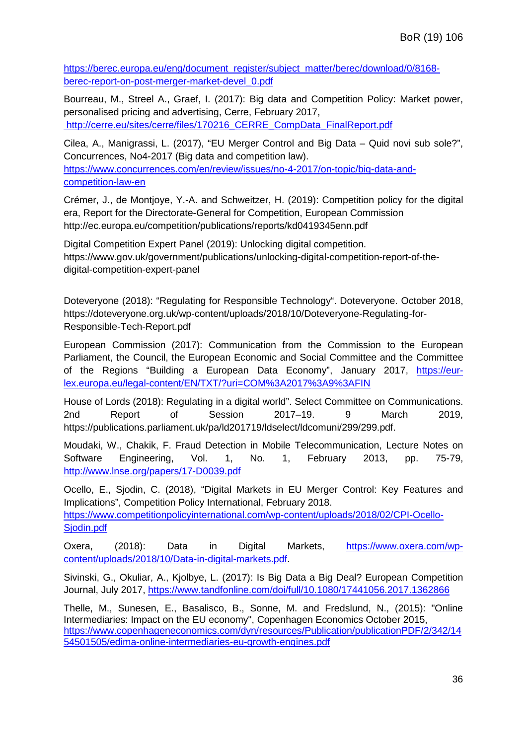https://berec.europa.eu/eng/document_register/subject_matter/berec/download/0/8168-berec-report-on-post-merger-market-devel_0.pdf

Bourreau, M., Streel A., Graef, I. (2017): Big data and Competition Policy: Market power, personalised pricing and advertising, Cerre, February 2017, http://cerre.eu/sites/cerre/files/170216_CERRE_CompData_FinalReport.pdf

Cilea, A., Manigrassi, L. (2017), "EU Merger Control and Big Data – Quid novi sub sole?", Concurrences, No4-2017 (Big data and competition law). https://www.concurrences.com/en/review/issues/no-4-2017/on-topic/big-data-and-competition-law-en

Crémer, J., de Montjoye, Y.-A. and Schweitzer, H. (2019): Competition policy for the digital era, Report for the Directorate-General for Competition, European Commission http://ec.europa.eu/competition/publications/reports/kd0419345enn.pdf

Digital Competition Expert Panel (2019): Unlocking digital competition. https://www.gov.uk/government/publications/unlocking-digital-competition-report-of-the-digital-competition-expert-panel

Doteveryone (2018): "Regulating for Responsible Technology". Doteveryone. October 2018, https://doteveryone.org.uk/wp-content/uploads/2018/10/Doteveryone-Regulating-for-Responsible-Tech-Report.pdf

European Commission (2017): Communication from the Commission to the European Parliament, the Council, the European Economic and Social Committee and the Committee of the Regions "Building a European Data Economy", January 2017, https://eur-lex.europa.eu/legal-content/EN/TXT/?uri=COM%3A2017%3A9%3AFIN

House of Lords (2018): Regulating in a digital world". Select Committee on Communications. 2nd Report of Session 2017–19. 9 March 2019, https://publications.parliament.uk/pa/ld201719/ldselect/ldcomuni/299/299.pdf.

Moudaki, W., Chakik, F. Fraud Detection in Mobile Telecommunication, Lecture Notes on Software Engineering, Vol. 1, No. 1, February 2013, pp. 75-79, http://www.lnse.org/papers/17-D0039.pdf

Ocello, E., Sjodin, C. (2018), "Digital Markets in EU Merger Control: Key Features and Implications", Competition Policy International, February 2018. https://www.competitionpolicyinternational.com/wp-content/uploads/2018/02/CPI-Ocello-Sjodin.pdf

Oxera, (2018): Data in Digital Markets, https://www.oxera.com/wp-content/uploads/2018/10/Data-in-digital-markets.pdf.

Sivinski, G., Okuliar, A., Kjolbye, L. (2017): Is Big Data a Big Deal? European Competition Journal, July 2017, https://www.tandfonline.com/doi/full/10.1080/17441056.2017.1362866

Thelle, M., Sunesen, E., Basalisco, B., Sonne, M. and Fredslund, N., (2015): "Online Intermediaries: Impact on the EU economy", Copenhagen Economics October 2015, https://www.copenhageneconomics.com/dyn/resources/Publication/publicationPDF/2/342/1454501505/edima-online-intermediaries-eu-growth-engines.pdf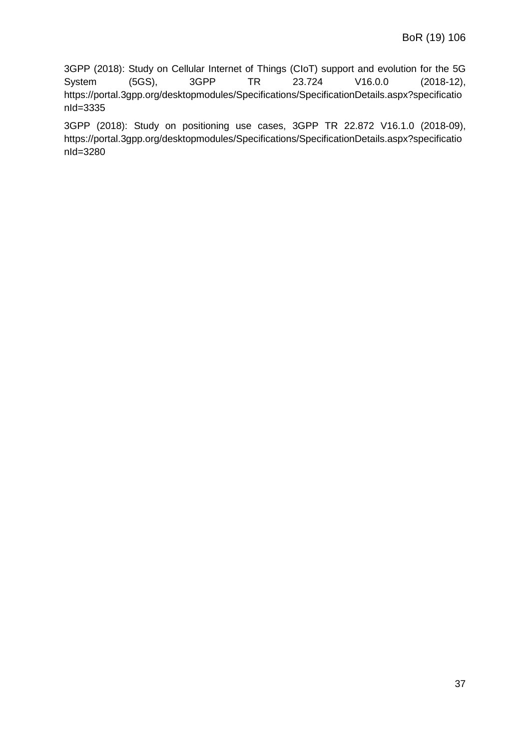3GPP (2018): Study on Cellular Internet of Things (CIoT) support and evolution for the 5G System (5GS), 3GPP TR 23.724 V16.0.0 (2018-12), https://portal.3gpp.org/desktopmodules/Specifications/SpecificationDetails.aspx?specificationId=3335

3GPP (2018): Study on positioning use cases, 3GPP TR 22.872 V16.1.0 (2018-09), https://portal.3gpp.org/desktopmodules/Specifications/SpecificationDetails.aspx?specificationId=3280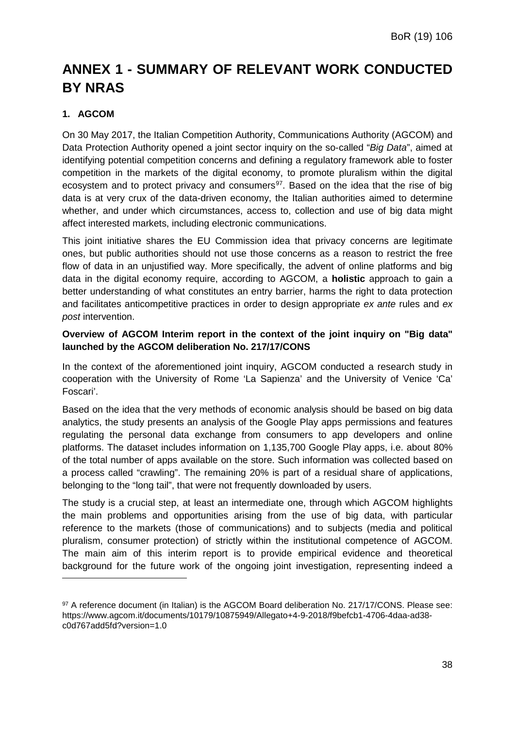# ANNEX 1 - SUMMARY OF RELEVANT WORK CONDUCTED BY NRAS

## 1. AGCOM

On 30 May 2017, the Italian Competition Authority, Communications Authority (AGCOM) and Data Protection Authority opened a joint sector inquiry on the so-called "*Big Data*", aimed at identifying potential competition concerns and defining a regulatory framework able to foster competition in the markets of the digital economy, to promote pluralism within the digital ecosystem and to protect privacy and consumers[97]. Based on the idea that the rise of big data is at very crux of the data-driven economy, the Italian authorities aimed to determine whether, and under which circumstances, access to, collection and use of big data might affect interested markets, including electronic communications.

This joint initiative shares the EU Commission idea that privacy concerns are legitimate ones, but public authorities should not use those concerns as a reason to restrict the free flow of data in an unjustified way. More specifically, the advent of online platforms and big data in the digital economy require, according to AGCOM, a **holistic** approach to gain a better understanding of what constitutes an entry barrier, harms the right to data protection and facilitates anticompetitive practices in order to design appropriate *ex ante* rules and *ex post* intervention.

**Overview of AGCOM Interim report in the context of the joint inquiry on "Big data" launched by the AGCOM deliberation No. 217/17/CONS**

In the context of the aforementioned joint inquiry, AGCOM conducted a research study in cooperation with the University of Rome 'La Sapienza' and the University of Venice 'Ca' Foscari'.

Based on the idea that the very methods of economic analysis should be based on big data analytics, the study presents an analysis of the Google Play apps permissions and features regulating the personal data exchange from consumers to app developers and online platforms. The dataset includes information on 1,135,700 Google Play apps, i.e. about 80% of the total number of apps available on the store. Such information was collected based on a process called "crawling". The remaining 20% is part of a residual share of applications, belonging to the "long tail", that were not frequently downloaded by users.

The study is a crucial step, at least an intermediate one, through which AGCOM highlights the main problems and opportunities arising from the use of big data, with particular reference to the markets (those of communications) and to subjects (media and political pluralism, consumer protection) of strictly within the institutional competence of AGCOM. The main aim of this interim report is to provide empirical evidence and theoretical background for the future work of the ongoing joint investigation, representing indeed a

---

[97] A reference document (in Italian) is the AGCOM Board deliberation No. 217/17/CONS. Please see: https://www.agcom.it/documents/10179/10875949/Allegato+4-9-2018/f9befcb1-4706-4daa-ad38-c0d767add5fd?version=1.0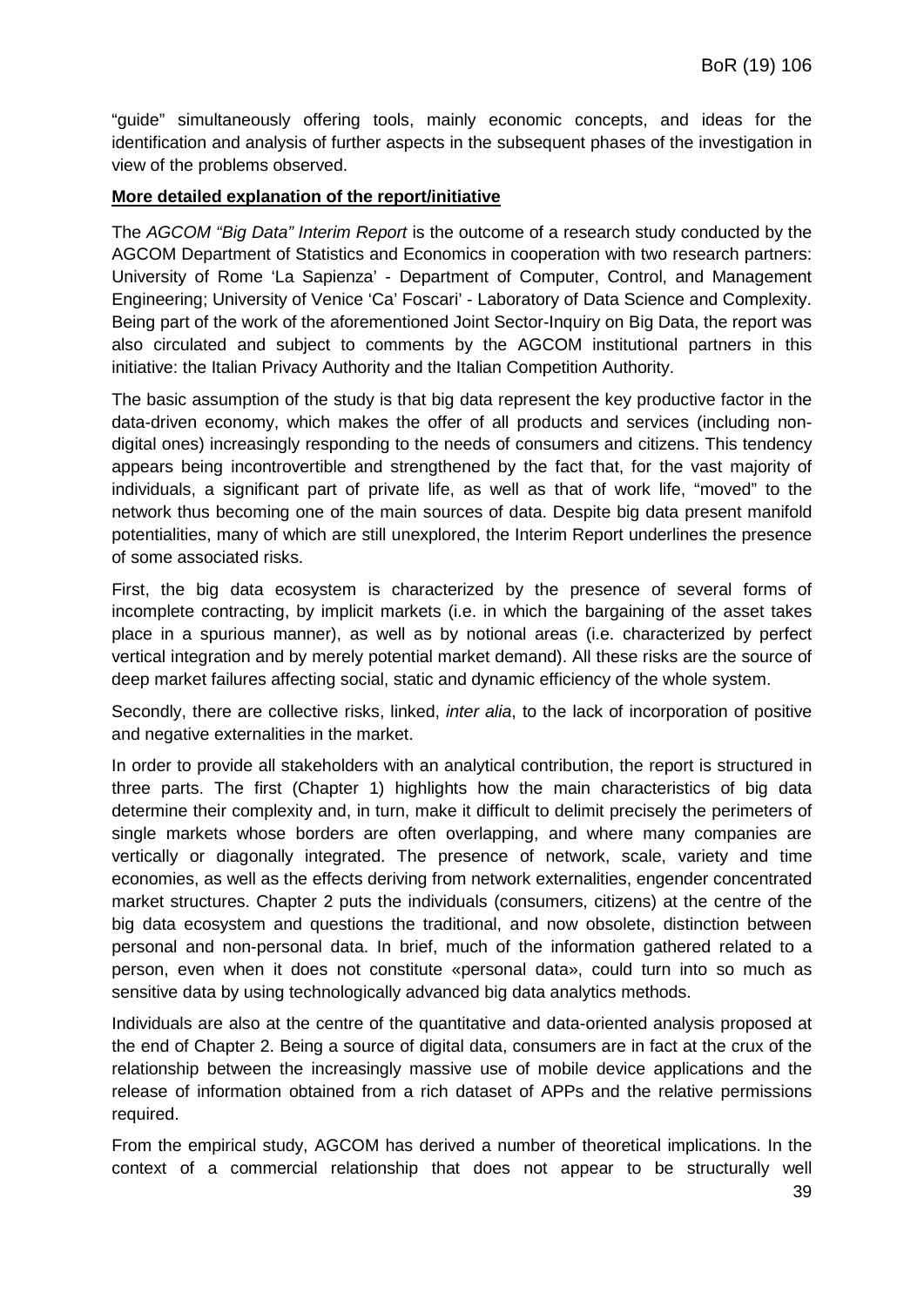"guide" simultaneously offering tools, mainly economic concepts, and ideas for the identification and analysis of further aspects in the subsequent phases of the investigation in view of the problems observed.

**More detailed explanation of the report/initiative**

The *AGCOM "Big Data" Interim Report* is the outcome of a research study conducted by the AGCOM Department of Statistics and Economics in cooperation with two research partners: University of Rome 'La Sapienza' - Department of Computer, Control, and Management Engineering; University of Venice 'Ca' Foscari' - Laboratory of Data Science and Complexity. Being part of the work of the aforementioned Joint Sector-Inquiry on Big Data, the report was also circulated and subject to comments by the AGCOM institutional partners in this initiative: the Italian Privacy Authority and the Italian Competition Authority.

The basic assumption of the study is that big data represent the key productive factor in the data-driven economy, which makes the offer of all products and services (including non-digital ones) increasingly responding to the needs of consumers and citizens. This tendency appears being incontrovertible and strengthened by the fact that, for the vast majority of individuals, a significant part of private life, as well as that of work life, "moved" to the network thus becoming one of the main sources of data. Despite big data present manifold potentialities, many of which are still unexplored, the Interim Report underlines the presence of some associated risks.

First, the big data ecosystem is characterized by the presence of several forms of incomplete contracting, by implicit markets (i.e. in which the bargaining of the asset takes place in a spurious manner), as well as by notional areas (i.e. characterized by perfect vertical integration and by merely potential market demand). All these risks are the source of deep market failures affecting social, static and dynamic efficiency of the whole system.

Secondly, there are collective risks, linked, *inter alia*, to the lack of incorporation of positive and negative externalities in the market.

In order to provide all stakeholders with an analytical contribution, the report is structured in three parts. The first (Chapter 1) highlights how the main characteristics of big data determine their complexity and, in turn, make it difficult to delimit precisely the perimeters of single markets whose borders are often overlapping, and where many companies are vertically or diagonally integrated. The presence of network, scale, variety and time economies, as well as the effects deriving from network externalities, engender concentrated market structures. Chapter 2 puts the individuals (consumers, citizens) at the centre of the big data ecosystem and questions the traditional, and now obsolete, distinction between personal and non-personal data. In brief, much of the information gathered related to a person, even when it does not constitute «personal data», could turn into so much as sensitive data by using technologically advanced big data analytics methods.

Individuals are also at the centre of the quantitative and data-oriented analysis proposed at the end of Chapter 2. Being a source of digital data, consumers are in fact at the crux of the relationship between the increasingly massive use of mobile device applications and the release of information obtained from a rich dataset of APPs and the relative permissions required.

From the empirical study, AGCOM has derived a number of theoretical implications. In the context of a commercial relationship that does not appear to be structurally well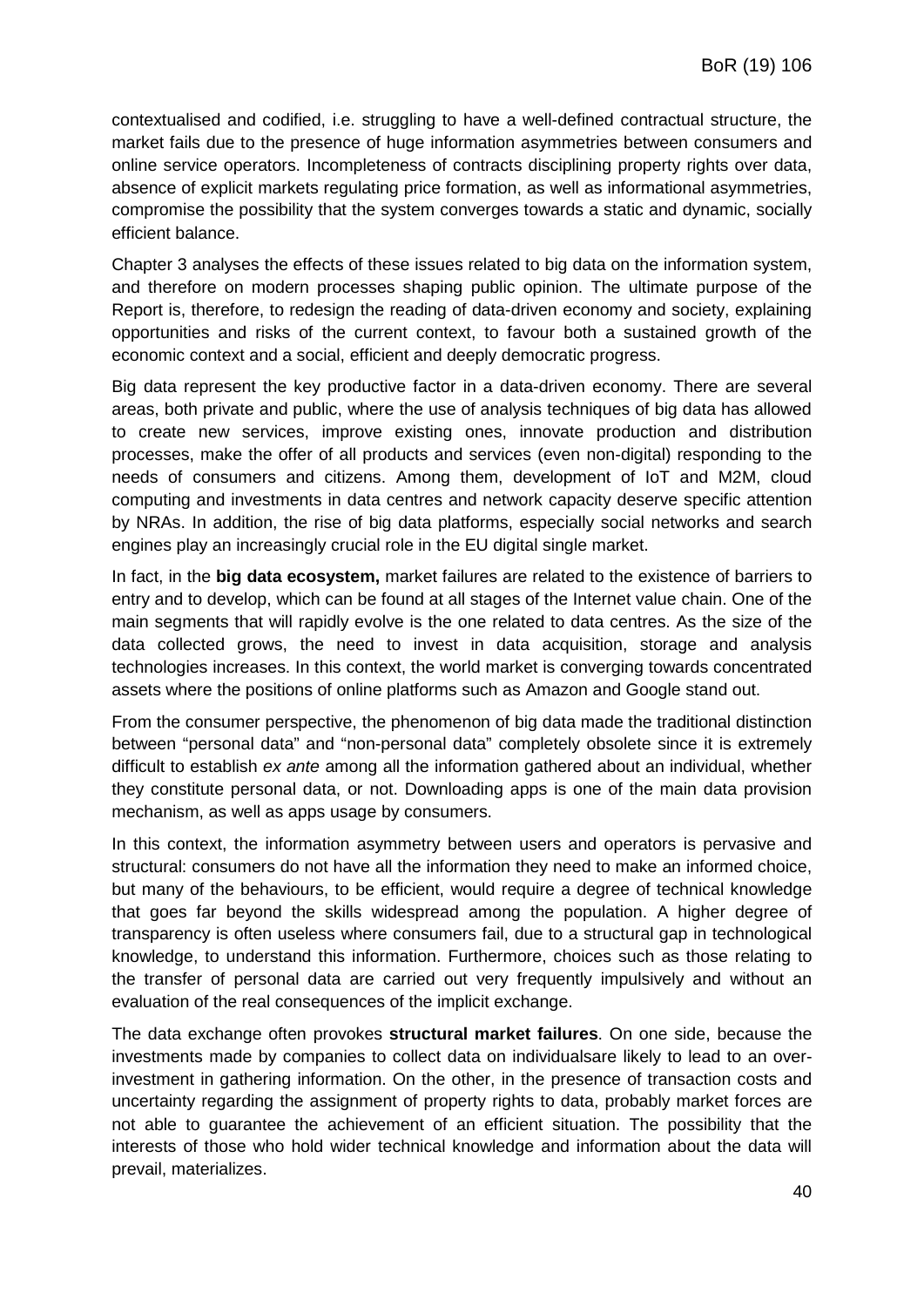contextualised and codified, i.e. struggling to have a well-defined contractual structure, the market fails due to the presence of huge information asymmetries between consumers and online service operators. Incompleteness of contracts disciplining property rights over data, absence of explicit markets regulating price formation, as well as informational asymmetries, compromise the possibility that the system converges towards a static and dynamic, socially efficient balance.

Chapter 3 analyses the effects of these issues related to big data on the information system, and therefore on modern processes shaping public opinion. The ultimate purpose of the Report is, therefore, to redesign the reading of data-driven economy and society, explaining opportunities and risks of the current context, to favour both a sustained growth of the economic context and a social, efficient and deeply democratic progress.

Big data represent the key productive factor in a data-driven economy. There are several areas, both private and public, where the use of analysis techniques of big data has allowed to create new services, improve existing ones, innovate production and distribution processes, make the offer of all products and services (even non-digital) responding to the needs of consumers and citizens. Among them, development of IoT and M2M, cloud computing and investments in data centres and network capacity deserve specific attention by NRAs. In addition, the rise of big data platforms, especially social networks and search engines play an increasingly crucial role in the EU digital single market.

In fact, in the **big data ecosystem,** market failures are related to the existence of barriers to entry and to develop, which can be found at all stages of the Internet value chain. One of the main segments that will rapidly evolve is the one related to data centres. As the size of the data collected grows, the need to invest in data acquisition, storage and analysis technologies increases. In this context, the world market is converging towards concentrated assets where the positions of online platforms such as Amazon and Google stand out.

From the consumer perspective, the phenomenon of big data made the traditional distinction between "personal data" and "non-personal data" completely obsolete since it is extremely difficult to establish *ex ante* among all the information gathered about an individual, whether they constitute personal data, or not. Downloading apps is one of the main data provision mechanism, as well as apps usage by consumers.

In this context, the information asymmetry between users and operators is pervasive and structural: consumers do not have all the information they need to make an informed choice, but many of the behaviours, to be efficient, would require a degree of technical knowledge that goes far beyond the skills widespread among the population. A higher degree of transparency is often useless where consumers fail, due to a structural gap in technological knowledge, to understand this information. Furthermore, choices such as those relating to the transfer of personal data are carried out very frequently impulsively and without an evaluation of the real consequences of the implicit exchange.

The data exchange often provokes **structural market failures**. On one side, because the investments made by companies to collect data on individualsare likely to lead to an over-investment in gathering information. On the other, in the presence of transaction costs and uncertainty regarding the assignment of property rights to data, probably market forces are not able to guarantee the achievement of an efficient situation. The possibility that the interests of those who hold wider technical knowledge and information about the data will prevail, materializes.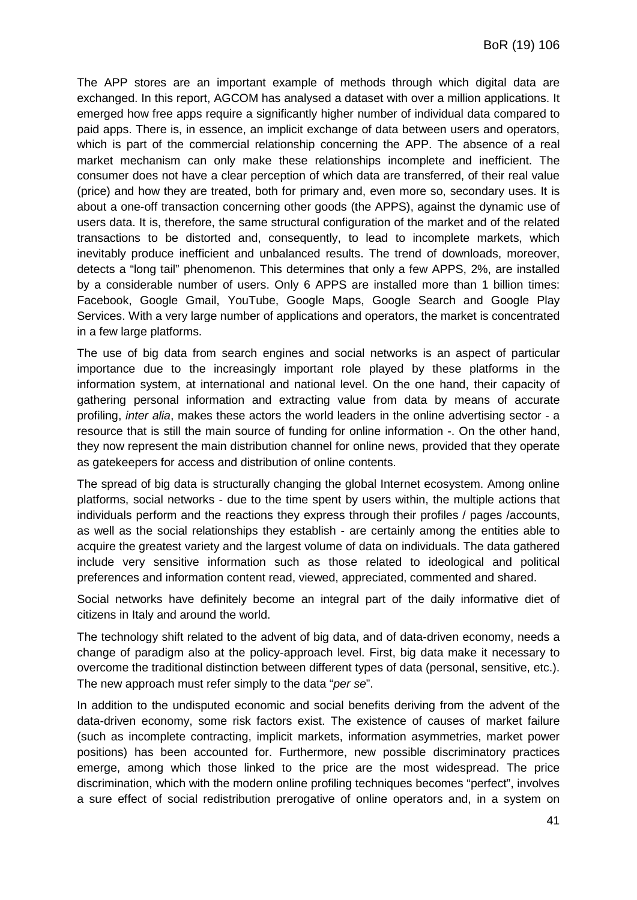The APP stores are an important example of methods through which digital data are exchanged. In this report, AGCOM has analysed a dataset with over a million applications. It emerged how free apps require a significantly higher number of individual data compared to paid apps. There is, in essence, an implicit exchange of data between users and operators, which is part of the commercial relationship concerning the APP. The absence of a real market mechanism can only make these relationships incomplete and inefficient. The consumer does not have a clear perception of which data are transferred, of their real value (price) and how they are treated, both for primary and, even more so, secondary uses. It is about a one-off transaction concerning other goods (the APPS), against the dynamic use of users data. It is, therefore, the same structural configuration of the market and of the related transactions to be distorted and, consequently, to lead to incomplete markets, which inevitably produce inefficient and unbalanced results. The trend of downloads, moreover, detects a "long tail" phenomenon. This determines that only a few APPS, 2%, are installed by a considerable number of users. Only 6 APPS are installed more than 1 billion times: Facebook, Google Gmail, YouTube, Google Maps, Google Search and Google Play Services. With a very large number of applications and operators, the market is concentrated in a few large platforms.

The use of big data from search engines and social networks is an aspect of particular importance due to the increasingly important role played by these platforms in the information system, at international and national level. On the one hand, their capacity of gathering personal information and extracting value from data by means of accurate profiling, *inter alia*, makes these actors the world leaders in the online advertising sector - a resource that is still the main source of funding for online information -. On the other hand, they now represent the main distribution channel for online news, provided that they operate as gatekeepers for access and distribution of online contents.

The spread of big data is structurally changing the global Internet ecosystem. Among online platforms, social networks - due to the time spent by users within, the multiple actions that individuals perform and the reactions they express through their profiles / pages /accounts, as well as the social relationships they establish - are certainly among the entities able to acquire the greatest variety and the largest volume of data on individuals. The data gathered include very sensitive information such as those related to ideological and political preferences and information content read, viewed, appreciated, commented and shared.

Social networks have definitely become an integral part of the daily informative diet of citizens in Italy and around the world.

The technology shift related to the advent of big data, and of data-driven economy, needs a change of paradigm also at the policy-approach level. First, big data make it necessary to overcome the traditional distinction between different types of data (personal, sensitive, etc.). The new approach must refer simply to the data "*per se*".

In addition to the undisputed economic and social benefits deriving from the advent of the data-driven economy, some risk factors exist. The existence of causes of market failure (such as incomplete contracting, implicit markets, information asymmetries, market power positions) has been accounted for. Furthermore, new possible discriminatory practices emerge, among which those linked to the price are the most widespread. The price discrimination, which with the modern online profiling techniques becomes "perfect", involves a sure effect of social redistribution prerogative of online operators and, in a system on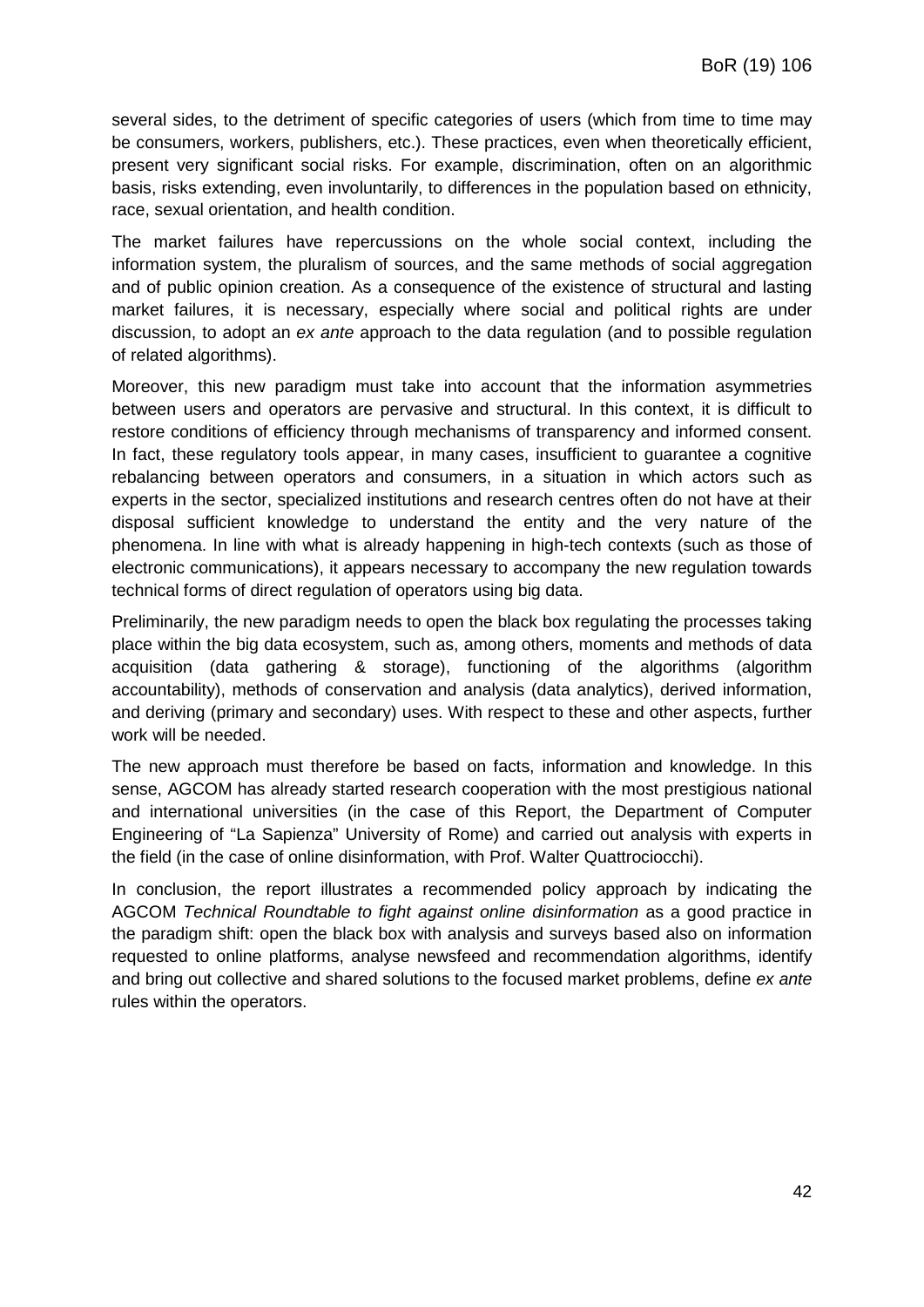several sides, to the detriment of specific categories of users (which from time to time may be consumers, workers, publishers, etc.). These practices, even when theoretically efficient, present very significant social risks. For example, discrimination, often on an algorithmic basis, risks extending, even involuntarily, to differences in the population based on ethnicity, race, sexual orientation, and health condition.

The market failures have repercussions on the whole social context, including the information system, the pluralism of sources, and the same methods of social aggregation and of public opinion creation. As a consequence of the existence of structural and lasting market failures, it is necessary, especially where social and political rights are under discussion, to adopt an *ex ante* approach to the data regulation (and to possible regulation of related algorithms).

Moreover, this new paradigm must take into account that the information asymmetries between users and operators are pervasive and structural. In this context, it is difficult to restore conditions of efficiency through mechanisms of transparency and informed consent. In fact, these regulatory tools appear, in many cases, insufficient to guarantee a cognitive rebalancing between operators and consumers, in a situation in which actors such as experts in the sector, specialized institutions and research centres often do not have at their disposal sufficient knowledge to understand the entity and the very nature of the phenomena. In line with what is already happening in high-tech contexts (such as those of electronic communications), it appears necessary to accompany the new regulation towards technical forms of direct regulation of operators using big data.

Preliminarily, the new paradigm needs to open the black box regulating the processes taking place within the big data ecosystem, such as, among others, moments and methods of data acquisition (data gathering & storage), functioning of the algorithms (algorithm accountability), methods of conservation and analysis (data analytics), derived information, and deriving (primary and secondary) uses. With respect to these and other aspects, further work will be needed.

The new approach must therefore be based on facts, information and knowledge. In this sense, AGCOM has already started research cooperation with the most prestigious national and international universities (in the case of this Report, the Department of Computer Engineering of "La Sapienza" University of Rome) and carried out analysis with experts in the field (in the case of online disinformation, with Prof. Walter Quattrociocchi).

In conclusion, the report illustrates a recommended policy approach by indicating the AGCOM *Technical Roundtable to fight against online disinformation* as a good practice in the paradigm shift: open the black box with analysis and surveys based also on information requested to online platforms, analyse newsfeed and recommendation algorithms, identify and bring out collective and shared solutions to the focused market problems, define *ex ante* rules within the operators.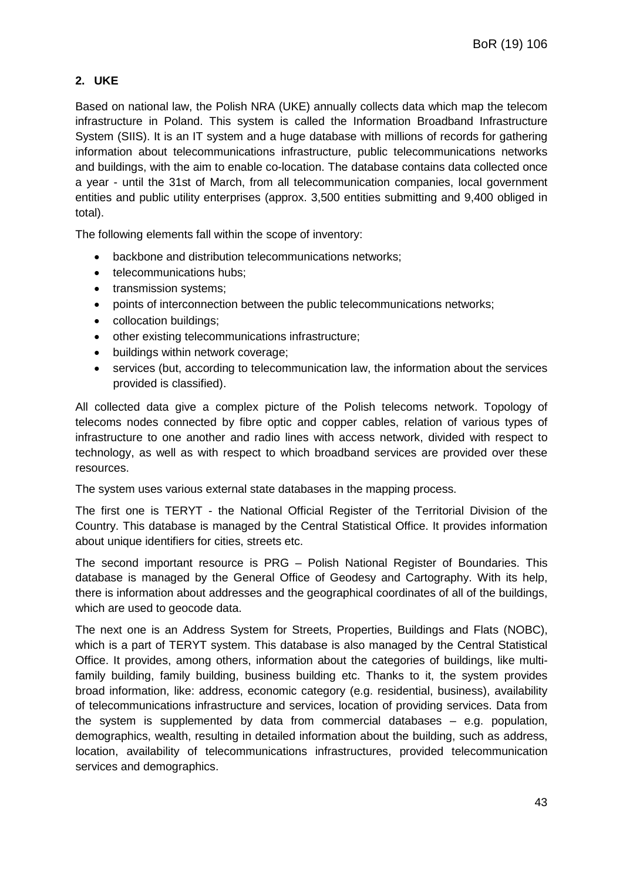## 2. UKE

Based on national law, the Polish NRA (UKE) annually collects data which map the telecom infrastructure in Poland. This system is called the Information Broadband Infrastructure System (SIIS). It is an IT system and a huge database with millions of records for gathering information about telecommunications infrastructure, public telecommunications networks and buildings, with the aim to enable co-location. The database contains data collected once a year - until the 31st of March, from all telecommunication companies, local government entities and public utility enterprises (approx. 3,500 entities submitting and 9,400 obliged in total).

The following elements fall within the scope of inventory:

- backbone and distribution telecommunications networks;
- telecommunications hubs;
- transmission systems;
- points of interconnection between the public telecommunications networks;
- collocation buildings;
- other existing telecommunications infrastructure;
- buildings within network coverage;
- services (but, according to telecommunication law, the information about the services provided is classified).

All collected data give a complex picture of the Polish telecoms network. Topology of telecoms nodes connected by fibre optic and copper cables, relation of various types of infrastructure to one another and radio lines with access network, divided with respect to technology, as well as with respect to which broadband services are provided over these resources.

The system uses various external state databases in the mapping process.

The first one is TERYT - the National Official Register of the Territorial Division of the Country. This database is managed by the Central Statistical Office. It provides information about unique identifiers for cities, streets etc.

The second important resource is PRG – Polish National Register of Boundaries. This database is managed by the General Office of Geodesy and Cartography. With its help, there is information about addresses and the geographical coordinates of all of the buildings, which are used to geocode data.

The next one is an Address System for Streets, Properties, Buildings and Flats (NOBC), which is a part of TERYT system. This database is also managed by the Central Statistical Office. It provides, among others, information about the categories of buildings, like multi-family building, family building, business building etc. Thanks to it, the system provides broad information, like: address, economic category (e.g. residential, business), availability of telecommunications infrastructure and services, location of providing services. Data from the system is supplemented by data from commercial databases – e.g. population, demographics, wealth, resulting in detailed information about the building, such as address, location, availability of telecommunications infrastructures, provided telecommunication services and demographics.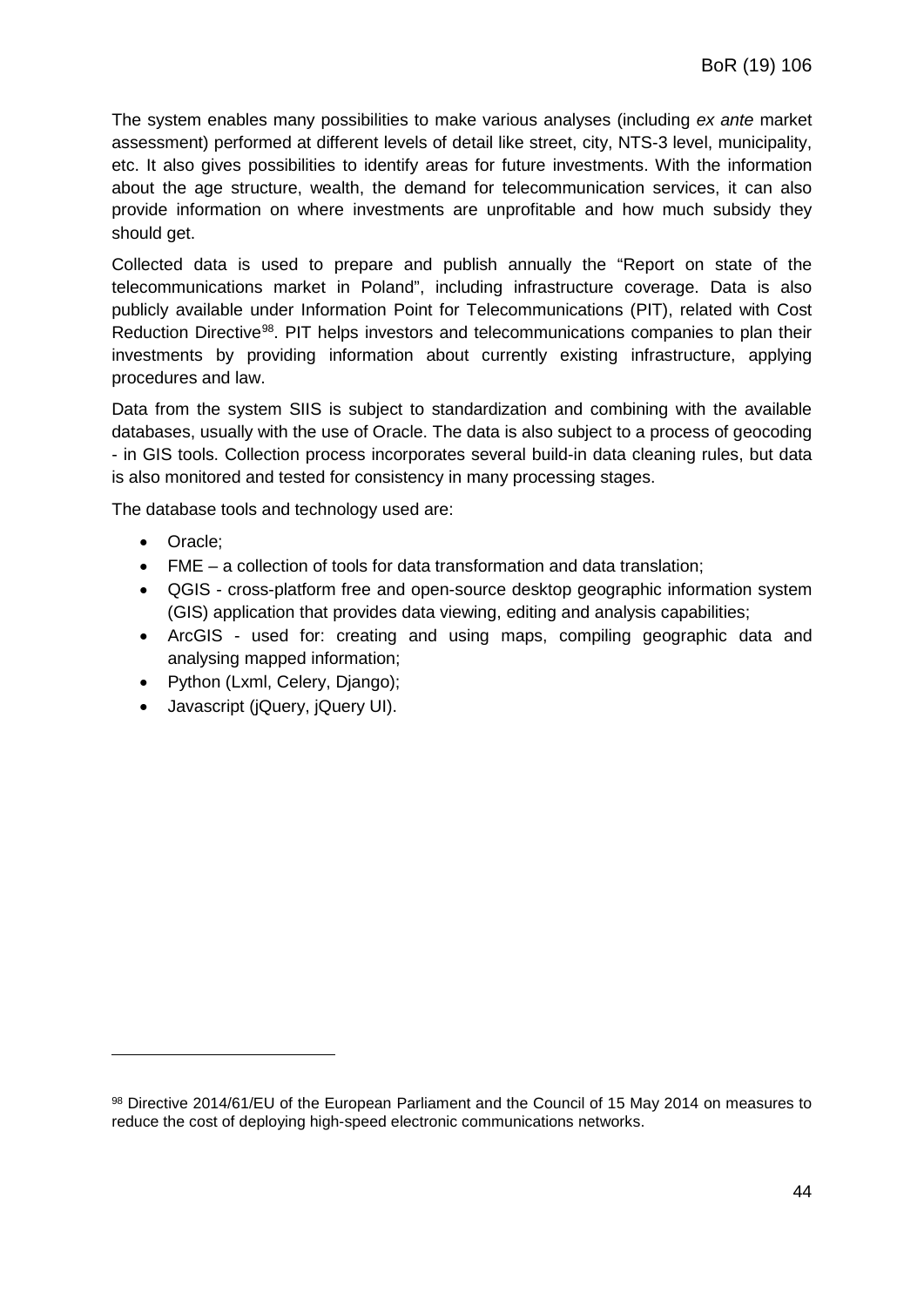The system enables many possibilities to make various analyses (including *ex ante* market assessment) performed at different levels of detail like street, city, NTS-3 level, municipality, etc. It also gives possibilities to identify areas for future investments. With the information about the age structure, wealth, the demand for telecommunication services, it can also provide information on where investments are unprofitable and how much subsidy they should get.

Collected data is used to prepare and publish annually the "Report on state of the telecommunications market in Poland", including infrastructure coverage. Data is also publicly available under Information Point for Telecommunications (PIT), related with Cost Reduction Directive[98]. PIT helps investors and telecommunications companies to plan their investments by providing information about currently existing infrastructure, applying procedures and law.

Data from the system SIIS is subject to standardization and combining with the available databases, usually with the use of Oracle. The data is also subject to a process of geocoding - in GIS tools. Collection process incorporates several build-in data cleaning rules, but data is also monitored and tested for consistency in many processing stages.

The database tools and technology used are:

- Oracle;
- FME – a collection of tools for data transformation and data translation;
- QGIS - cross-platform free and open-source desktop geographic information system (GIS) application that provides data viewing, editing and analysis capabilities;
- ArcGIS - used for: creating and using maps, compiling geographic data and analysing mapped information;
- Python (Lxml, Celery, Django);
- Javascript (jQuery, jQuery UI).

[98] Directive 2014/61/EU of the European Parliament and the Council of 15 May 2014 on measures to reduce the cost of deploying high-speed electronic communications networks.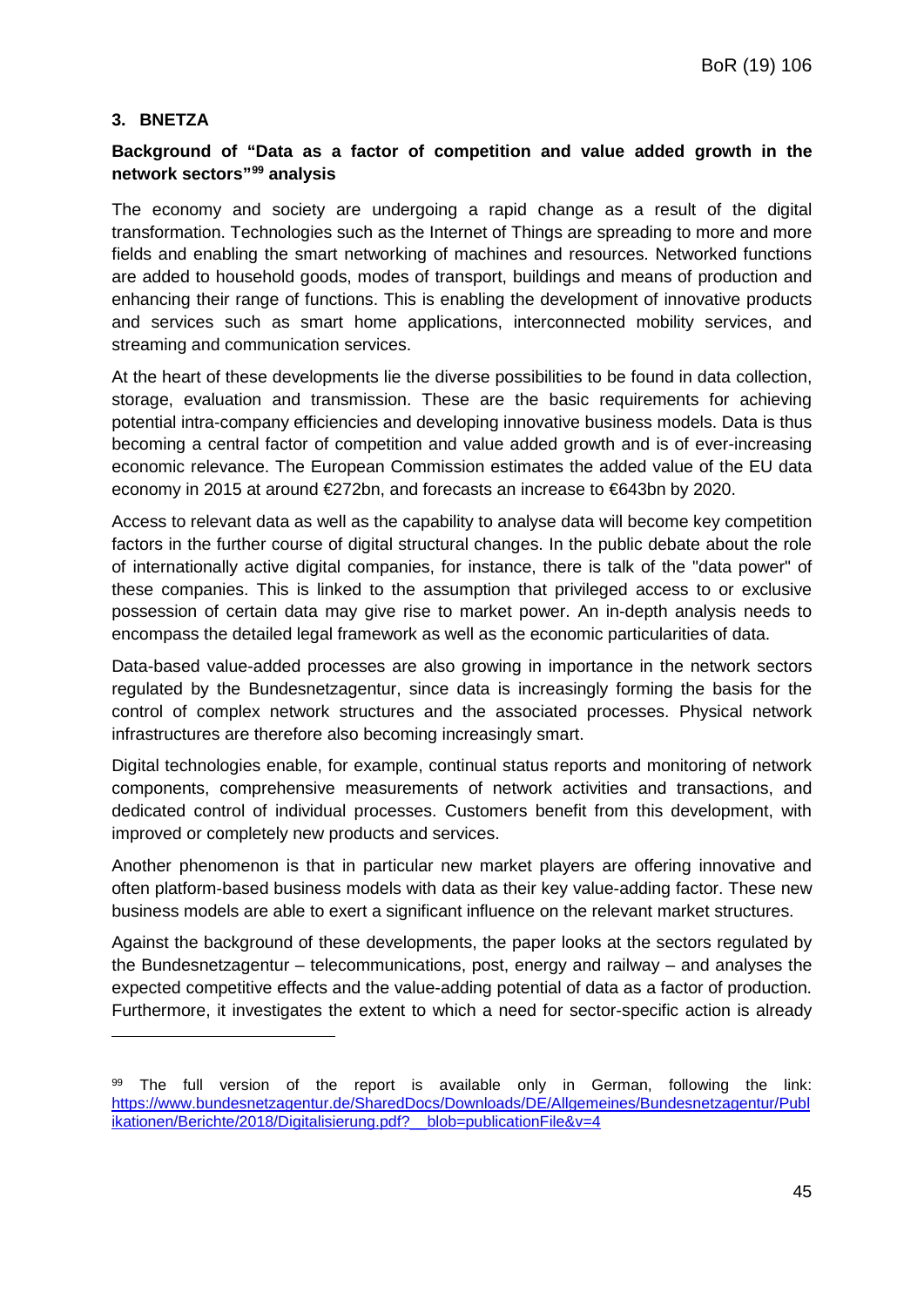## 3. BNETZA

### Background of "Data as a factor of competition and value added growth in the network sectors"[99] analysis

The economy and society are undergoing a rapid change as a result of the digital transformation. Technologies such as the Internet of Things are spreading to more and more fields and enabling the smart networking of machines and resources. Networked functions are added to household goods, modes of transport, buildings and means of production and enhancing their range of functions. This is enabling the development of innovative products and services such as smart home applications, interconnected mobility services, and streaming and communication services.

At the heart of these developments lie the diverse possibilities to be found in data collection, storage, evaluation and transmission. These are the basic requirements for achieving potential intra-company efficiencies and developing innovative business models. Data is thus becoming a central factor of competition and value added growth and is of ever-increasing economic relevance. The European Commission estimates the added value of the EU data economy in 2015 at around €272bn, and forecasts an increase to €643bn by 2020.

Access to relevant data as well as the capability to analyse data will become key competition factors in the further course of digital structural changes. In the public debate about the role of internationally active digital companies, for instance, there is talk of the "data power" of these companies. This is linked to the assumption that privileged access to or exclusive possession of certain data may give rise to market power. An in-depth analysis needs to encompass the detailed legal framework as well as the economic particularities of data.

Data-based value-added processes are also growing in importance in the network sectors regulated by the Bundesnetzagentur, since data is increasingly forming the basis for the control of complex network structures and the associated processes. Physical network infrastructures are therefore also becoming increasingly smart.

Digital technologies enable, for example, continual status reports and monitoring of network components, comprehensive measurements of network activities and transactions, and dedicated control of individual processes. Customers benefit from this development, with improved or completely new products and services.

Another phenomenon is that in particular new market players are offering innovative and often platform-based business models with data as their key value-adding factor. These new business models are able to exert a significant influence on the relevant market structures.

Against the background of these developments, the paper looks at the sectors regulated by the Bundesnetzagentur – telecommunications, post, energy and railway – and analyses the expected competitive effects and the value-adding potential of data as a factor of production. Furthermore, it investigates the extent to which a need for sector-specific action is already

---

[99] The full version of the report is available only in German, following the link: https://www.bundesnetzagentur.de/SharedDocs/Downloads/DE/Allgemeines/Bundesnetzagentur/Publikationen/Berichte/2018/Digitalisierung.pdf?__blob=publicationFile&v=4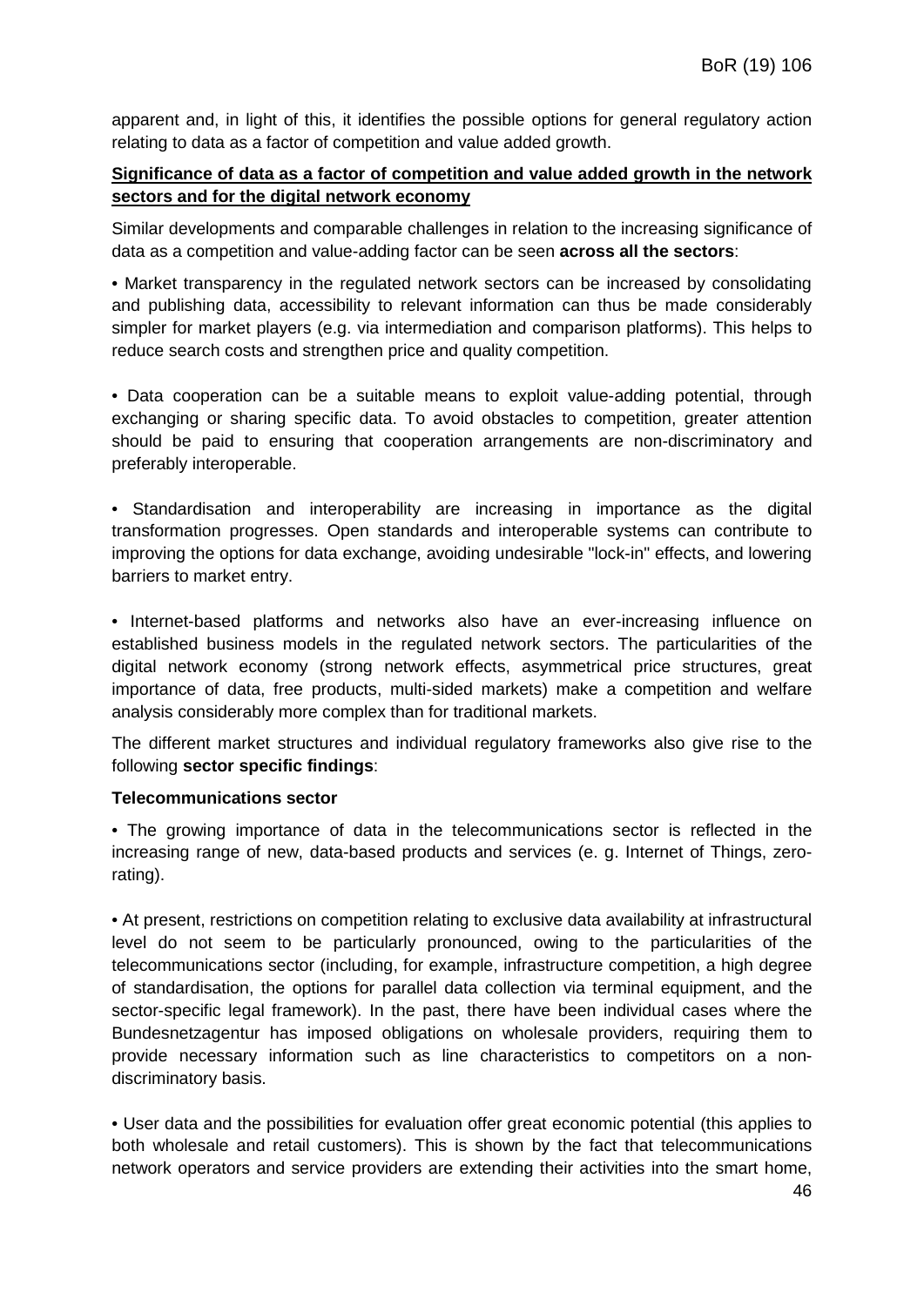apparent and, in light of this, it identifies the possible options for general regulatory action relating to data as a factor of competition and value added growth.

**Significance of data as a factor of competition and value added growth in the network sectors and for the digital network economy**

Similar developments and comparable challenges in relation to the increasing significance of data as a competition and value-adding factor can be seen **across all the sectors**:

- Market transparency in the regulated network sectors can be increased by consolidating and publishing data, accessibility to relevant information can thus be made considerably simpler for market players (e.g. via intermediation and comparison platforms). This helps to reduce search costs and strengthen price and quality competition.

- Data cooperation can be a suitable means to exploit value-adding potential, through exchanging or sharing specific data. To avoid obstacles to competition, greater attention should be paid to ensuring that cooperation arrangements are non-discriminatory and preferably interoperable.

- Standardisation and interoperability are increasing in importance as the digital transformation progresses. Open standards and interoperable systems can contribute to improving the options for data exchange, avoiding undesirable "lock-in" effects, and lowering barriers to market entry.

- Internet-based platforms and networks also have an ever-increasing influence on established business models in the regulated network sectors. The particularities of the digital network economy (strong network effects, asymmetrical price structures, great importance of data, free products, multi-sided markets) make a competition and welfare analysis considerably more complex than for traditional markets.

The different market structures and individual regulatory frameworks also give rise to the following **sector specific findings**:

**Telecommunications sector**

- The growing importance of data in the telecommunications sector is reflected in the increasing range of new, data-based products and services (e. g. Internet of Things, zero-rating).

- At present, restrictions on competition relating to exclusive data availability at infrastructural level do not seem to be particularly pronounced, owing to the particularities of the telecommunications sector (including, for example, infrastructure competition, a high degree of standardisation, the options for parallel data collection via terminal equipment, and the sector-specific legal framework). In the past, there have been individual cases where the Bundesnetzagentur has imposed obligations on wholesale providers, requiring them to provide necessary information such as line characteristics to competitors on a non-discriminatory basis.

- User data and the possibilities for evaluation offer great economic potential (this applies to both wholesale and retail customers). This is shown by the fact that telecommunications network operators and service providers are extending their activities into the smart home,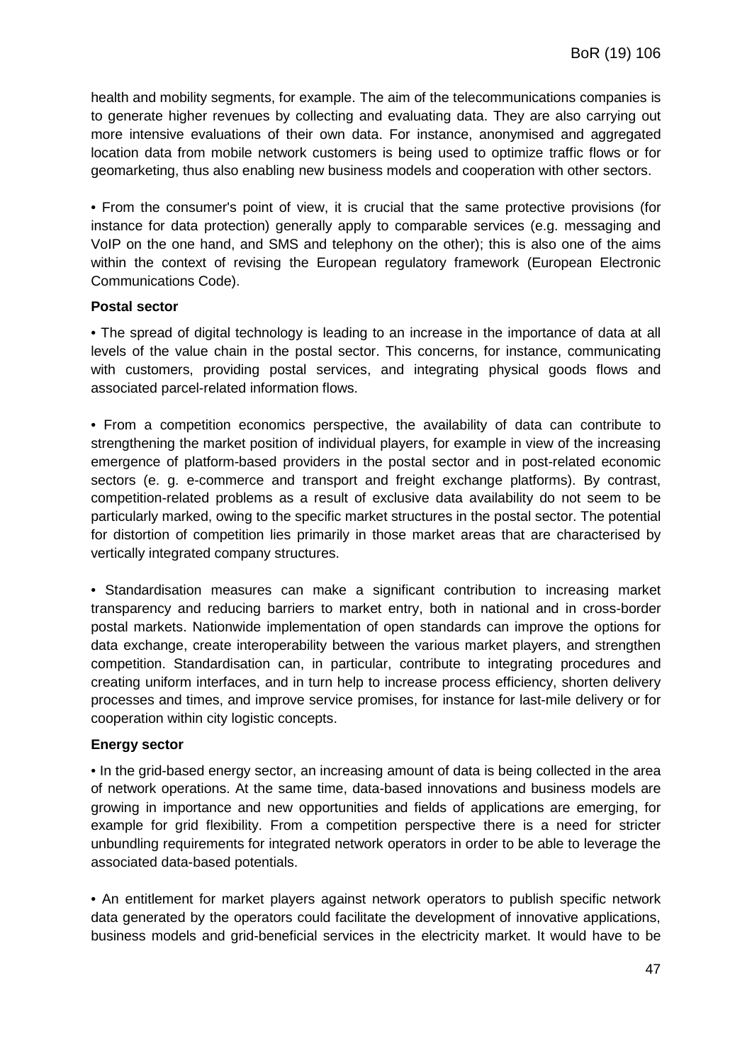health and mobility segments, for example. The aim of the telecommunications companies is to generate higher revenues by collecting and evaluating data. They are also carrying out more intensive evaluations of their own data. For instance, anonymised and aggregated location data from mobile network customers is being used to optimize traffic flows or for geomarketing, thus also enabling new business models and cooperation with other sectors.

• From the consumer's point of view, it is crucial that the same protective provisions (for instance for data protection) generally apply to comparable services (e.g. messaging and VoIP on the one hand, and SMS and telephony on the other); this is also one of the aims within the context of revising the European regulatory framework (European Electronic Communications Code).

**Postal sector**

• The spread of digital technology is leading to an increase in the importance of data at all levels of the value chain in the postal sector. This concerns, for instance, communicating with customers, providing postal services, and integrating physical goods flows and associated parcel-related information flows.

• From a competition economics perspective, the availability of data can contribute to strengthening the market position of individual players, for example in view of the increasing emergence of platform-based providers in the postal sector and in post-related economic sectors (e. g. e-commerce and transport and freight exchange platforms). By contrast, competition-related problems as a result of exclusive data availability do not seem to be particularly marked, owing to the specific market structures in the postal sector. The potential for distortion of competition lies primarily in those market areas that are characterised by vertically integrated company structures.

• Standardisation measures can make a significant contribution to increasing market transparency and reducing barriers to market entry, both in national and in cross-border postal markets. Nationwide implementation of open standards can improve the options for data exchange, create interoperability between the various market players, and strengthen competition. Standardisation can, in particular, contribute to integrating procedures and creating uniform interfaces, and in turn help to increase process efficiency, shorten delivery processes and times, and improve service promises, for instance for last-mile delivery or for cooperation within city logistic concepts.

**Energy sector**

• In the grid-based energy sector, an increasing amount of data is being collected in the area of network operations. At the same time, data-based innovations and business models are growing in importance and new opportunities and fields of applications are emerging, for example for grid flexibility. From a competition perspective there is a need for stricter unbundling requirements for integrated network operators in order to be able to leverage the associated data-based potentials.

• An entitlement for market players against network operators to publish specific network data generated by the operators could facilitate the development of innovative applications, business models and grid-beneficial services in the electricity market. It would have to be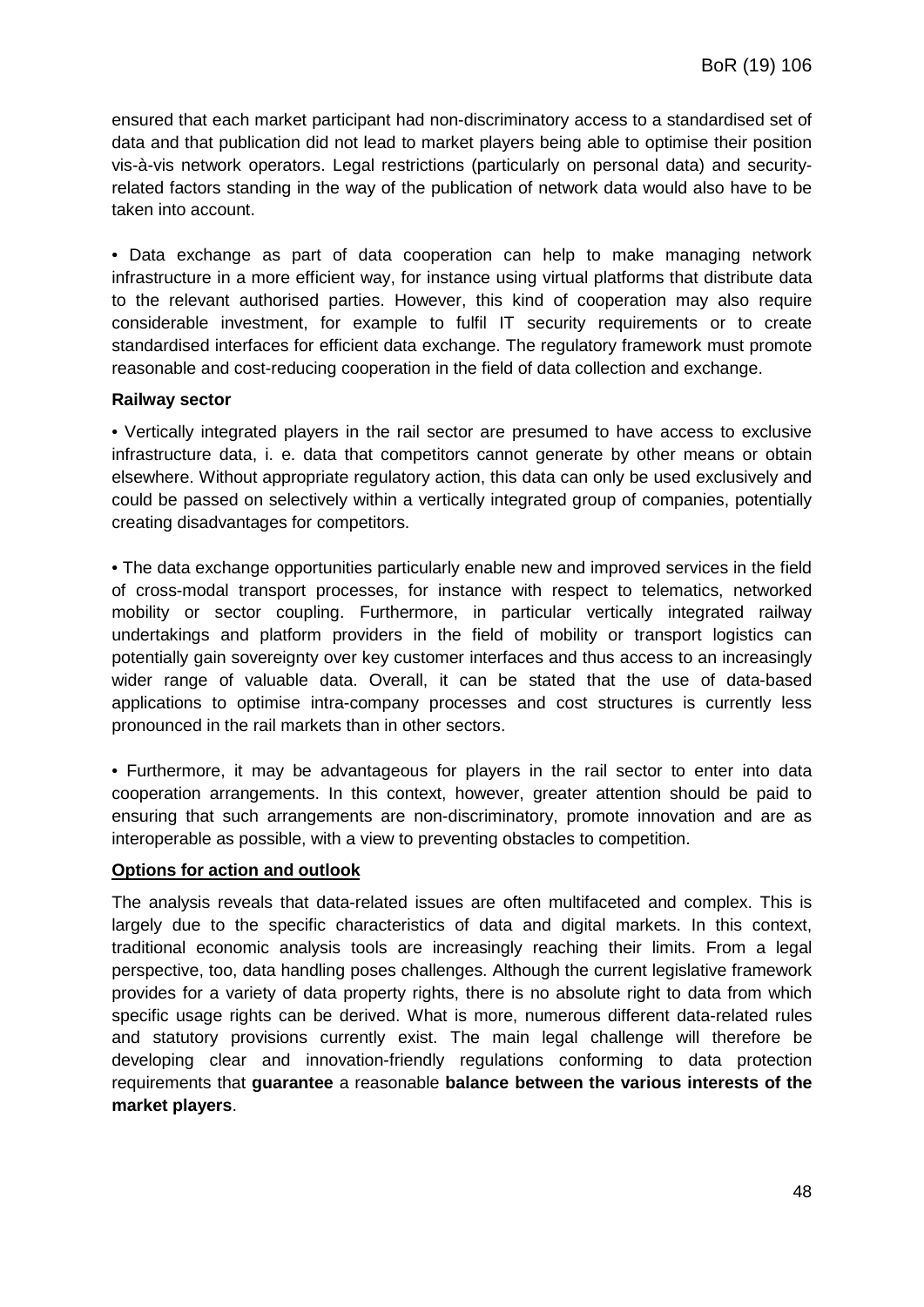ensured that each market participant had non-discriminatory access to a standardised set of data and that publication did not lead to market players being able to optimise their position vis-à-vis network operators. Legal restrictions (particularly on personal data) and security-related factors standing in the way of the publication of network data would also have to be taken into account.

• Data exchange as part of data cooperation can help to make managing network infrastructure in a more efficient way, for instance using virtual platforms that distribute data to the relevant authorised parties. However, this kind of cooperation may also require considerable investment, for example to fulfil IT security requirements or to create standardised interfaces for efficient data exchange. The regulatory framework must promote reasonable and cost-reducing cooperation in the field of data collection and exchange.

**Railway sector**

• Vertically integrated players in the rail sector are presumed to have access to exclusive infrastructure data, i. e. data that competitors cannot generate by other means or obtain elsewhere. Without appropriate regulatory action, this data can only be used exclusively and could be passed on selectively within a vertically integrated group of companies, potentially creating disadvantages for competitors.

• The data exchange opportunities particularly enable new and improved services in the field of cross-modal transport processes, for instance with respect to telematics, networked mobility or sector coupling. Furthermore, in particular vertically integrated railway undertakings and platform providers in the field of mobility or transport logistics can potentially gain sovereignty over key customer interfaces and thus access to an increasingly wider range of valuable data. Overall, it can be stated that the use of data-based applications to optimise intra-company processes and cost structures is currently less pronounced in the rail markets than in other sectors.

• Furthermore, it may be advantageous for players in the rail sector to enter into data cooperation arrangements. In this context, however, greater attention should be paid to ensuring that such arrangements are non-discriminatory, promote innovation and are as interoperable as possible, with a view to preventing obstacles to competition.

**Options for action and outlook**

The analysis reveals that data-related issues are often multifaceted and complex. This is largely due to the specific characteristics of data and digital markets. In this context, traditional economic analysis tools are increasingly reaching their limits. From a legal perspective, too, data handling poses challenges. Although the current legislative framework provides for a variety of data property rights, there is no absolute right to data from which specific usage rights can be derived. What is more, numerous different data-related rules and statutory provisions currently exist. The main legal challenge will therefore be developing clear and innovation-friendly regulations conforming to data protection requirements that **guarantee** a reasonable **balance between the various interests of the market players**.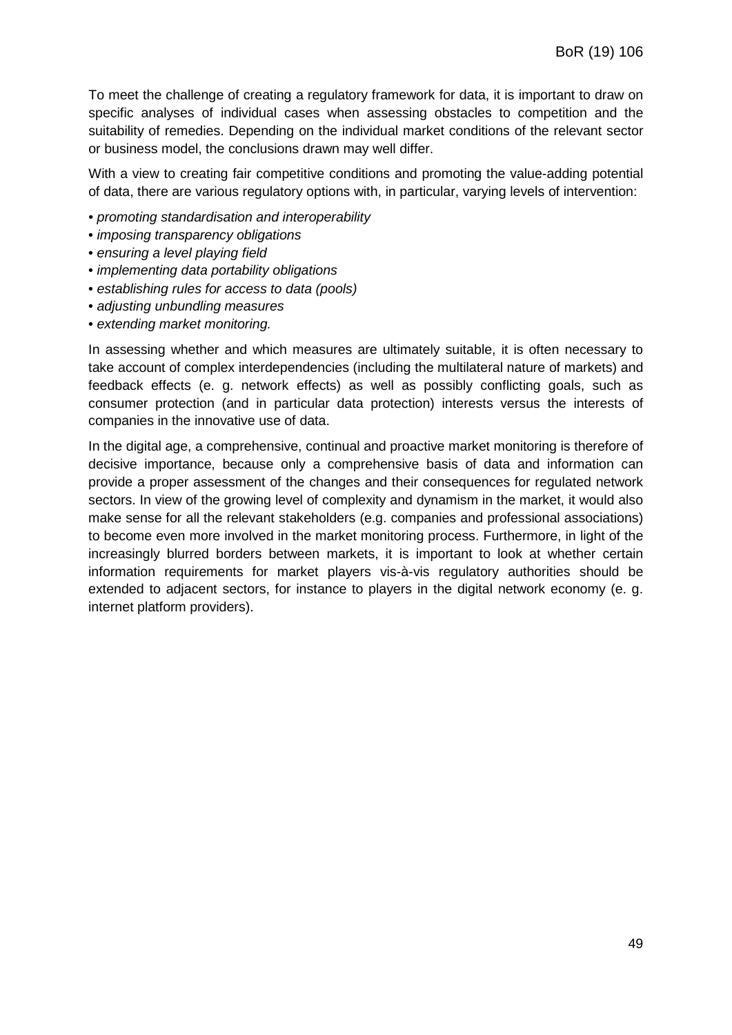To meet the challenge of creating a regulatory framework for data, it is important to draw on specific analyses of individual cases when assessing obstacles to competition and the suitability of remedies. Depending on the individual market conditions of the relevant sector or business model, the conclusions drawn may well differ.

With a view to creating fair competitive conditions and promoting the value-adding potential of data, there are various regulatory options with, in particular, varying levels of intervention:

- *promoting standardisation and interoperability*
- *imposing transparency obligations*
- *ensuring a level playing field*
- *implementing data portability obligations*
- *establishing rules for access to data (pools)*
- *adjusting unbundling measures*
- *extending market monitoring.*

In assessing whether and which measures are ultimately suitable, it is often necessary to take account of complex interdependencies (including the multilateral nature of markets) and feedback effects (e. g. network effects) as well as possibly conflicting goals, such as consumer protection (and in particular data protection) interests versus the interests of companies in the innovative use of data.

In the digital age, a comprehensive, continual and proactive market monitoring is therefore of decisive importance, because only a comprehensive basis of data and information can provide a proper assessment of the changes and their consequences for regulated network sectors. In view of the growing level of complexity and dynamism in the market, it would also make sense for all the relevant stakeholders (e.g. companies and professional associations) to become even more involved in the market monitoring process. Furthermore, in light of the increasingly blurred borders between markets, it is important to look at whether certain information requirements for market players vis-à-vis regulatory authorities should be extended to adjacent sectors, for instance to players in the digital network economy (e. g. internet platform providers).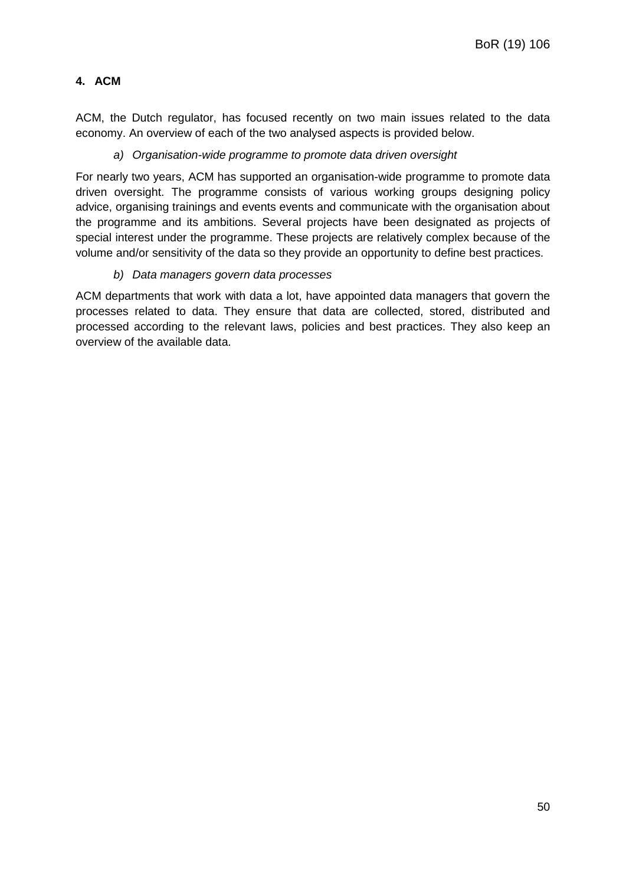## 4. ACM

ACM, the Dutch regulator, has focused recently on two main issues related to the data economy. An overview of each of the two analysed aspects is provided below.

*a) Organisation-wide programme to promote data driven oversight*

For nearly two years, ACM has supported an organisation-wide programme to promote data driven oversight. The programme consists of various working groups designing policy advice, organising trainings and events events and communicate with the organisation about the programme and its ambitions. Several projects have been designated as projects of special interest under the programme. These projects are relatively complex because of the volume and/or sensitivity of the data so they provide an opportunity to define best practices.

*b) Data managers govern data processes*

ACM departments that work with data a lot, have appointed data managers that govern the processes related to data. They ensure that data are collected, stored, distributed and processed according to the relevant laws, policies and best practices. They also keep an overview of the available data.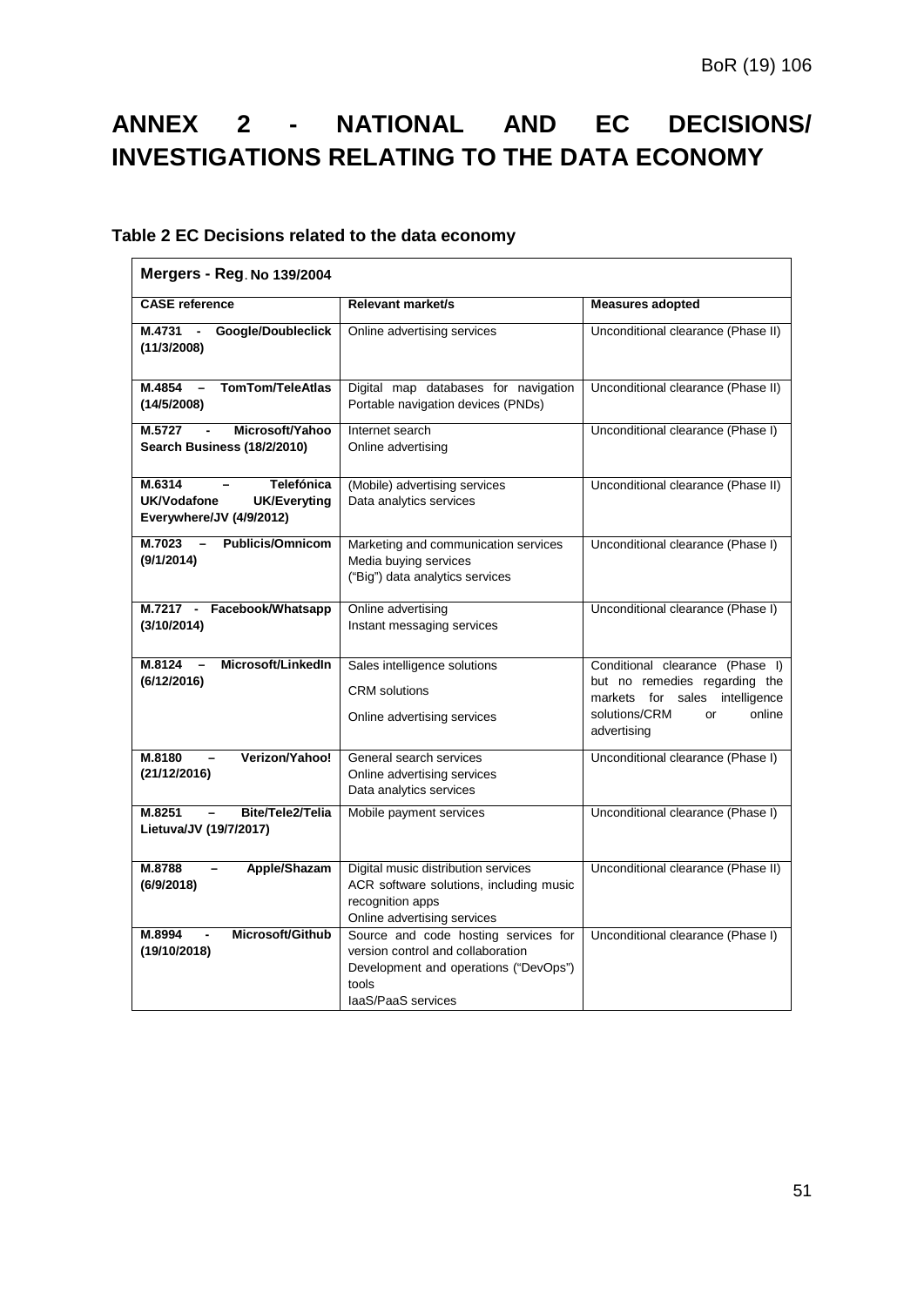# ANNEX 2 - NATIONAL AND EC DECISIONS/ INVESTIGATIONS RELATING TO THE DATA ECONOMY

### Table 2 EC Decisions related to the data economy

| Mergers - Reg. No 139/2004 | | |
|---|---|---|
| **CASE reference** | **Relevant market/s** | **Measures adopted** |
| **M.4731 - Google/Doubleclick (11/3/2008)** | Online advertising services | Unconditional clearance (Phase II) |
| **M.4854 – TomTom/TeleAtlas (14/5/2008)** | Digital map databases for navigation<br>Portable navigation devices (PNDs) | Unconditional clearance (Phase II) |
| **M.5727 - Microsoft/Yahoo Search Business (18/2/2010)** | Internet search<br>Online advertising | Unconditional clearance (Phase I) |
| **M.6314 – Telefónica UK/Vodafone UK/Everyting Everywhere/JV (4/9/2012)** | (Mobile) advertising services<br>Data analytics services | Unconditional clearance (Phase II) |
| **M.7023 – Publicis/Omnicom (9/1/2014)** | Marketing and communication services<br>Media buying services<br>("Big") data analytics services | Unconditional clearance (Phase I) |
| **M.7217 - Facebook/Whatsapp (3/10/2014)** | Online advertising<br>Instant messaging services | Unconditional clearance (Phase I) |
| **M.8124 – Microsoft/LinkedIn (6/12/2016)** | Sales intelligence solutions<br>CRM solutions<br>Online advertising services | Conditional clearance (Phase I) but no remedies regarding the markets for sales intelligence solutions/CRM or online advertising |
| **M.8180 – Verizon/Yahoo! (21/12/2016)** | General search services<br>Online advertising services<br>Data analytics services | Unconditional clearance (Phase I) |
| **M.8251 – Bite/Tele2/Telia Lietuva/JV (19/7/2017)** | Mobile payment services | Unconditional clearance (Phase I) |
| **M.8788 – Apple/Shazam (6/9/2018)** | Digital music distribution services<br>ACR software solutions, including music recognition apps<br>Online advertising services | Unconditional clearance (Phase II) |
| **M.8994 - Microsoft/Github (19/10/2018)** | Source and code hosting services for version control and collaboration<br>Development and operations ("DevOps") tools<br>IaaS/PaaS services | Unconditional clearance (Phase I) |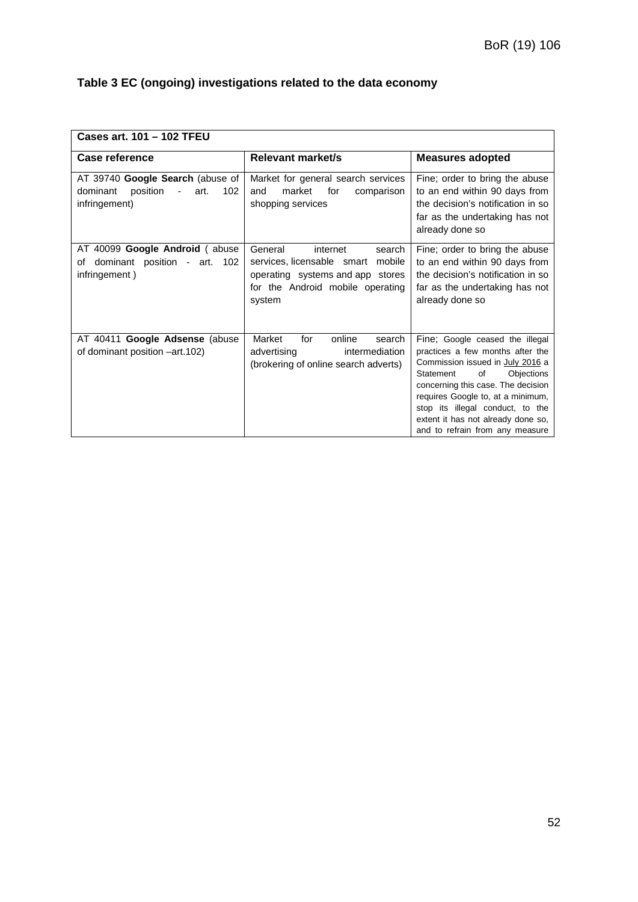**Table 3 EC (ongoing) investigations related to the data economy**

| Cases art. 101 – 102 TFEU | | |
|---|---|---|
| **Case reference** | **Relevant market/s** | **Measures adopted** |
| AT 39740 **Google Search** (abuse of dominant position - art. 102 infringement) | Market for general search services and market for comparison shopping services | Fine; order to bring the abuse to an end within 90 days from the decision's notification in so far as the undertaking has not already done so |
| AT 40099 **Google Android** ( abuse of dominant position - art. 102 infringement ) | General internet search services, licensable smart mobile operating systems and app stores for the Android mobile operating system | Fine; order to bring the abuse to an end within 90 days from the decision's notification in so far as the undertaking has not already done so |
| AT 40411 **Google Adsense** (abuse of dominant position –art.102) | Market for online search advertising intermediation (brokering of online search adverts) | Fine; Google ceased the illegal practices a few months after the Commission issued in July 2016 a Statement of Objections concerning this case. The decision requires Google to, at a minimum, stop its illegal conduct, to the extent it has not already done so, and to refrain from any measure |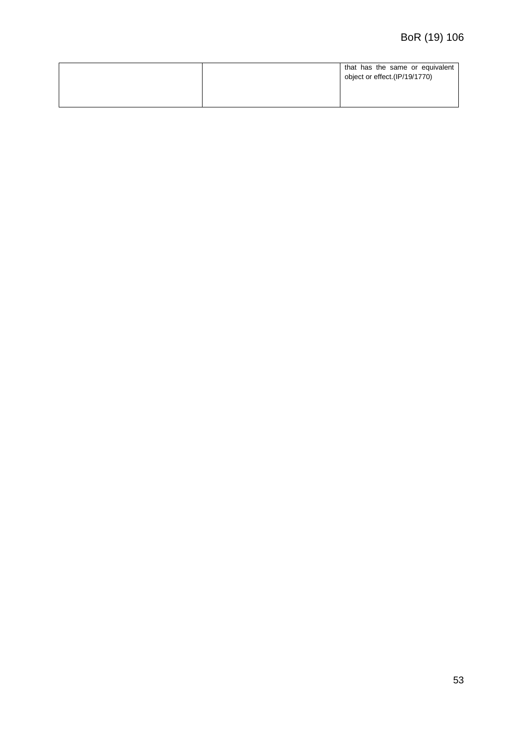|  |  | that has the same or equivalent object or effect.(IP/19/1770) |
|---|---|---|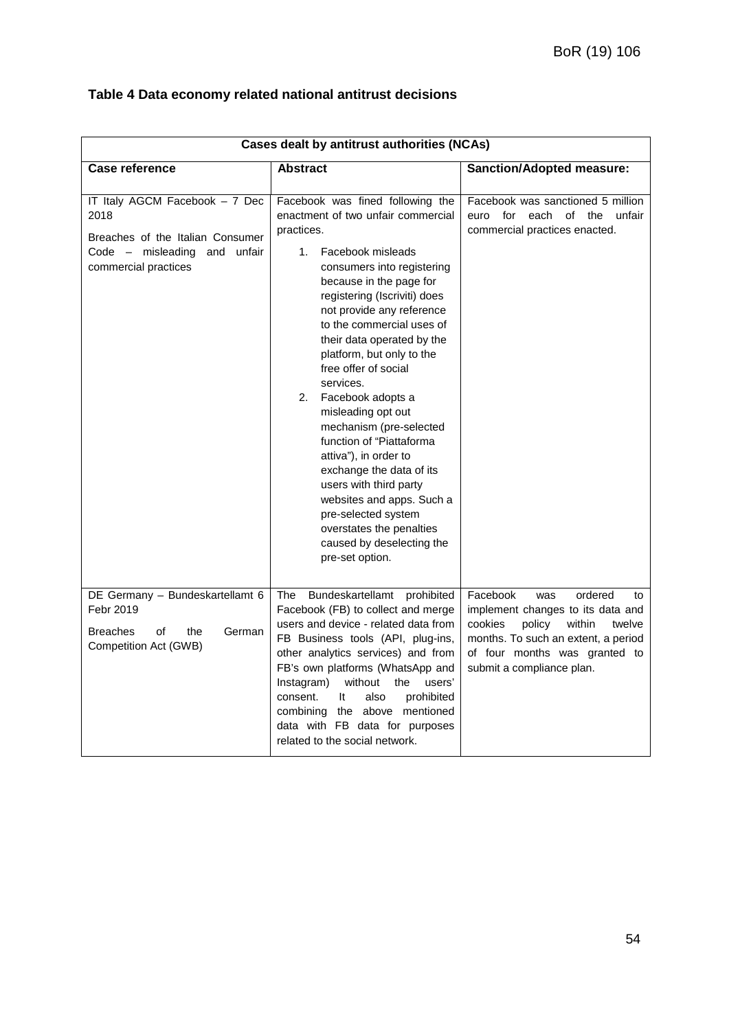**Table 4 Data economy related national antitrust decisions**

| Cases dealt by antitrust authorities (NCAs) | | |
|---|---|---|
| **Case reference** | **Abstract** | **Sanction/Adopted measure:** |
| IT Italy AGCM Facebook – 7 Dec 2018<br><br>Breaches of the Italian Consumer Code – misleading and unfair commercial practices | Facebook was fined following the enactment of two unfair commercial practices.<br><br>1. Facebook misleads consumers into registering because in the page for registering (Iscriviti) does not provide any reference to the commercial uses of their data operated by the platform, but only to the free offer of social services.<br>2. Facebook adopts a misleading opt out mechanism (pre-selected function of "Piattaforma attiva"), in order to exchange the data of its users with third party websites and apps. Such a pre-selected system overstates the penalties caused by deselecting the pre-set option. | Facebook was sanctioned 5 million euro for each of the unfair commercial practices enacted. |
| DE Germany – Bundeskartellamt 6 Febr 2019<br><br>Breaches of the German Competition Act (GWB) | The Bundeskartellamt prohibited Facebook (FB) to collect and merge users and device - related data from FB Business tools (API, plug-ins, other analytics services) and from FB's own platforms (WhatsApp and Instagram) without the users' consent. It also prohibited combining the above mentioned data with FB data for purposes related to the social network. | Facebook was ordered to implement changes to its data and cookies policy within twelve months. To such an extent, a period of four months was granted to submit a compliance plan. |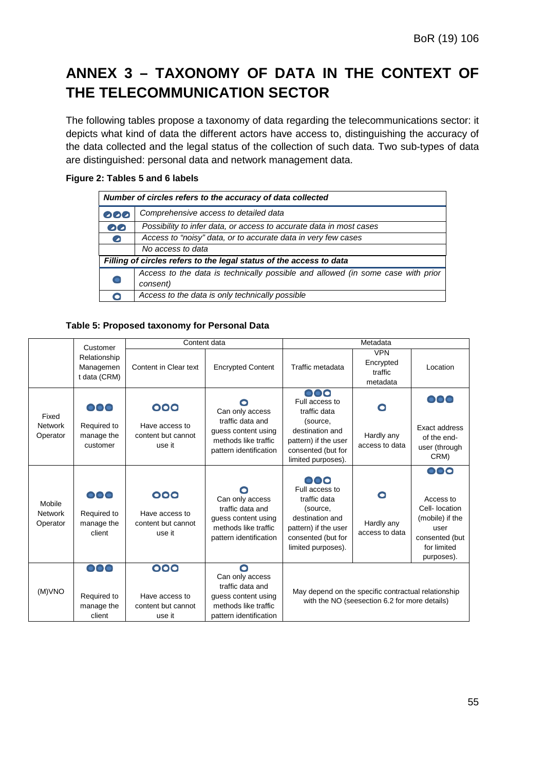# ANNEX 3 – TAXONOMY OF DATA IN THE CONTEXT OF THE TELECOMMUNICATION SECTOR

The following tables propose a taxonomy of data regarding the telecommunications sector: it depicts what kind of data the different actors have access to, distinguishing the accuracy of the data collected and the legal status of the collection of such data. Two sub-types of data are distinguished: personal data and network management data.

**Figure 2: Tables 5 and 6 labels**

| *Number of circles refers to the accuracy of data collected* | |
|---|---|
| ●●● | *Comprehensive access to detailed data* |
| ●● | *Possibility to infer data, or access to accurate data in most cases* |
| ● | *Access to "noisy" data, or to accurate data in very few cases* |
| | *No access to data* |
| ***Filling of circles refers to the legal status of the access to data*** | |
| ● | *Access to the data is technically possible and allowed (in some case with prior consent)* |
| ○ | *Access to the data is only technically possible* |

**Table 5: Proposed taxonomy for Personal Data**

| | Customer Relationship Management data (CRM) | Content data | | Metadata | | |
|---|---|---|---|---|---|---|
| | | Content in Clear text | Encrypted Content | Traffic metadata | VPN Encrypted traffic metadata | Location |
| Fixed Network Operator | ●●● Required to manage the customer | ○○○ Have access to content but cannot use it | ○ Can only access traffic data and guess content using methods like traffic pattern identification | ●●○ Full access to traffic data (source, destination and pattern) if the user consented (but for limited purposes). | ○ Hardly any access to data | ●●● Exact address of the end-user (through CRM) |
| Mobile Network Operator | ●●● Required to manage the client | ○○○ Have access to content but cannot use it | ○ Can only access traffic data and guess content using methods like traffic pattern identification | ●●○ Full access to traffic data (source, destination and pattern) if the user consented (but for limited purposes). | ○ Hardly any access to data | ●●○ Access to Cell- location (mobile) if the user consented (but for limited purposes). |
| (M)VNO | ●●● Required to manage the client | ○○○ Have access to content but cannot use it | ○ Can only access traffic data and guess content using methods like traffic pattern identification | May depend on the specific contractual relationship with the NO (seesection 6.2 for more details) | | |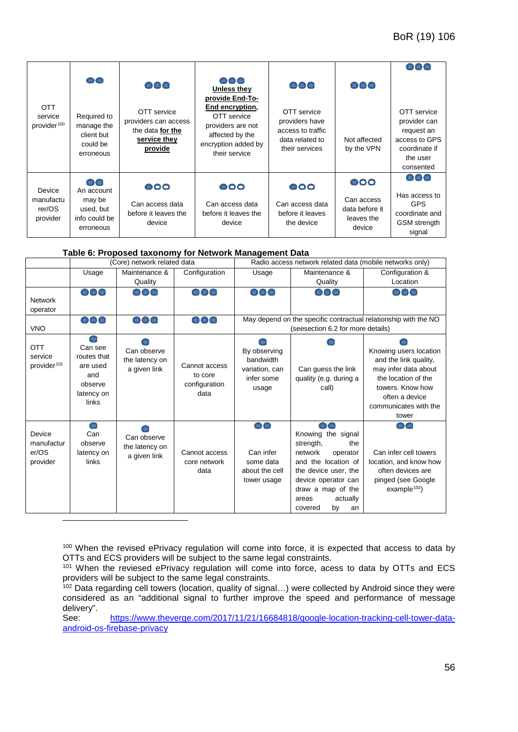| | | | | | | |
|---|---|---|---|---|---|---|
| OTT service provider[100] | Required to manage the client but could be erroneous | OTT service providers can access the data **for the service they provide** | **Unless they provide End-To-End encryption,** OTT service providers are not affected by the encryption added by their service | OTT service providers have access to traffic data related to their services | Not affected by the VPN | OTT service provider can request an access to GPS coordinate if the user consented |
| Device manufacturer/OS provider | An account may be used, but info could be erroneous | Can access data before it leaves the device | Can access data before it leaves the device | Can access data before it leaves the device | Can access data before it leaves the device | Has access to GPS coordinate and GSM strength signal |

**Table 6: Proposed taxonomy for Network Management Data**

| | (Core) network related data | | | Radio access network related data (mobile networks only) | | |
|---|---|---|---|---|---|---|
| | Usage | Maintenance & Quality | Configuration | Usage | Maintenance & Quality | Configuration & Location |
| Network operator | | | | | | |
| VNO | | | | May depend on the specific contractual relationship with the NO (seesection 6.2 for more details) | | |
| OTT service provider[101] | Can see routes that are used and observe latency on links | Can observe the latency on a given link | Cannot access to core configuration data | By observing bandwidth variation, can infer some usage | Can guess the link quality (e.g. during a call) | Knowing users location and the link quality, may infer data about the location of the towers. Know how often a device communicates with the tower |
| Device manufacturer/OS provider | Can observe latency on links | Can observe the latency on a given link | Cannot access core network data | Can infer some data about the cell tower usage | Knowing the signal strength, the network operator and the location of the device user, the device operator can draw a map of the areas actually covered by an | Can infer cell towers location, and know how often devices are pinged (see Google example[102]) |

[100] When the revised ePrivacy regulation will come into force, it is expected that access to data by OTTs and ECS providers will be subject to the same legal constraints.

[101] When the reviesed ePrivacy regulation will come into force, acess to data by OTTs and ECS providers will be subject to the same legal constraints.

[102] Data regarding cell towers (location, quality of signal…) were collected by Android since they were considered as an "additional signal to further improve the speed and performance of message delivery".
See: https://www.theverge.com/2017/11/21/16684818/google-location-tracking-cell-tower-data-android-os-firebase-privacy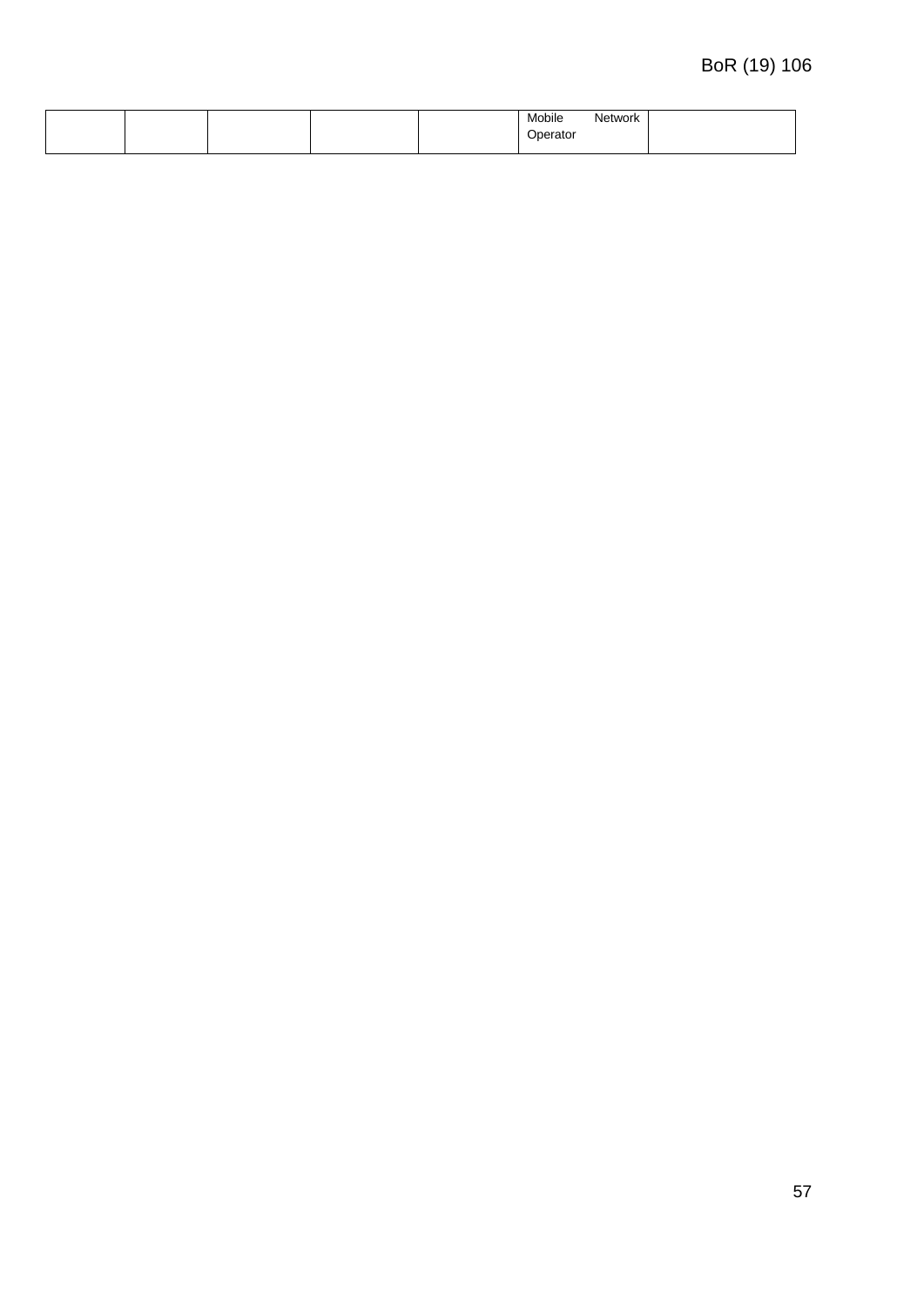| | | | | | | |
|---|---|---|---|---|---|---|
| | | | | | Mobile Network Operator | |